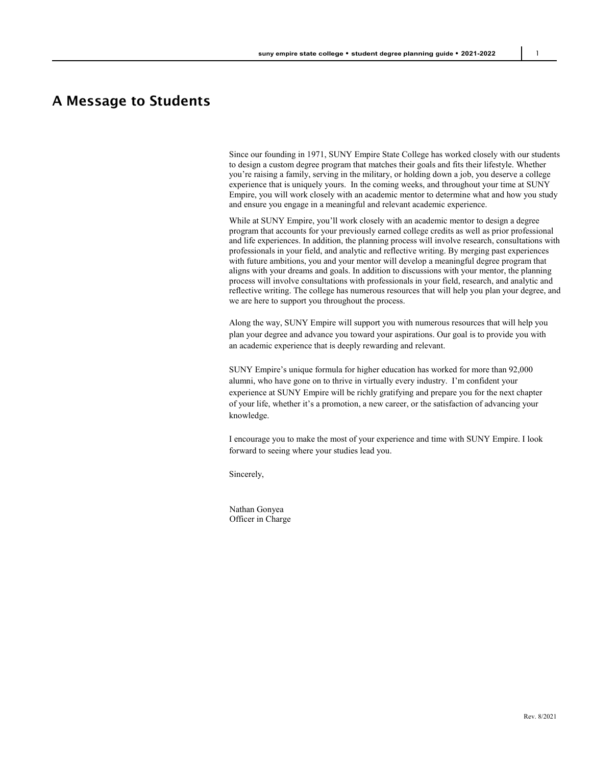# A Message to Students

Since our founding in 1971, SUNY Empire State College has worked closely with our students to design a custom degree program that matches their goals and fits their lifestyle. Whether you're raising a family, serving in the military, or holding down a job, you deserve a college experience that is uniquely yours. In the coming weeks, and throughout your time at SUNY Empire, you will work closely with an academic mentor to determine what and how you study and ensure you engage in a meaningful and relevant academic experience.

While at SUNY Empire, you'll work closely with an academic mentor to design a degree program that accounts for your previously earned college credits as well as prior professional and life experiences. In addition, the planning process will involve research, consultations with professionals in your field, and analytic and reflective writing. By merging past experiences with future ambitions, you and your mentor will develop a meaningful degree program that aligns with your dreams and goals. In addition to discussions with your mentor, the planning process will involve consultations with professionals in your field, research, and analytic and reflective writing. The college has numerous resources that will help you plan your degree, and we are here to support you throughout the process.

Along the way, SUNY Empire will support you with numerous resources that will help you plan your degree and advance you toward your aspirations. Our goal is to provide you with an academic experience that is deeply rewarding and relevant.

SUNY Empire's unique formula for higher education has worked for more than 92,000 alumni, who have gone on to thrive in virtually every industry. I'm confident your experience at SUNY Empire will be richly gratifying and prepare you for the next chapter of your life, whether it's a promotion, a new career, or the satisfaction of advancing your knowledge.

I encourage you to make the most of your experience and time with SUNY Empire. I look forward to seeing where your studies lead you.

Sincerely,

Nathan Gonyea
Officer in Charge

Rev. 8/2021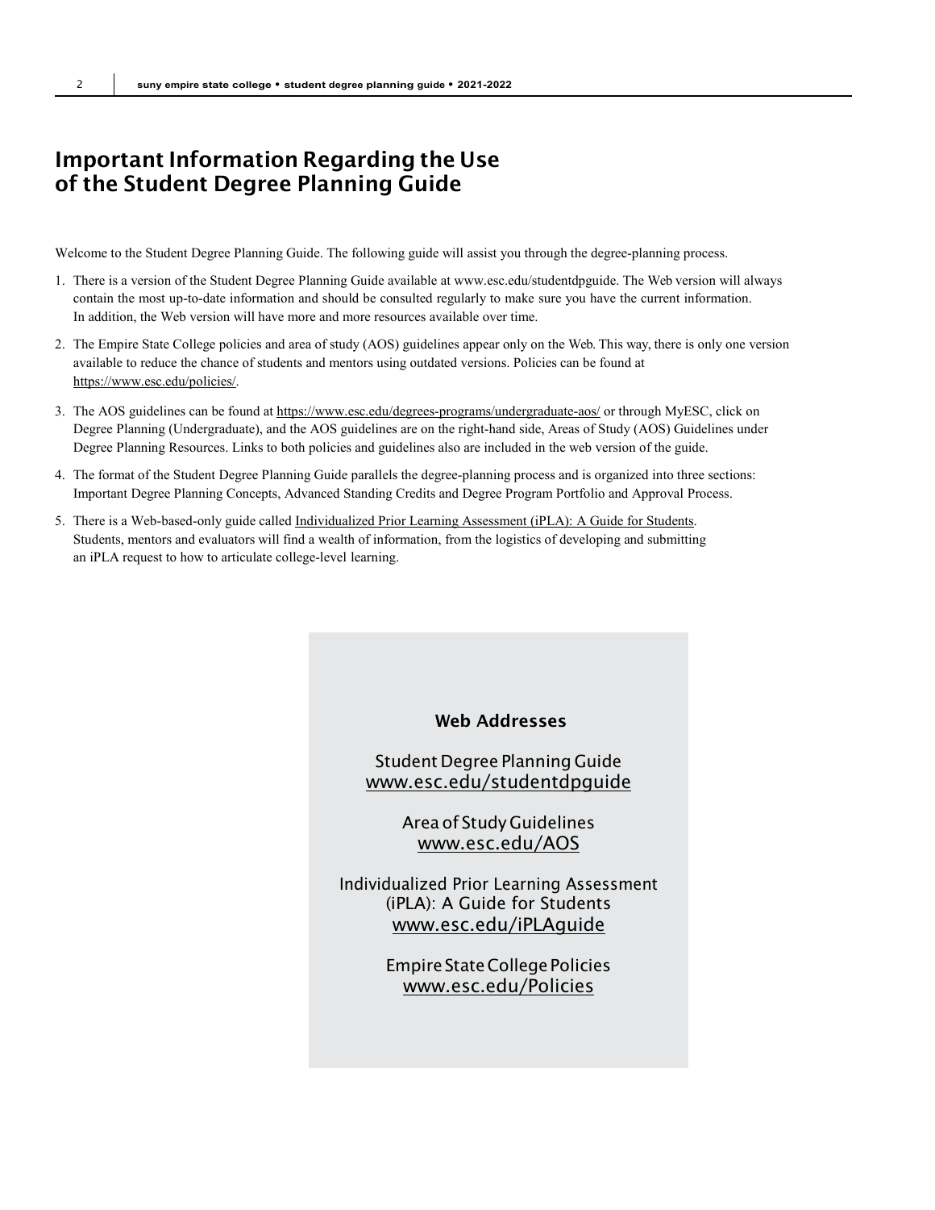# Important Information Regarding the Use of the Student Degree Planning Guide

Welcome to the Student Degree Planning Guide. The following guide will assist you through the degree-planning process.

1. There is a version of the Student Degree Planning Guide available at www.esc.edu/studentdpguide. The Web version will always contain the most up-to-date information and should be consulted regularly to make sure you have the current information. In addition, the Web version will have more and more resources available over time.
2. The Empire State College policies and area of study (AOS) guidelines appear only on the Web. This way, there is only one version available to reduce the chance of students and mentors using outdated versions. Policies can be found at https://www.esc.edu/policies/.
3. The AOS guidelines can be found at https://www.esc.edu/degrees-programs/undergraduate-aos/ or through MyESC, click on Degree Planning (Undergraduate), and the AOS guidelines are on the right-hand side, Areas of Study (AOS) Guidelines under Degree Planning Resources. Links to both policies and guidelines also are included in the web version of the guide.
4. The format of the Student Degree Planning Guide parallels the degree-planning process and is organized into three sections: Important Degree Planning Concepts, Advanced Standing Credits and Degree Program Portfolio and Approval Process.
5. There is a Web-based-only guide called Individualized Prior Learning Assessment (iPLA): A Guide for Students. Students, mentors and evaluators will find a wealth of information, from the logistics of developing and submitting an iPLA request to how to articulate college-level learning.

**Web Addresses**

Student Degree Planning Guide
www.esc.edu/studentdpguide

Area of Study Guidelines
www.esc.edu/AOS

Individualized Prior Learning Assessment (iPLA): A Guide for Students
www.esc.edu/iPLAguide

Empire State College Policies
www.esc.edu/Policies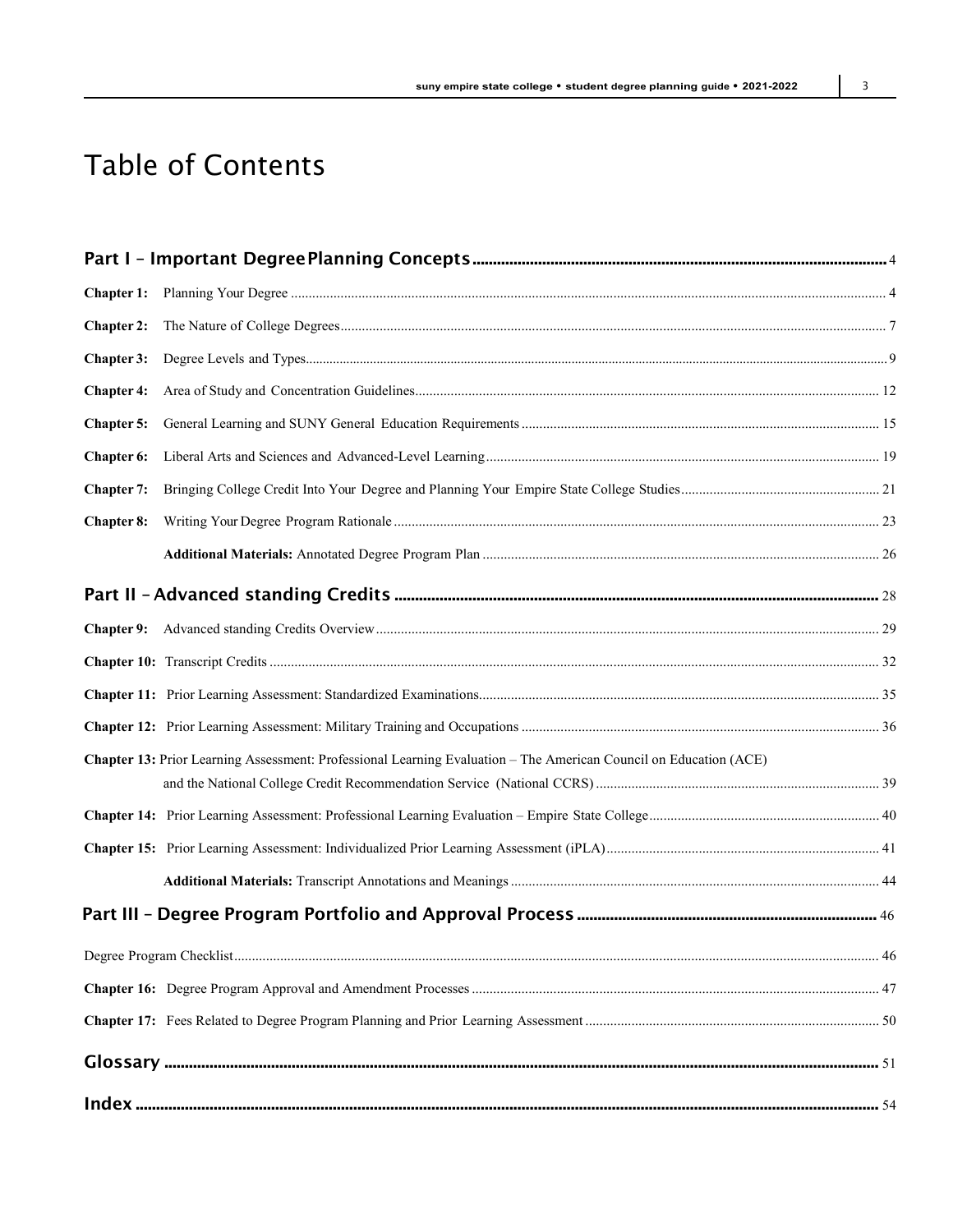# Table of Contents

**Part I – Important Degree Planning Concepts** ..... 4

**Chapter 1:** Planning Your Degree ..... 4

**Chapter 2:** The Nature of College Degrees ..... 7

**Chapter 3:** Degree Levels and Types ..... 9

**Chapter 4:** Area of Study and Concentration Guidelines ..... 12

**Chapter 5:** General Learning and SUNY General Education Requirements ..... 15

**Chapter 6:** Liberal Arts and Sciences and Advanced-Level Learning ..... 19

**Chapter 7:** Bringing College Credit Into Your Degree and Planning Your Empire State College Studies ..... 21

**Chapter 8:** Writing Your Degree Program Rationale ..... 23

**Additional Materials:** Annotated Degree Program Plan ..... 26

**Part II – Advanced standing Credits** ..... 28

**Chapter 9:** Advanced standing Credits Overview ..... 29

**Chapter 10:** Transcript Credits ..... 32

**Chapter 11:** Prior Learning Assessment: Standardized Examinations ..... 35

**Chapter 12:** Prior Learning Assessment: Military Training and Occupations ..... 36

**Chapter 13:** Prior Learning Assessment: Professional Learning Evaluation – The American Council on Education (ACE) and the National College Credit Recommendation Service (National CCRS) ..... 39

**Chapter 14:** Prior Learning Assessment: Professional Learning Evaluation – Empire State College ..... 40

**Chapter 15:** Prior Learning Assessment: Individualized Prior Learning Assessment (iPLA) ..... 41

**Additional Materials:** Transcript Annotations and Meanings ..... 44

**Part III – Degree Program Portfolio and Approval Process** ..... 46

Degree Program Checklist ..... 46

**Chapter 16:** Degree Program Approval and Amendment Processes ..... 47

**Chapter 17:** Fees Related to Degree Program Planning and Prior Learning Assessment ..... 50

**Glossary** ..... 51

**Index** ..... 54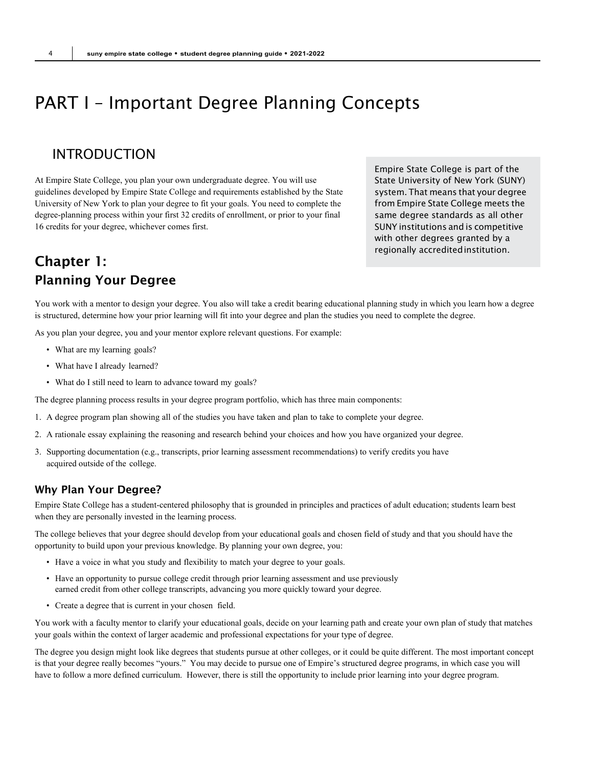# PART I – Important Degree Planning Concepts

## INTRODUCTION

At Empire State College, you plan your own undergraduate degree. You will use guidelines developed by Empire State College and requirements established by the State University of New York to plan your degree to fit your goals. You need to complete the degree-planning process within your first 32 credits of enrollment, or prior to your final 16 credits for your degree, whichever comes first.

Empire State College is part of the State University of New York (SUNY) system. That means that your degree from Empire State College meets the same degree standards as all other SUNY institutions and is competitive with other degrees granted by a regionally accredited institution.

## Chapter 1: Planning Your Degree

You work with a mentor to design your degree. You also will take a credit bearing educational planning study in which you learn how a degree is structured, determine how your prior learning will fit into your degree and plan the studies you need to complete the degree.

As you plan your degree, you and your mentor explore relevant questions. For example:

- What are my learning goals?
- What have I already learned?
- What do I still need to learn to advance toward my goals?

The degree planning process results in your degree program portfolio, which has three main components:

1. A degree program plan showing all of the studies you have taken and plan to take to complete your degree.
2. A rationale essay explaining the reasoning and research behind your choices and how you have organized your degree.
3. Supporting documentation (e.g., transcripts, prior learning assessment recommendations) to verify credits you have acquired outside of the college.

### Why Plan Your Degree?

Empire State College has a student-centered philosophy that is grounded in principles and practices of adult education; students learn best when they are personally invested in the learning process.

The college believes that your degree should develop from your educational goals and chosen field of study and that you should have the opportunity to build upon your previous knowledge. By planning your own degree, you:

- Have a voice in what you study and flexibility to match your degree to your goals.
- Have an opportunity to pursue college credit through prior learning assessment and use previously earned credit from other college transcripts, advancing you more quickly toward your degree.
- Create a degree that is current in your chosen field.

You work with a faculty mentor to clarify your educational goals, decide on your learning path and create your own plan of study that matches your goals within the context of larger academic and professional expectations for your type of degree.

The degree you design might look like degrees that students pursue at other colleges, or it could be quite different. The most important concept is that your degree really becomes "yours." You may decide to pursue one of Empire's structured degree programs, in which case you will have to follow a more defined curriculum. However, there is still the opportunity to include prior learning into your degree program.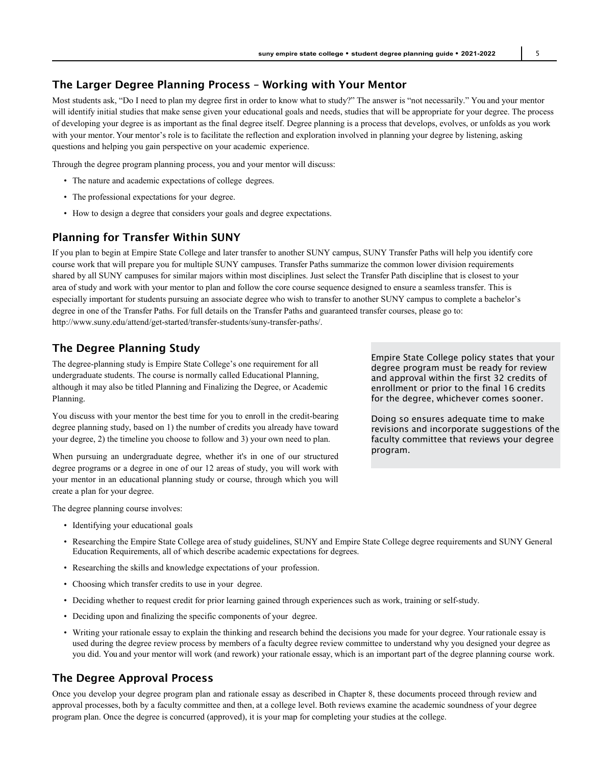## The Larger Degree Planning Process – Working with Your Mentor

Most students ask, "Do I need to plan my degree first in order to know what to study?" The answer is "not necessarily." You and your mentor will identify initial studies that make sense given your educational goals and needs, studies that will be appropriate for your degree. The process of developing your degree is as important as the final degree itself. Degree planning is a process that develops, evolves, or unfolds as you work with your mentor. Your mentor's role is to facilitate the reflection and exploration involved in planning your degree by listening, asking questions and helping you gain perspective on your academic experience.

Through the degree program planning process, you and your mentor will discuss:

- The nature and academic expectations of college degrees.
- The professional expectations for your degree.
- How to design a degree that considers your goals and degree expectations.

## Planning for Transfer Within SUNY

If you plan to begin at Empire State College and later transfer to another SUNY campus, SUNY Transfer Paths will help you identify core course work that will prepare you for multiple SUNY campuses. Transfer Paths summarize the common lower division requirements shared by all SUNY campuses for similar majors within most disciplines. Just select the Transfer Path discipline that is closest to your area of study and work with your mentor to plan and follow the core course sequence designed to ensure a seamless transfer. This is especially important for students pursuing an associate degree who wish to transfer to another SUNY campus to complete a bachelor's degree in one of the Transfer Paths. For full details on the Transfer Paths and guaranteed transfer courses, please go to: http://www.suny.edu/attend/get-started/transfer-students/suny-transfer-paths/.

## The Degree Planning Study

The degree-planning study is Empire State College's one requirement for all undergraduate students. The course is normally called Educational Planning, although it may also be titled Planning and Finalizing the Degree, or Academic Planning.

You discuss with your mentor the best time for you to enroll in the credit-bearing degree planning study, based on 1) the number of credits you already have toward your degree, 2) the timeline you choose to follow and 3) your own need to plan.

When pursuing an undergraduate degree, whether it's in one of our structured degree programs or a degree in one of our 12 areas of study, you will work with your mentor in an educational planning study or course, through which you will create a plan for your degree.

> Empire State College policy states that your degree program must be ready for review and approval within the first 32 credits of enrollment or prior to the final 16 credits for the degree, whichever comes sooner.
>
> Doing so ensures adequate time to make revisions and incorporate suggestions of the faculty committee that reviews your degree program.

The degree planning course involves:

- Identifying your educational goals
- Researching the Empire State College area of study guidelines, SUNY and Empire State College degree requirements and SUNY General Education Requirements, all of which describe academic expectations for degrees.
- Researching the skills and knowledge expectations of your profession.
- Choosing which transfer credits to use in your degree.
- Deciding whether to request credit for prior learning gained through experiences such as work, training or self-study.
- Deciding upon and finalizing the specific components of your degree.
- Writing your rationale essay to explain the thinking and research behind the decisions you made for your degree. Your rationale essay is used during the degree review process by members of a faculty degree review committee to understand why you designed your degree as you did. You and your mentor will work (and rework) your rationale essay, which is an important part of the degree planning course work.

## The Degree Approval Process

Once you develop your degree program plan and rationale essay as described in Chapter 8, these documents proceed through review and approval processes, both by a faculty committee and then, at a college level. Both reviews examine the academic soundness of your degree program plan. Once the degree is concurred (approved), it is your map for completing your studies at the college.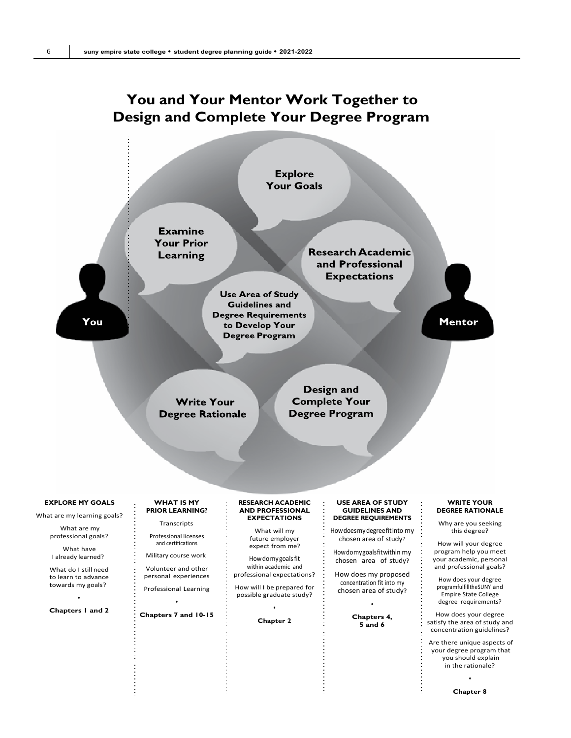# You and Your Mentor Work Together to Design and Complete Your Degree Program

Explore Your Goals

Examine Your Prior Learning

Research Academic and Professional Expectations

Use Area of Study Guidelines and Degree Requirements to Develop Your Degree Program

You

Mentor

Write Your Degree Rationale

Design and Complete Your Degree Program

### EXPLORE MY GOALS

What are my learning goals?

What are my professional goals?

What have I already learned?

What do I still need to learn to advance towards my goals?

•

**Chapters 1 and 2**

### WHAT IS MY PRIOR LEARNING?

Transcripts

Professional licenses and certifications

Military course work

Volunteer and other personal experiences

Professional Learning

•

**Chapters 7 and 10-15**

### RESEARCH ACADEMIC AND PROFESSIONAL EXPECTATIONS

What will my future employer expect from me?

How do my goals fit within academic and professional expectations?

How will I be prepared for possible graduate study?

•

**Chapter 2**

### USE AREA OF STUDY GUIDELINES AND DEGREE REQUIREMENTS

How does my degree fit into my chosen area of study?

How do my goals fit within my chosen area of study?

How does my proposed concentration fit into my chosen area of study?

•

**Chapters 4, 5 and 6**

### WRITE YOUR DEGREE RATIONALE

Why are you seeking this degree?

How will your degree program help you meet your academic, personal and professional goals?

How does your degree program fulfill the SUNY and Empire State College degree requirements?

How does your degree satisfy the area of study and concentration guidelines?

Are there unique aspects of your degree program that you should explain in the rationale?

•

**Chapter 8**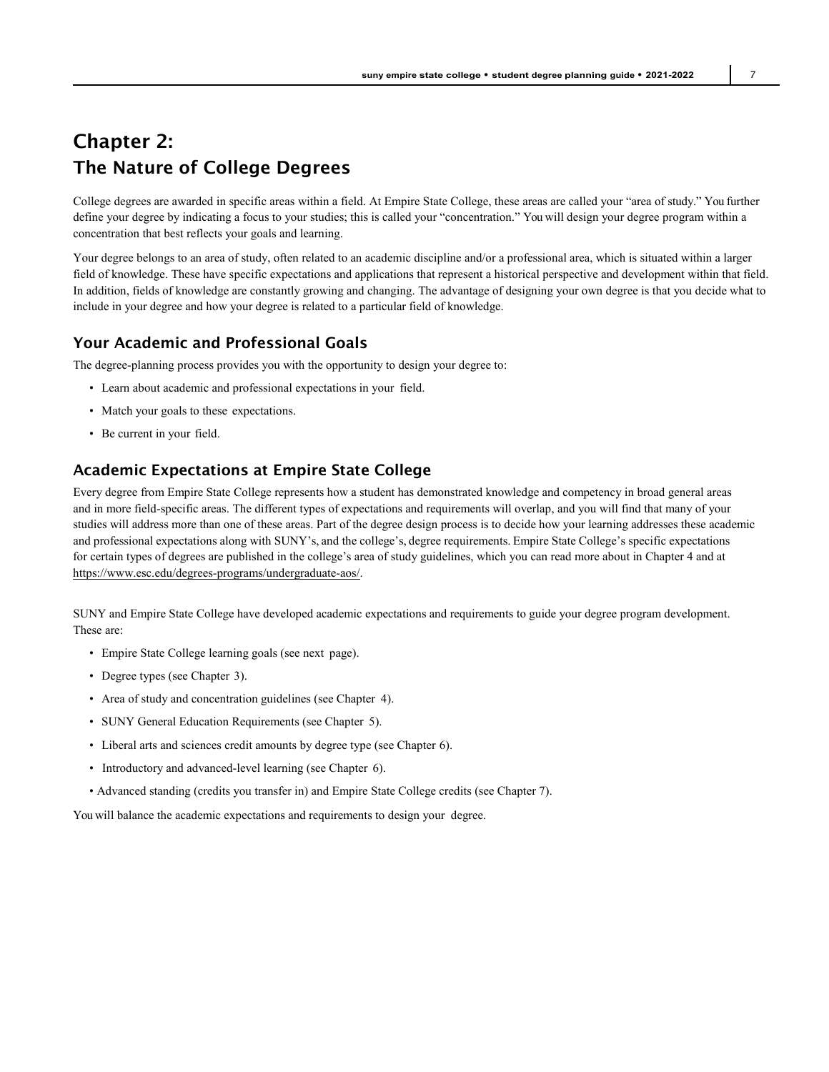# Chapter 2: The Nature of College Degrees

College degrees are awarded in specific areas within a field. At Empire State College, these areas are called your "area of study." You further define your degree by indicating a focus to your studies; this is called your "concentration." You will design your degree program within a concentration that best reflects your goals and learning.

Your degree belongs to an area of study, often related to an academic discipline and/or a professional area, which is situated within a larger field of knowledge. These have specific expectations and applications that represent a historical perspective and development within that field. In addition, fields of knowledge are constantly growing and changing. The advantage of designing your own degree is that you decide what to include in your degree and how your degree is related to a particular field of knowledge.

## Your Academic and Professional Goals

The degree-planning process provides you with the opportunity to design your degree to:

- Learn about academic and professional expectations in your field.
- Match your goals to these expectations.
- Be current in your field.

## Academic Expectations at Empire State College

Every degree from Empire State College represents how a student has demonstrated knowledge and competency in broad general areas and in more field-specific areas. The different types of expectations and requirements will overlap, and you will find that many of your studies will address more than one of these areas. Part of the degree design process is to decide how your learning addresses these academic and professional expectations along with SUNY's, and the college's, degree requirements. Empire State College's specific expectations for certain types of degrees are published in the college's area of study guidelines, which you can read more about in Chapter 4 and at https://www.esc.edu/degrees-programs/undergraduate-aos/.

SUNY and Empire State College have developed academic expectations and requirements to guide your degree program development. These are:

- Empire State College learning goals (see next page).
- Degree types (see Chapter 3).
- Area of study and concentration guidelines (see Chapter 4).
- SUNY General Education Requirements (see Chapter 5).
- Liberal arts and sciences credit amounts by degree type (see Chapter 6).
- Introductory and advanced-level learning (see Chapter 6).
- Advanced standing (credits you transfer in) and Empire State College credits (see Chapter 7).

You will balance the academic expectations and requirements to design your degree.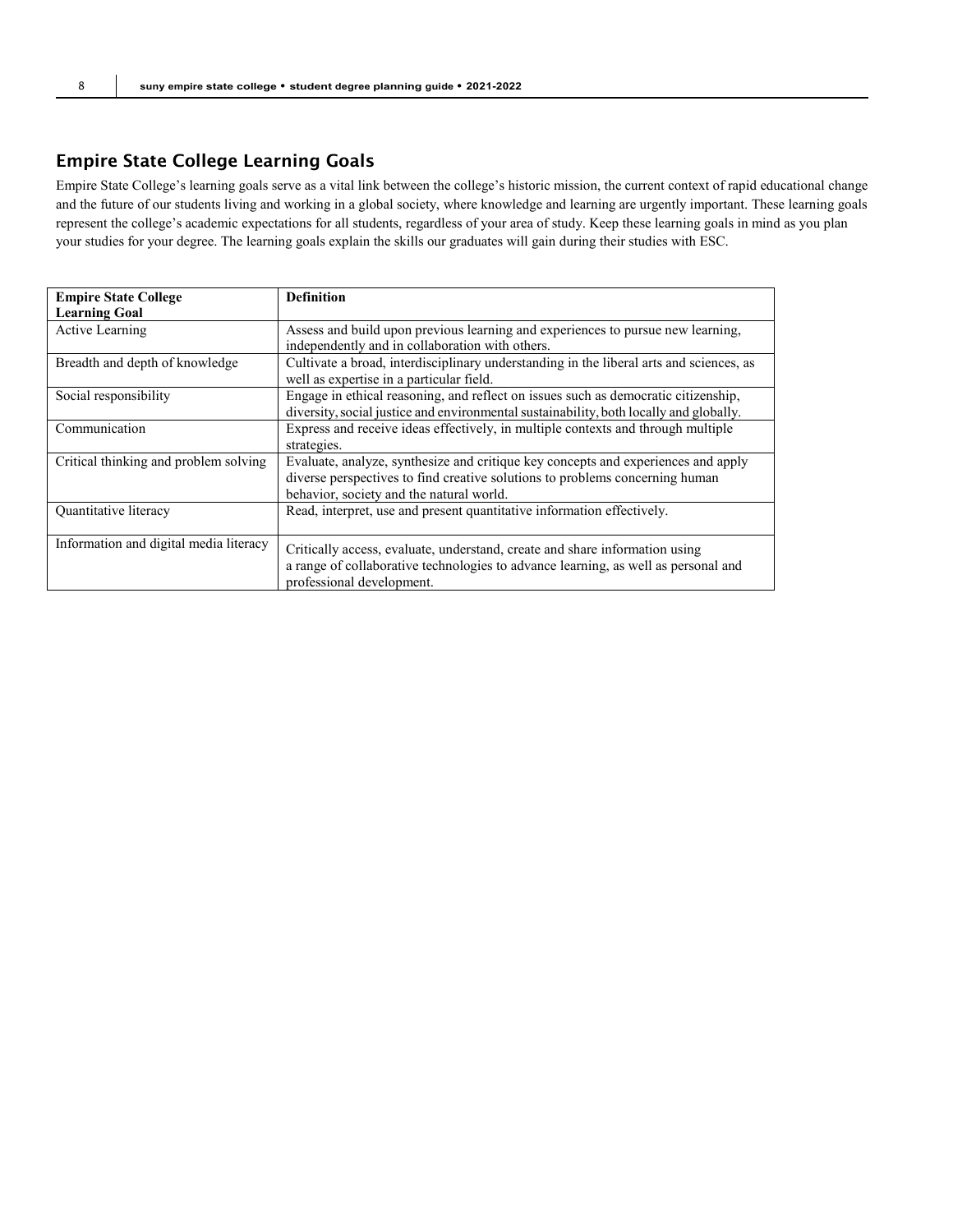## Empire State College Learning Goals

Empire State College's learning goals serve as a vital link between the college's historic mission, the current context of rapid educational change and the future of our students living and working in a global society, where knowledge and learning are urgently important. These learning goals represent the college's academic expectations for all students, regardless of your area of study. Keep these learning goals in mind as you plan your studies for your degree. The learning goals explain the skills our graduates will gain during their studies with ESC.

| **Empire State College Learning Goal** | **Definition** |
|---|---|
| Active Learning | Assess and build upon previous learning and experiences to pursue new learning, independently and in collaboration with others. |
| Breadth and depth of knowledge | Cultivate a broad, interdisciplinary understanding in the liberal arts and sciences, as well as expertise in a particular field. |
| Social responsibility | Engage in ethical reasoning, and reflect on issues such as democratic citizenship, diversity, social justice and environmental sustainability, both locally and globally. |
| Communication | Express and receive ideas effectively, in multiple contexts and through multiple strategies. |
| Critical thinking and problem solving | Evaluate, analyze, synthesize and critique key concepts and experiences and apply diverse perspectives to find creative solutions to problems concerning human behavior, society and the natural world. |
| Quantitative literacy | Read, interpret, use and present quantitative information effectively. |
| Information and digital media literacy | Critically access, evaluate, understand, create and share information using a range of collaborative technologies to advance learning, as well as personal and professional development. |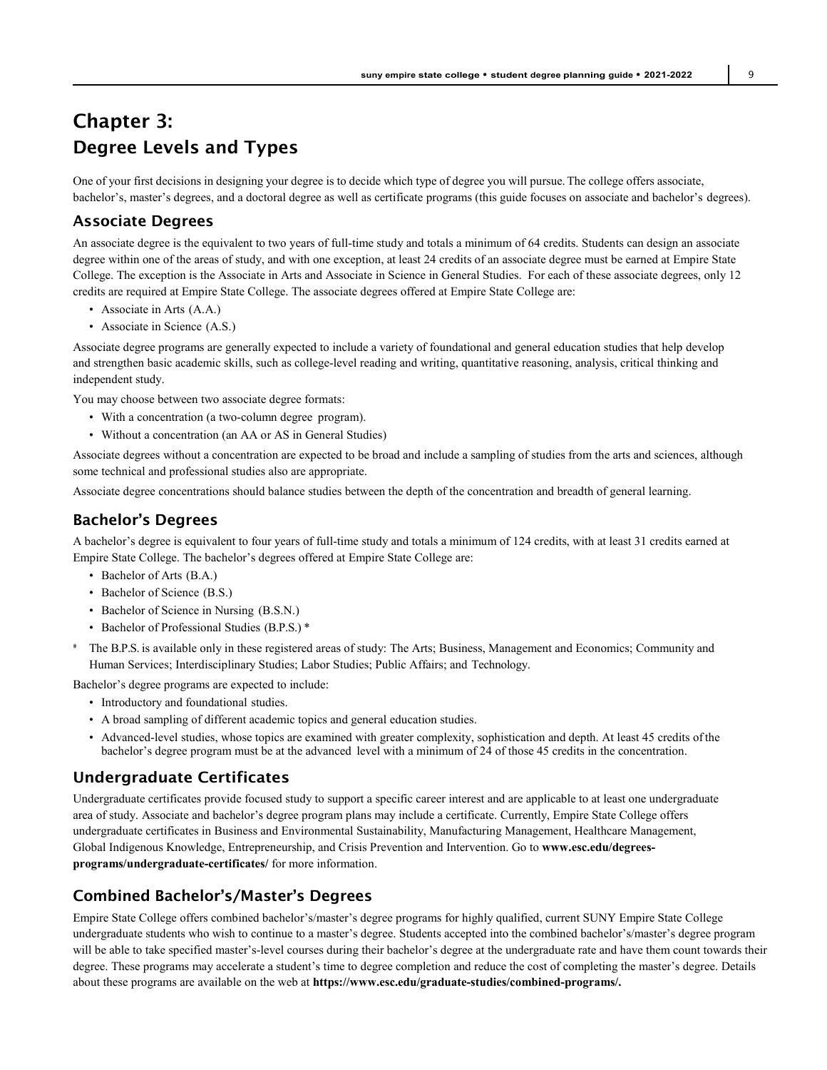# Chapter 3:
# Degree Levels and Types

One of your first decisions in designing your degree is to decide which type of degree you will pursue. The college offers associate, bachelor's, master's degrees, and a doctoral degree as well as certificate programs (this guide focuses on associate and bachelor's degrees).

## Associate Degrees

An associate degree is the equivalent to two years of full-time study and totals a minimum of 64 credits. Students can design an associate degree within one of the areas of study, and with one exception, at least 24 credits of an associate degree must be earned at Empire State College. The exception is the Associate in Arts and Associate in Science in General Studies. For each of these associate degrees, only 12 credits are required at Empire State College. The associate degrees offered at Empire State College are:

- Associate in Arts (A.A.)
- Associate in Science (A.S.)

Associate degree programs are generally expected to include a variety of foundational and general education studies that help develop and strengthen basic academic skills, such as college-level reading and writing, quantitative reasoning, analysis, critical thinking and independent study.

You may choose between two associate degree formats:

- With a concentration (a two-column degree program).
- Without a concentration (an AA or AS in General Studies)

Associate degrees without a concentration are expected to be broad and include a sampling of studies from the arts and sciences, although some technical and professional studies also are appropriate.

Associate degree concentrations should balance studies between the depth of the concentration and breadth of general learning.

## Bachelor's Degrees

A bachelor's degree is equivalent to four years of full-time study and totals a minimum of 124 credits, with at least 31 credits earned at Empire State College. The bachelor's degrees offered at Empire State College are:

- Bachelor of Arts (B.A.)
- Bachelor of Science (B.S.)
- Bachelor of Science in Nursing (B.S.N.)
- Bachelor of Professional Studies (B.P.S.) *

\* The B.P.S. is available only in these registered areas of study: The Arts; Business, Management and Economics; Community and Human Services; Interdisciplinary Studies; Labor Studies; Public Affairs; and Technology.

Bachelor's degree programs are expected to include:

- Introductory and foundational studies.
- A broad sampling of different academic topics and general education studies.
- Advanced-level studies, whose topics are examined with greater complexity, sophistication and depth. At least 45 credits of the bachelor's degree program must be at the advanced level with a minimum of 24 of those 45 credits in the concentration.

## Undergraduate Certificates

Undergraduate certificates provide focused study to support a specific career interest and are applicable to at least one undergraduate area of study. Associate and bachelor's degree program plans may include a certificate. Currently, Empire State College offers undergraduate certificates in Business and Environmental Sustainability, Manufacturing Management, Healthcare Management, Global Indigenous Knowledge, Entrepreneurship, and Crisis Prevention and Intervention. Go to **www.esc.edu/degrees-programs/undergraduate-certificates/** for more information.

## Combined Bachelor's/Master's Degrees

Empire State College offers combined bachelor's/master's degree programs for highly qualified, current SUNY Empire State College undergraduate students who wish to continue to a master's degree. Students accepted into the combined bachelor's/master's degree program will be able to take specified master's-level courses during their bachelor's degree at the undergraduate rate and have them count towards their degree. These programs may accelerate a student's time to degree completion and reduce the cost of completing the master's degree. Details about these programs are available on the web at **https://www.esc.edu/graduate-studies/combined-programs/.**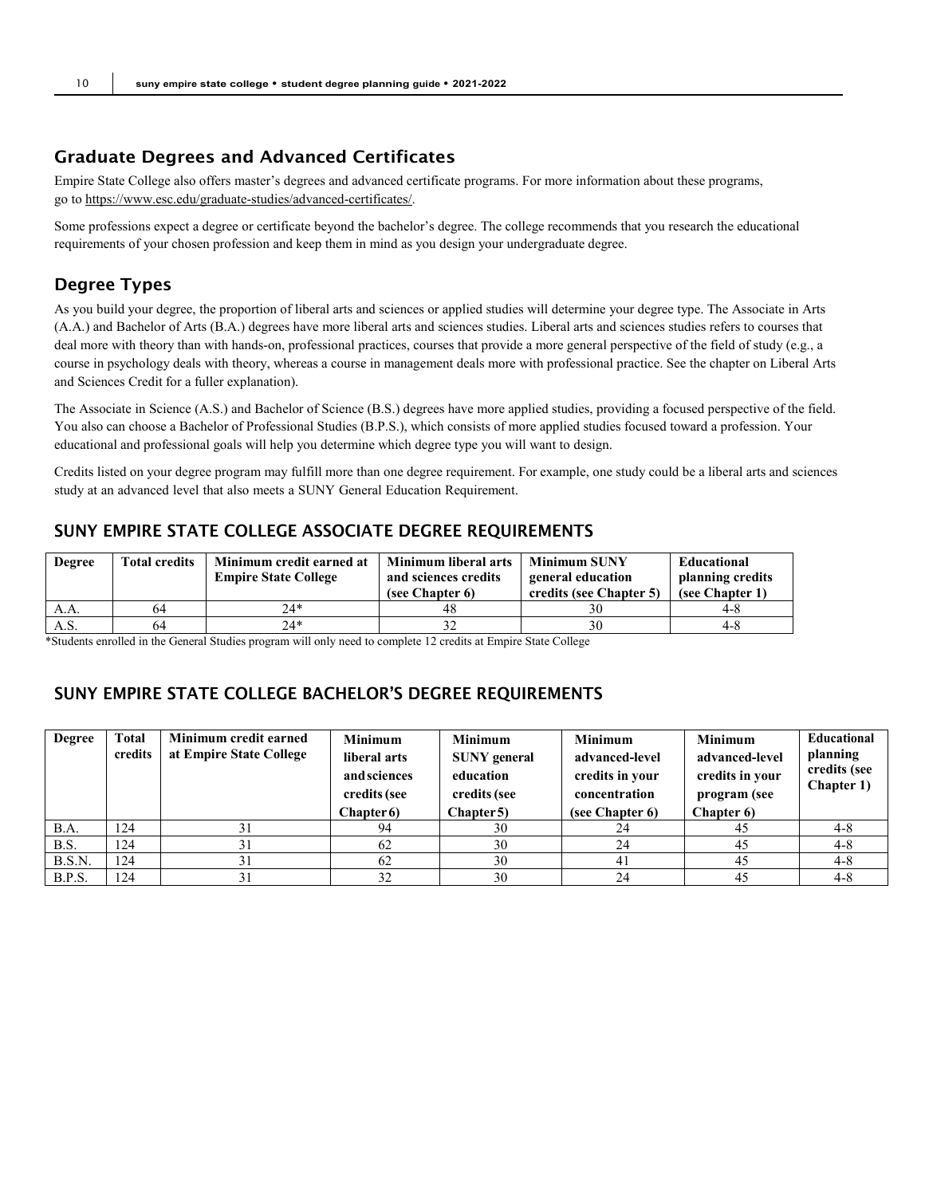## Graduate Degrees and Advanced Certificates

Empire State College also offers master's degrees and advanced certificate programs. For more information about these programs, go to https://www.esc.edu/graduate-studies/advanced-certificates/.

Some professions expect a degree or certificate beyond the bachelor's degree. The college recommends that you research the educational requirements of your chosen profession and keep them in mind as you design your undergraduate degree.

## Degree Types

As you build your degree, the proportion of liberal arts and sciences or applied studies will determine your degree type. The Associate in Arts (A.A.) and Bachelor of Arts (B.A.) degrees have more liberal arts and sciences studies. Liberal arts and sciences studies refers to courses that deal more with theory than with hands-on, professional practices, courses that provide a more general perspective of the field of study (e.g., a course in psychology deals with theory, whereas a course in management deals more with professional practice. See the chapter on Liberal Arts and Sciences Credit for a fuller explanation).

The Associate in Science (A.S.) and Bachelor of Science (B.S.) degrees have more applied studies, providing a focused perspective of the field. You also can choose a Bachelor of Professional Studies (B.P.S.), which consists of more applied studies focused toward a profession. Your educational and professional goals will help you determine which degree type you will want to design.

Credits listed on your degree program may fulfill more than one degree requirement. For example, one study could be a liberal arts and sciences study at an advanced level that also meets a SUNY General Education Requirement.

### SUNY EMPIRE STATE COLLEGE ASSOCIATE DEGREE REQUIREMENTS

| Degree | Total credits | Minimum credit earned at Empire State College | Minimum liberal arts and sciences credits (see Chapter 6) | Minimum SUNY general education credits (see Chapter 5) | Educational planning credits (see Chapter 1) |
|---|---|---|---|---|---|
| A.A. | 64 | 24* | 48 | 30 | 4-8 |
| A.S. | 64 | 24* | 32 | 30 | 4-8 |

*Students enrolled in the General Studies program will only need to complete 12 credits at Empire State College

### SUNY EMPIRE STATE COLLEGE BACHELOR'S DEGREE REQUIREMENTS

| Degree | Total credits | Minimum credit earned at Empire State College | Minimum liberal arts and sciences credits (see Chapter 6) | Minimum SUNY general education credits (see Chapter 5) | Minimum advanced-level credits in your concentration (see Chapter 6) | Minimum advanced-level credits in your program (see Chapter 6) | Educational planning credits (see Chapter 1) |
|---|---|---|---|---|---|---|---|
| B.A. | 124 | 31 | 94 | 30 | 24 | 45 | 4-8 |
| B.S. | 124 | 31 | 62 | 30 | 24 | 45 | 4-8 |
| B.S.N. | 124 | 31 | 62 | 30 | 41 | 45 | 4-8 |
| B.P.S. | 124 | 31 | 32 | 30 | 24 | 45 | 4-8 |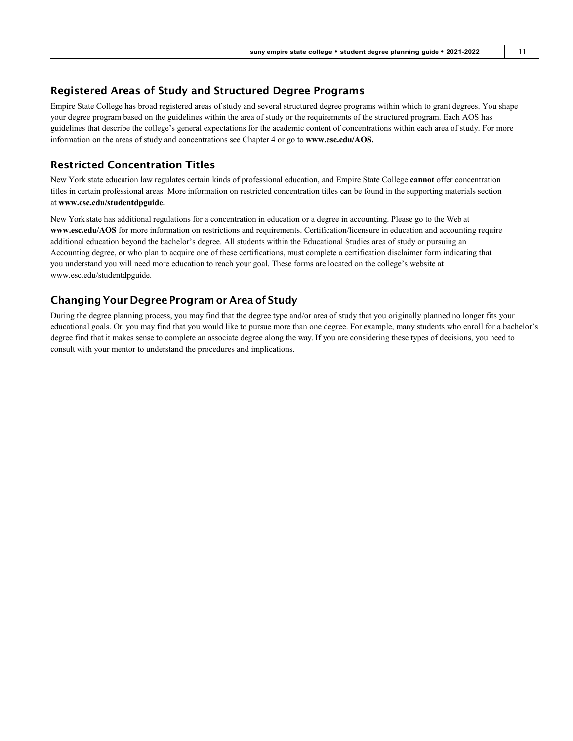## Registered Areas of Study and Structured Degree Programs

Empire State College has broad registered areas of study and several structured degree programs within which to grant degrees. You shape your degree program based on the guidelines within the area of study or the requirements of the structured program. Each AOS has guidelines that describe the college's general expectations for the academic content of concentrations within each area of study. For more information on the areas of study and concentrations see Chapter 4 or go to **www.esc.edu/AOS.**

## Restricted Concentration Titles

New York state education law regulates certain kinds of professional education, and Empire State College **cannot** offer concentration titles in certain professional areas. More information on restricted concentration titles can be found in the supporting materials section at **www.esc.edu/studentdpguide.**

New York state has additional regulations for a concentration in education or a degree in accounting. Please go to the Web at **www.esc.edu/AOS** for more information on restrictions and requirements. Certification/licensure in education and accounting require additional education beyond the bachelor's degree. All students within the Educational Studies area of study or pursuing an Accounting degree, or who plan to acquire one of these certifications, must complete a certification disclaimer form indicating that you understand you will need more education to reach your goal. These forms are located on the college's website at www.esc.edu/studentdpguide.

## Changing Your Degree Program or Area of Study

During the degree planning process, you may find that the degree type and/or area of study that you originally planned no longer fits your educational goals. Or, you may find that you would like to pursue more than one degree. For example, many students who enroll for a bachelor's degree find that it makes sense to complete an associate degree along the way. If you are considering these types of decisions, you need to consult with your mentor to understand the procedures and implications.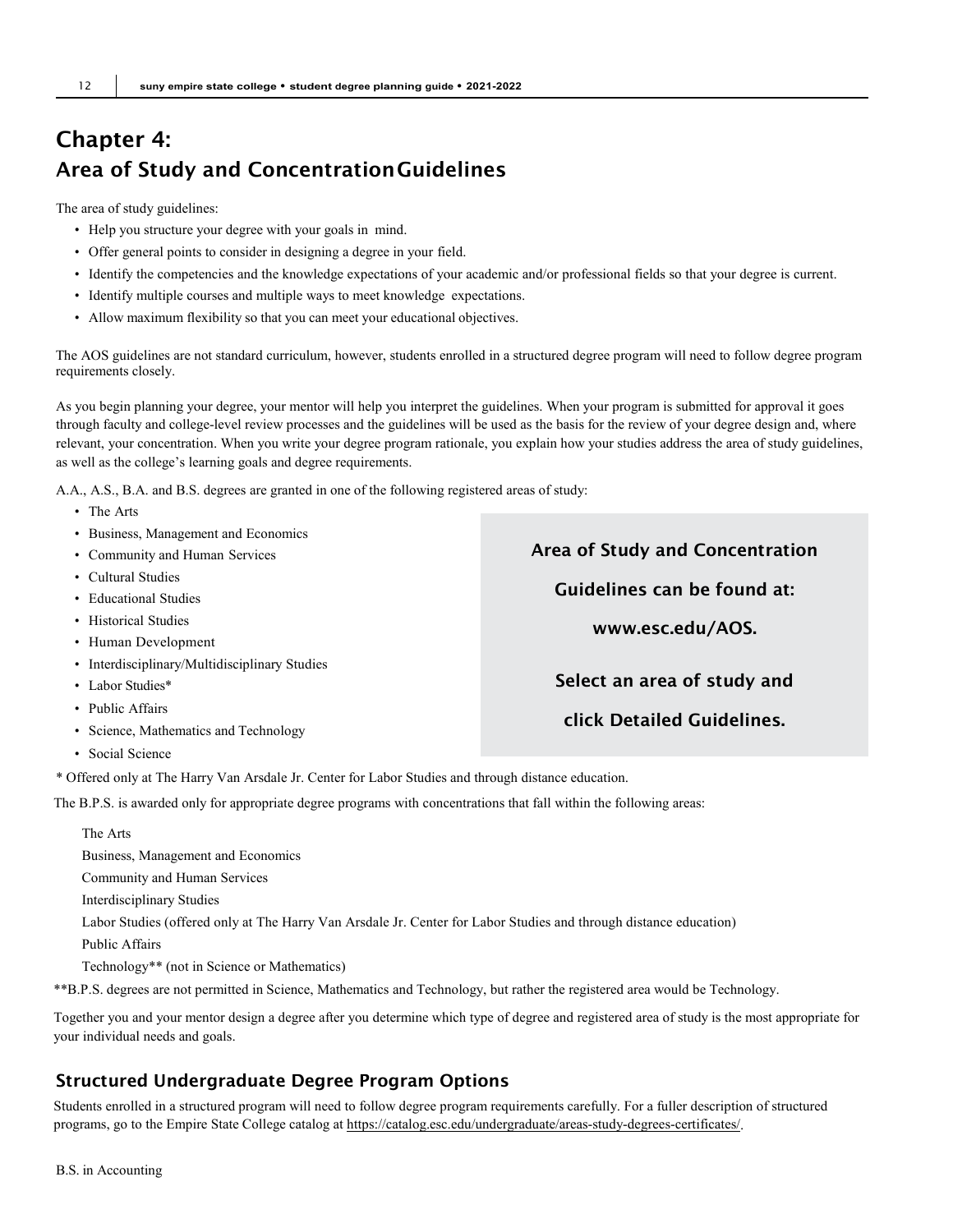# Chapter 4:
## Area of Study and Concentration Guidelines

The area of study guidelines:

- Help you structure your degree with your goals in mind.
- Offer general points to consider in designing a degree in your field.
- Identify the competencies and the knowledge expectations of your academic and/or professional fields so that your degree is current.
- Identify multiple courses and multiple ways to meet knowledge expectations.
- Allow maximum flexibility so that you can meet your educational objectives.

The AOS guidelines are not standard curriculum, however, students enrolled in a structured degree program will need to follow degree program requirements closely.

As you begin planning your degree, your mentor will help you interpret the guidelines. When your program is submitted for approval it goes through faculty and college-level review processes and the guidelines will be used as the basis for the review of your degree design and, where relevant, your concentration. When you write your degree program rationale, you explain how your studies address the area of study guidelines, as well as the college's learning goals and degree requirements.

A.A., A.S., B.A. and B.S. degrees are granted in one of the following registered areas of study:

- The Arts
- Business, Management and Economics
- Community and Human Services
- Cultural Studies
- Educational Studies
- Historical Studies
- Human Development
- Interdisciplinary/Multidisciplinary Studies
- Labor Studies*
- Public Affairs
- Science, Mathematics and Technology
- Social Science

**Area of Study and Concentration Guidelines can be found at: www.esc.edu/AOS.**

**Select an area of study and click Detailed Guidelines.**

\* Offered only at The Harry Van Arsdale Jr. Center for Labor Studies and through distance education.

The B.P.S. is awarded only for appropriate degree programs with concentrations that fall within the following areas:

The Arts
Business, Management and Economics
Community and Human Services
Interdisciplinary Studies
Labor Studies (offered only at The Harry Van Arsdale Jr. Center for Labor Studies and through distance education)
Public Affairs
Technology** (not in Science or Mathematics)

**B.P.S. degrees are not permitted in Science, Mathematics and Technology, but rather the registered area would be Technology.

Together you and your mentor design a degree after you determine which type of degree and registered area of study is the most appropriate for your individual needs and goals.

### Structured Undergraduate Degree Program Options

Students enrolled in a structured program will need to follow degree program requirements carefully. For a fuller description of structured programs, go to the Empire State College catalog at https://catalog.esc.edu/undergraduate/areas-study-degrees-certificates/.

B.S. in Accounting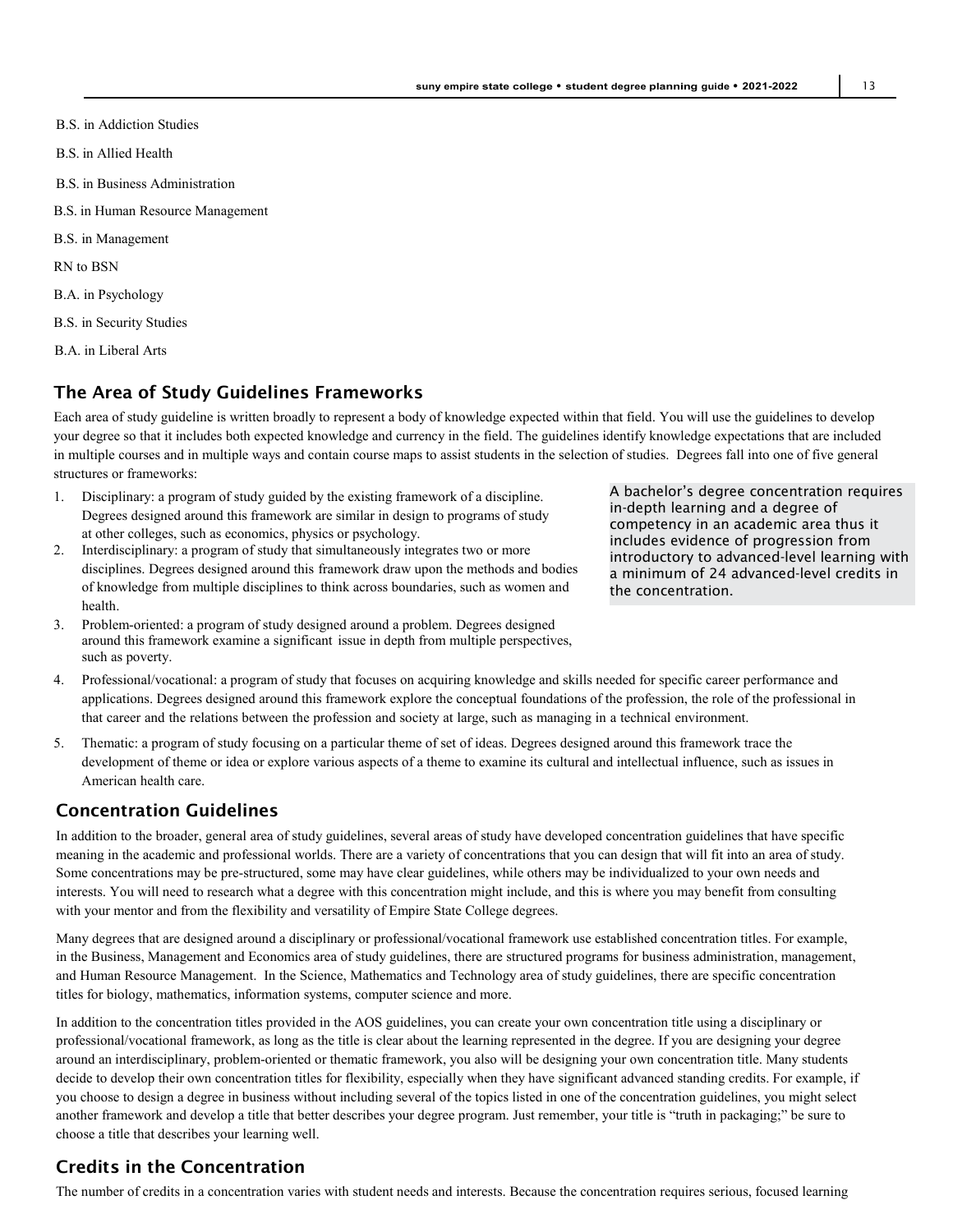B.S. in Addiction Studies

B.S. in Allied Health

B.S. in Business Administration

B.S. in Human Resource Management

B.S. in Management

RN to BSN

B.A. in Psychology

B.S. in Security Studies

B.A. in Liberal Arts

## The Area of Study Guidelines Frameworks

Each area of study guideline is written broadly to represent a body of knowledge expected within that field. You will use the guidelines to develop your degree so that it includes both expected knowledge and currency in the field. The guidelines identify knowledge expectations that are included in multiple courses and in multiple ways and contain course maps to assist students in the selection of studies. Degrees fall into one of five general structures or frameworks:

1. Disciplinary: a program of study guided by the existing framework of a discipline. Degrees designed around this framework are similar in design to programs of study at other colleges, such as economics, physics or psychology.
2. Interdisciplinary: a program of study that simultaneously integrates two or more disciplines. Degrees designed around this framework draw upon the methods and bodies of knowledge from multiple disciplines to think across boundaries, such as women and health.
3. Problem-oriented: a program of study designed around a problem. Degrees designed around this framework examine a significant issue in depth from multiple perspectives, such as poverty.
4. Professional/vocational: a program of study that focuses on acquiring knowledge and skills needed for specific career performance and applications. Degrees designed around this framework explore the conceptual foundations of the profession, the role of the professional in that career and the relations between the profession and society at large, such as managing in a technical environment.
5. Thematic: a program of study focusing on a particular theme of set of ideas. Degrees designed around this framework trace the development of theme or idea or explore various aspects of a theme to examine its cultural and intellectual influence, such as issues in American health care.

> A bachelor's degree concentration requires in-depth learning and a degree of competency in an academic area thus it includes evidence of progression from introductory to advanced-level learning with a minimum of 24 advanced-level credits in the concentration.

## Concentration Guidelines

In addition to the broader, general area of study guidelines, several areas of study have developed concentration guidelines that have specific meaning in the academic and professional worlds. There are a variety of concentrations that you can design that will fit into an area of study. Some concentrations may be pre-structured, some may have clear guidelines, while others may be individualized to your own needs and interests. You will need to research what a degree with this concentration might include, and this is where you may benefit from consulting with your mentor and from the flexibility and versatility of Empire State College degrees.

Many degrees that are designed around a disciplinary or professional/vocational framework use established concentration titles. For example, in the Business, Management and Economics area of study guidelines, there are structured programs for business administration, management, and Human Resource Management. In the Science, Mathematics and Technology area of study guidelines, there are specific concentration titles for biology, mathematics, information systems, computer science and more.

In addition to the concentration titles provided in the AOS guidelines, you can create your own concentration title using a disciplinary or professional/vocational framework, as long as the title is clear about the learning represented in the degree. If you are designing your degree around an interdisciplinary, problem-oriented or thematic framework, you also will be designing your own concentration title. Many students decide to develop their own concentration titles for flexibility, especially when they have significant advanced standing credits. For example, if you choose to design a degree in business without including several of the topics listed in one of the concentration guidelines, you might select another framework and develop a title that better describes your degree program. Just remember, your title is "truth in packaging;" be sure to choose a title that describes your learning well.

## Credits in the Concentration

The number of credits in a concentration varies with student needs and interests. Because the concentration requires serious, focused learning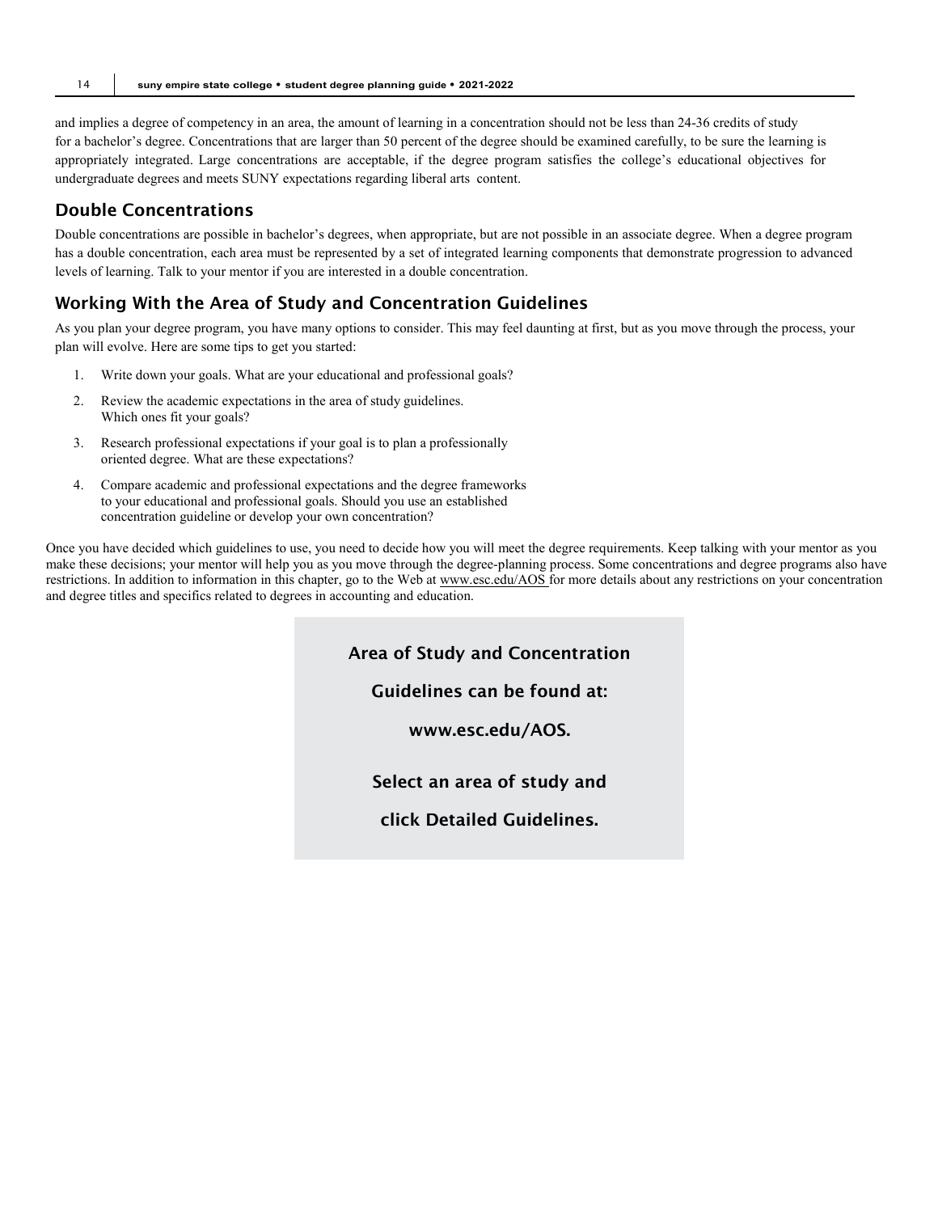and implies a degree of competency in an area, the amount of learning in a concentration should not be less than 24-36 credits of study for a bachelor's degree. Concentrations that are larger than 50 percent of the degree should be examined carefully, to be sure the learning is appropriately integrated. Large concentrations are acceptable, if the degree program satisfies the college's educational objectives for undergraduate degrees and meets SUNY expectations regarding liberal arts content.

## Double Concentrations

Double concentrations are possible in bachelor's degrees, when appropriate, but are not possible in an associate degree. When a degree program has a double concentration, each area must be represented by a set of integrated learning components that demonstrate progression to advanced levels of learning. Talk to your mentor if you are interested in a double concentration.

## Working With the Area of Study and Concentration Guidelines

As you plan your degree program, you have many options to consider. This may feel daunting at first, but as you move through the process, your plan will evolve. Here are some tips to get you started:

1. Write down your goals. What are your educational and professional goals?
2. Review the academic expectations in the area of study guidelines. Which ones fit your goals?
3. Research professional expectations if your goal is to plan a professionally oriented degree. What are these expectations?
4. Compare academic and professional expectations and the degree frameworks to your educational and professional goals. Should you use an established concentration guideline or develop your own concentration?

Once you have decided which guidelines to use, you need to decide how you will meet the degree requirements. Keep talking with your mentor as you make these decisions; your mentor will help you as you move through the degree-planning process. Some concentrations and degree programs also have restrictions. In addition to information in this chapter, go to the Web at www.esc.edu/AOS for more details about any restrictions on your concentration and degree titles and specifics related to degrees in accounting and education.

**Area of Study and Concentration Guidelines can be found at: www.esc.edu/AOS. Select an area of study and click Detailed Guidelines.**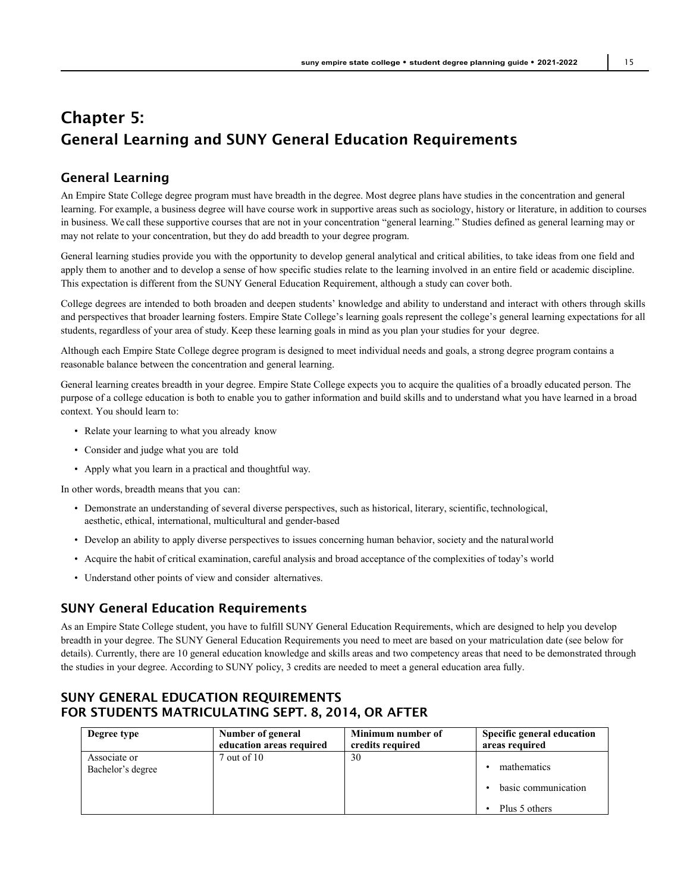# Chapter 5:
# General Learning and SUNY General Education Requirements

## General Learning

An Empire State College degree program must have breadth in the degree. Most degree plans have studies in the concentration and general learning. For example, a business degree will have course work in supportive areas such as sociology, history or literature, in addition to courses in business. We call these supportive courses that are not in your concentration "general learning." Studies defined as general learning may or may not relate to your concentration, but they do add breadth to your degree program.

General learning studies provide you with the opportunity to develop general analytical and critical abilities, to take ideas from one field and apply them to another and to develop a sense of how specific studies relate to the learning involved in an entire field or academic discipline. This expectation is different from the SUNY General Education Requirement, although a study can cover both.

College degrees are intended to both broaden and deepen students' knowledge and ability to understand and interact with others through skills and perspectives that broader learning fosters. Empire State College's learning goals represent the college's general learning expectations for all students, regardless of your area of study. Keep these learning goals in mind as you plan your studies for your degree.

Although each Empire State College degree program is designed to meet individual needs and goals, a strong degree program contains a reasonable balance between the concentration and general learning.

General learning creates breadth in your degree. Empire State College expects you to acquire the qualities of a broadly educated person. The purpose of a college education is both to enable you to gather information and build skills and to understand what you have learned in a broad context. You should learn to:

- Relate your learning to what you already know
- Consider and judge what you are told
- Apply what you learn in a practical and thoughtful way.

In other words, breadth means that you can:

- Demonstrate an understanding of several diverse perspectives, such as historical, literary, scientific, technological, aesthetic, ethical, international, multicultural and gender-based
- Develop an ability to apply diverse perspectives to issues concerning human behavior, society and the natural world
- Acquire the habit of critical examination, careful analysis and broad acceptance of the complexities of today's world
- Understand other points of view and consider alternatives.

## SUNY General Education Requirements

As an Empire State College student, you have to fulfill SUNY General Education Requirements, which are designed to help you develop breadth in your degree. The SUNY General Education Requirements you need to meet are based on your matriculation date (see below for details). Currently, there are 10 general education knowledge and skills areas and two competency areas that need to be demonstrated through the studies in your degree. According to SUNY policy, 3 credits are needed to meet a general education area fully.

### SUNY GENERAL EDUCATION REQUIREMENTS FOR STUDENTS MATRICULATING SEPT. 8, 2014, OR AFTER

| Degree type | Number of general education areas required | Minimum number of credits required | Specific general education areas required |
|---|---|---|---|
| Associate or Bachelor's degree | 7 out of 10 | 30 | • mathematics<br>• basic communication<br>• Plus 5 others |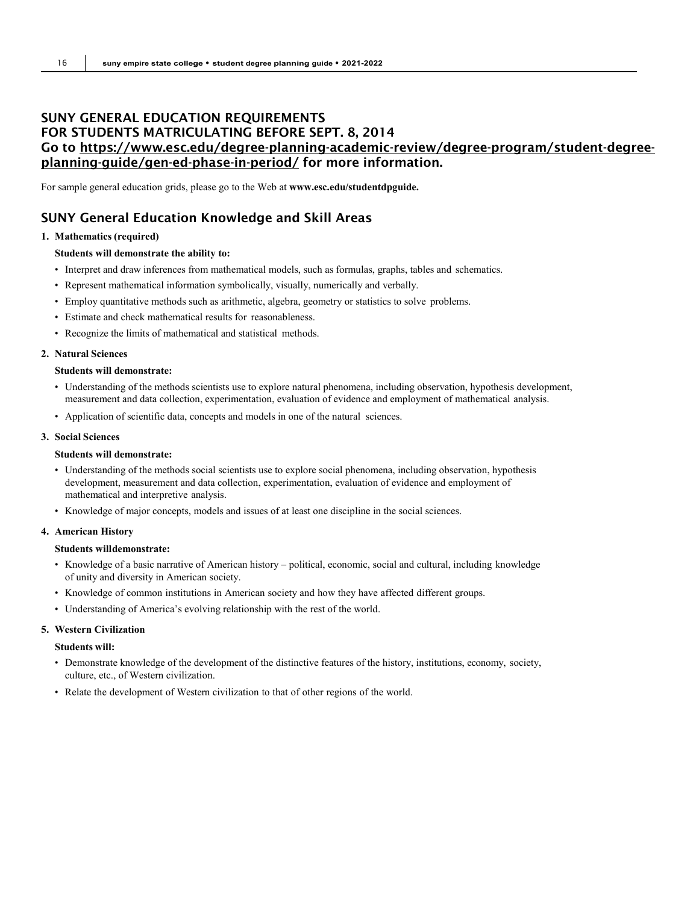## SUNY GENERAL EDUCATION REQUIREMENTS FOR STUDENTS MATRICULATING BEFORE SEPT. 8, 2014

**Go to [https://www.esc.edu/degree-planning-academic-review/degree-program/student-degree-planning-guide/gen-ed-phase-in-period/](https://www.esc.edu/degree-planning-academic-review/degree-program/student-degree-planning-guide/gen-ed-phase-in-period/) for more information.**

For sample general education grids, please go to the Web at **www.esc.edu/studentdpguide.**

## SUNY General Education Knowledge and Skill Areas

**1. Mathematics (required)**

**Students will demonstrate the ability to:**

- Interpret and draw inferences from mathematical models, such as formulas, graphs, tables and schematics.
- Represent mathematical information symbolically, visually, numerically and verbally.
- Employ quantitative methods such as arithmetic, algebra, geometry or statistics to solve problems.
- Estimate and check mathematical results for reasonableness.
- Recognize the limits of mathematical and statistical methods.

**2. Natural Sciences**

**Students will demonstrate:**

- Understanding of the methods scientists use to explore natural phenomena, including observation, hypothesis development, measurement and data collection, experimentation, evaluation of evidence and employment of mathematical analysis.
- Application of scientific data, concepts and models in one of the natural sciences.

**3. Social Sciences**

**Students will demonstrate:**

- Understanding of the methods social scientists use to explore social phenomena, including observation, hypothesis development, measurement and data collection, experimentation, evaluation of evidence and employment of mathematical and interpretive analysis.
- Knowledge of major concepts, models and issues of at least one discipline in the social sciences.

**4. American History**

**Students willdemonstrate:**

- Knowledge of a basic narrative of American history – political, economic, social and cultural, including knowledge of unity and diversity in American society.
- Knowledge of common institutions in American society and how they have affected different groups.
- Understanding of America's evolving relationship with the rest of the world.

**5. Western Civilization**

**Students will:**

- Demonstrate knowledge of the development of the distinctive features of the history, institutions, economy, society, culture, etc., of Western civilization.
- Relate the development of Western civilization to that of other regions of the world.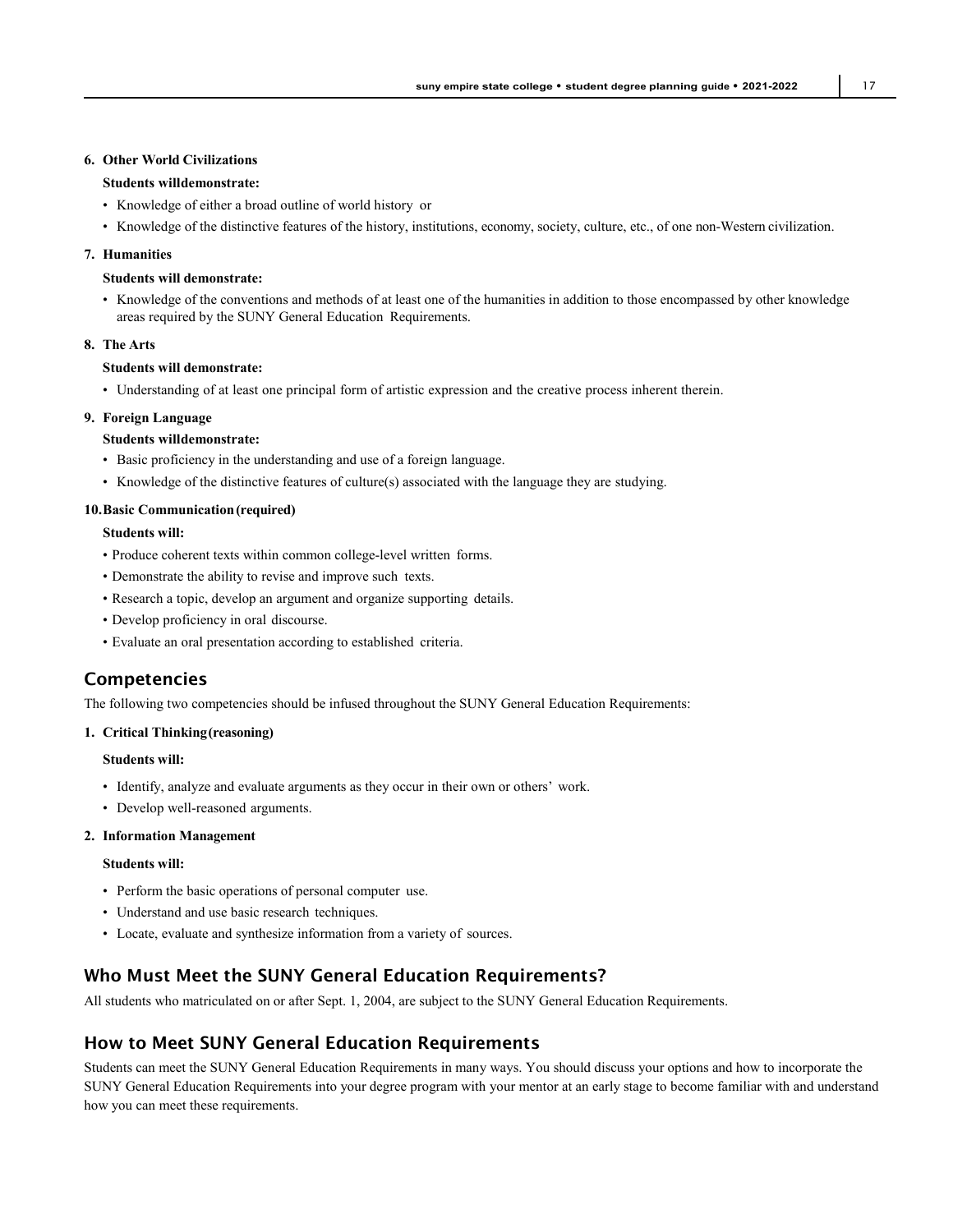**6. Other World Civilizations**

**Students willdemonstrate:**

- Knowledge of either a broad outline of world history or
- Knowledge of the distinctive features of the history, institutions, economy, society, culture, etc., of one non-Western civilization.

**7. Humanities**

**Students will demonstrate:**

- Knowledge of the conventions and methods of at least one of the humanities in addition to those encompassed by other knowledge areas required by the SUNY General Education Requirements.

**8. The Arts**

**Students will demonstrate:**

- Understanding of at least one principal form of artistic expression and the creative process inherent therein.

**9. Foreign Language**

**Students willdemonstrate:**

- Basic proficiency in the understanding and use of a foreign language.
- Knowledge of the distinctive features of culture(s) associated with the language they are studying.

**10. Basic Communication (required)**

**Students will:**

- Produce coherent texts within common college-level written forms.
- Demonstrate the ability to revise and improve such texts.
- Research a topic, develop an argument and organize supporting details.
- Develop proficiency in oral discourse.
- Evaluate an oral presentation according to established criteria.

## Competencies

The following two competencies should be infused throughout the SUNY General Education Requirements:

**1. Critical Thinking (reasoning)**

**Students will:**

- Identify, analyze and evaluate arguments as they occur in their own or others' work.
- Develop well-reasoned arguments.

**2. Information Management**

**Students will:**

- Perform the basic operations of personal computer use.
- Understand and use basic research techniques.
- Locate, evaluate and synthesize information from a variety of sources.

## Who Must Meet the SUNY General Education Requirements?

All students who matriculated on or after Sept. 1, 2004, are subject to the SUNY General Education Requirements.

## How to Meet SUNY General Education Requirements

Students can meet the SUNY General Education Requirements in many ways. You should discuss your options and how to incorporate the SUNY General Education Requirements into your degree program with your mentor at an early stage to become familiar with and understand how you can meet these requirements.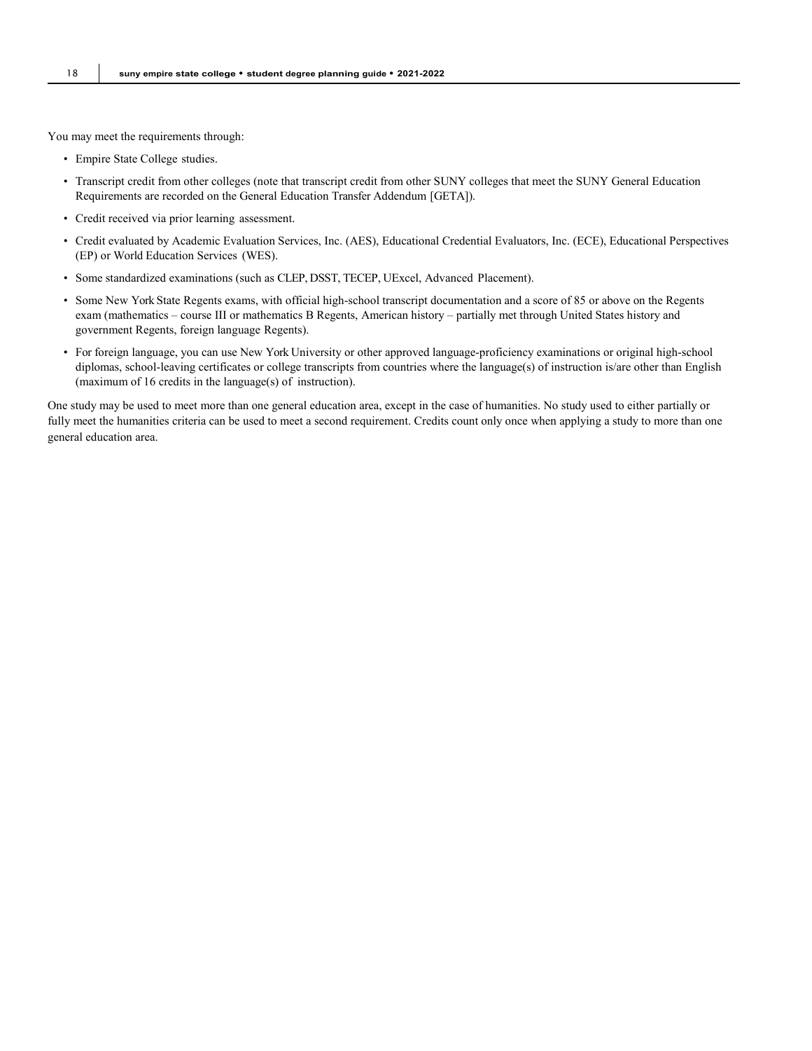You may meet the requirements through:

- Empire State College studies.
- Transcript credit from other colleges (note that transcript credit from other SUNY colleges that meet the SUNY General Education Requirements are recorded on the General Education Transfer Addendum [GETA]).
- Credit received via prior learning assessment.
- Credit evaluated by Academic Evaluation Services, Inc. (AES), Educational Credential Evaluators, Inc. (ECE), Educational Perspectives (EP) or World Education Services (WES).
- Some standardized examinations (such as CLEP, DSST, TECEP, UExcel, Advanced Placement).
- Some New York State Regents exams, with official high-school transcript documentation and a score of 85 or above on the Regents exam (mathematics – course III or mathematics B Regents, American history – partially met through United States history and government Regents, foreign language Regents).
- For foreign language, you can use New York University or other approved language-proficiency examinations or original high-school diplomas, school-leaving certificates or college transcripts from countries where the language(s) of instruction is/are other than English (maximum of 16 credits in the language(s) of instruction).

One study may be used to meet more than one general education area, except in the case of humanities. No study used to either partially or fully meet the humanities criteria can be used to meet a second requirement. Credits count only once when applying a study to more than one general education area.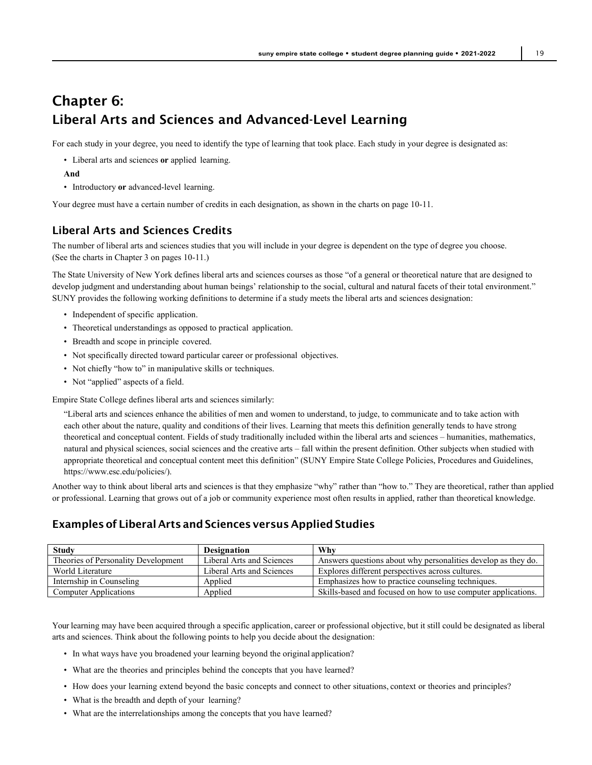# Chapter 6: Liberal Arts and Sciences and Advanced-Level Learning

For each study in your degree, you need to identify the type of learning that took place. Each study in your degree is designated as:

- Liberal arts and sciences **or** applied learning.

**And**

- Introductory **or** advanced-level learning.

Your degree must have a certain number of credits in each designation, as shown in the charts on page 10-11.

## Liberal Arts and Sciences Credits

The number of liberal arts and sciences studies that you will include in your degree is dependent on the type of degree you choose. (See the charts in Chapter 3 on pages 10-11.)

The State University of New York defines liberal arts and sciences courses as those "of a general or theoretical nature that are designed to develop judgment and understanding about human beings' relationship to the social, cultural and natural facets of their total environment." SUNY provides the following working definitions to determine if a study meets the liberal arts and sciences designation:

- Independent of specific application.
- Theoretical understandings as opposed to practical application.
- Breadth and scope in principle covered.
- Not specifically directed toward particular career or professional objectives.
- Not chiefly "how to" in manipulative skills or techniques.
- Not "applied" aspects of a field.

Empire State College defines liberal arts and sciences similarly:

> "Liberal arts and sciences enhance the abilities of men and women to understand, to judge, to communicate and to take action with each other about the nature, quality and conditions of their lives. Learning that meets this definition generally tends to have strong theoretical and conceptual content. Fields of study traditionally included within the liberal arts and sciences – humanities, mathematics, natural and physical sciences, social sciences and the creative arts – fall within the present definition. Other subjects when studied with appropriate theoretical and conceptual content meet this definition" (SUNY Empire State College Policies, Procedures and Guidelines, https://www.esc.edu/policies/).

Another way to think about liberal arts and sciences is that they emphasize "why" rather than "how to." They are theoretical, rather than applied or professional. Learning that grows out of a job or community experience most often results in applied, rather than theoretical knowledge.

## Examples of Liberal Arts and Sciences versus Applied Studies

| Study | Designation | Why |
|---|---|---|
| Theories of Personality Development | Liberal Arts and Sciences | Answers questions about why personalities develop as they do. |
| World Literature | Liberal Arts and Sciences | Explores different perspectives across cultures. |
| Internship in Counseling | Applied | Emphasizes how to practice counseling techniques. |
| Computer Applications | Applied | Skills-based and focused on how to use computer applications. |

Your learning may have been acquired through a specific application, career or professional objective, but it still could be designated as liberal arts and sciences. Think about the following points to help you decide about the designation:

- In what ways have you broadened your learning beyond the original application?
- What are the theories and principles behind the concepts that you have learned?
- How does your learning extend beyond the basic concepts and connect to other situations, context or theories and principles?
- What is the breadth and depth of your learning?
- What are the interrelationships among the concepts that you have learned?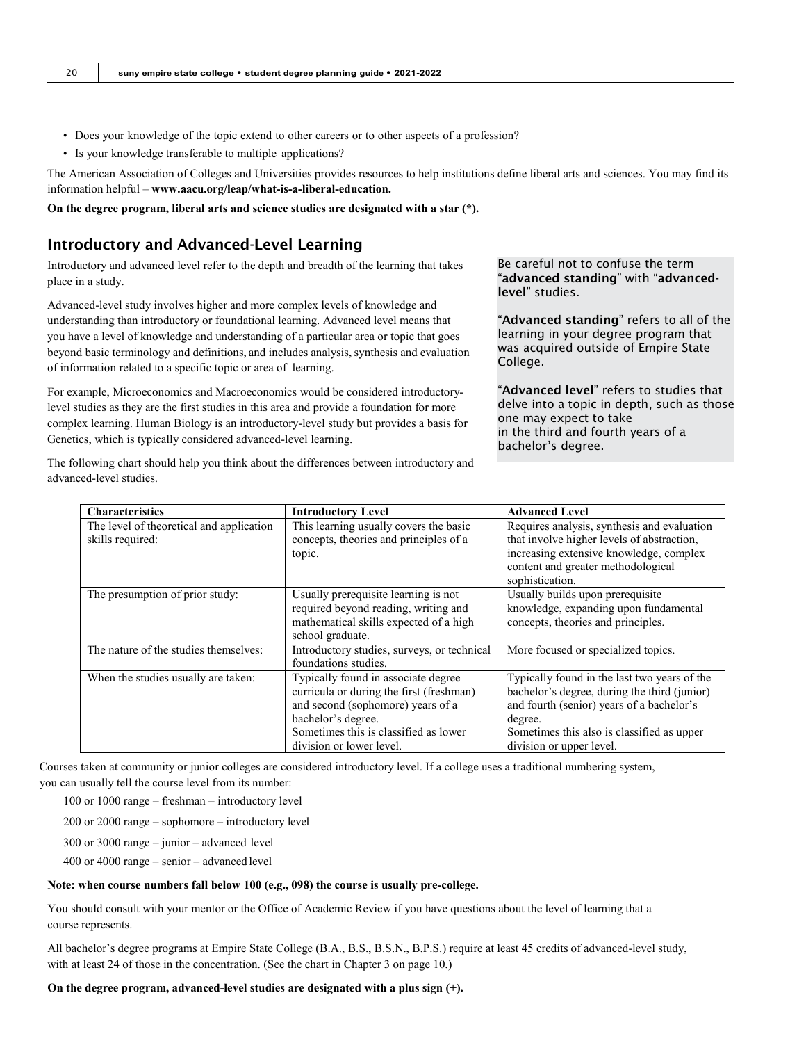- Does your knowledge of the topic extend to other careers or to other aspects of a profession?
- Is your knowledge transferable to multiple applications?

The American Association of Colleges and Universities provides resources to help institutions define liberal arts and sciences. You may find its information helpful – **www.aacu.org/leap/what-is-a-liberal-education.**

**On the degree program, liberal arts and science studies are designated with a star (*).**

## Introductory and Advanced-Level Learning

Introductory and advanced level refer to the depth and breadth of the learning that takes place in a study.

Advanced-level study involves higher and more complex levels of knowledge and understanding than introductory or foundational learning. Advanced level means that you have a level of knowledge and understanding of a particular area or topic that goes beyond basic terminology and definitions, and includes analysis, synthesis and evaluation of information related to a specific topic or area of learning.

For example, Microeconomics and Macroeconomics would be considered introductory-level studies as they are the first studies in this area and provide a foundation for more complex learning. Human Biology is an introductory-level study but provides a basis for Genetics, which is typically considered advanced-level learning.

The following chart should help you think about the differences between introductory and advanced-level studies.

Be careful not to confuse the term "**advanced standing**" with "**advanced-level**" studies.

"**Advanced standing**" refers to all of the learning in your degree program that was acquired outside of Empire State College.

"**Advanced level**" refers to studies that delve into a topic in depth, such as those one may expect to take in the third and fourth years of a bachelor's degree.

| Characteristics | Introductory Level | Advanced Level |
|---|---|---|
| The level of theoretical and application skills required: | This learning usually covers the basic concepts, theories and principles of a topic. | Requires analysis, synthesis and evaluation that involve higher levels of abstraction, increasing extensive knowledge, complex content and greater methodological sophistication. |
| The presumption of prior study: | Usually prerequisite learning is not required beyond reading, writing and mathematical skills expected of a high school graduate. | Usually builds upon prerequisite knowledge, expanding upon fundamental concepts, theories and principles. |
| The nature of the studies themselves: | Introductory studies, surveys, or technical foundations studies. | More focused or specialized topics. |
| When the studies usually are taken: | Typically found in associate degree curricula or during the first (freshman) and second (sophomore) years of a bachelor's degree. Sometimes this is classified as lower division or lower level. | Typically found in the last two years of the bachelor's degree, during the third (junior) and fourth (senior) years of a bachelor's degree. Sometimes this also is classified as upper division or upper level. |

Courses taken at community or junior colleges are considered introductory level. If a college uses a traditional numbering system, you can usually tell the course level from its number:

100 or 1000 range – freshman – introductory level

200 or 2000 range – sophomore – introductory level

300 or 3000 range – junior – advanced level

400 or 4000 range – senior – advanced level

**Note: when course numbers fall below 100 (e.g., 098) the course is usually pre-college.**

You should consult with your mentor or the Office of Academic Review if you have questions about the level of learning that a course represents.

All bachelor's degree programs at Empire State College (B.A., B.S., B.S.N., B.P.S.) require at least 45 credits of advanced-level study, with at least 24 of those in the concentration. (See the chart in Chapter 3 on page 10.)

**On the degree program, advanced-level studies are designated with a plus sign (+).**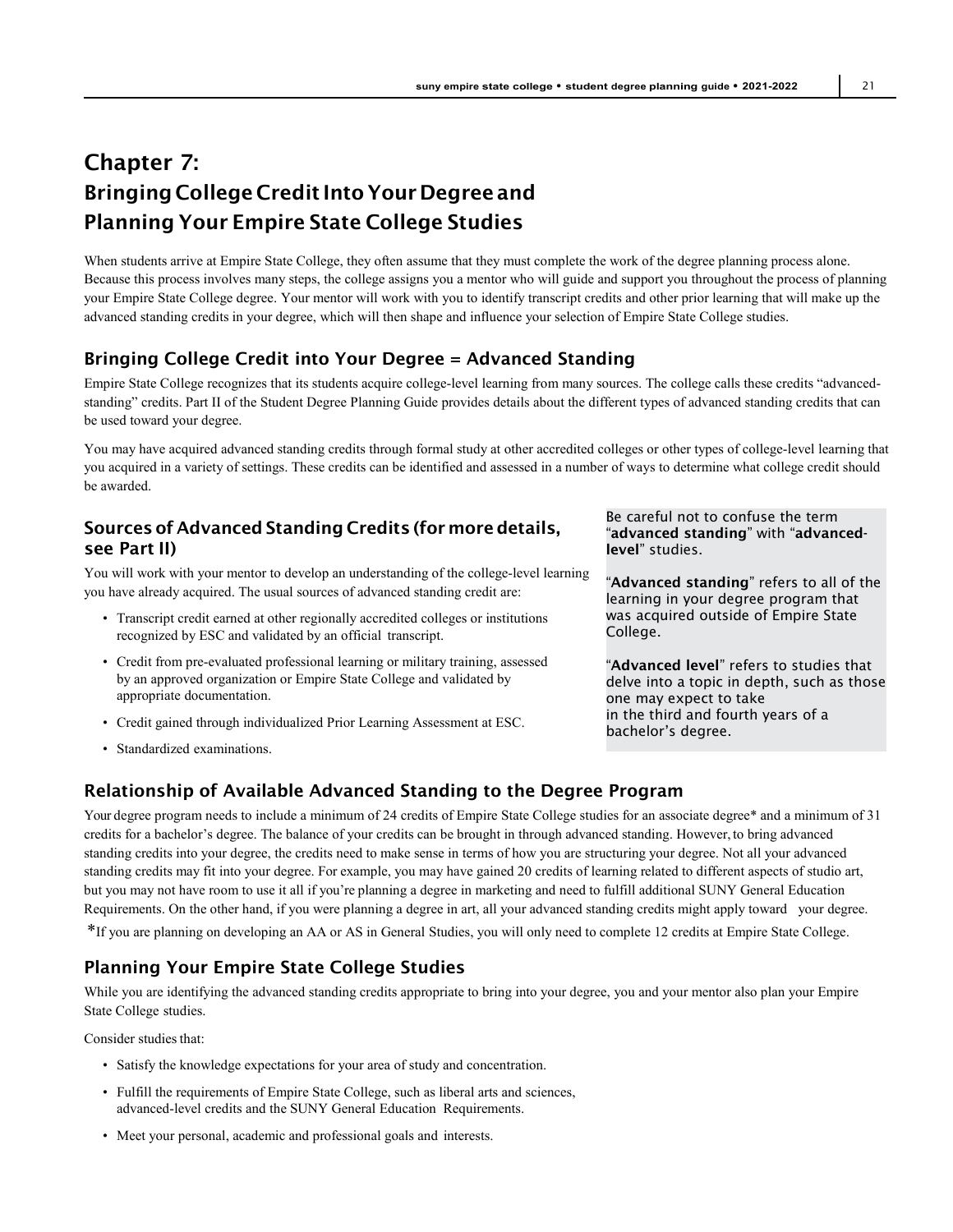# Chapter 7: Bringing College Credit Into Your Degree and Planning Your Empire State College Studies

When students arrive at Empire State College, they often assume that they must complete the work of the degree planning process alone. Because this process involves many steps, the college assigns you a mentor who will guide and support you throughout the process of planning your Empire State College degree. Your mentor will work with you to identify transcript credits and other prior learning that will make up the advanced standing credits in your degree, which will then shape and influence your selection of Empire State College studies.

## Bringing College Credit into Your Degree = Advanced Standing

Empire State College recognizes that its students acquire college-level learning from many sources. The college calls these credits "advanced-standing" credits. Part II of the Student Degree Planning Guide provides details about the different types of advanced standing credits that can be used toward your degree.

You may have acquired advanced standing credits through formal study at other accredited colleges or other types of college-level learning that you acquired in a variety of settings. These credits can be identified and assessed in a number of ways to determine what college credit should be awarded.

## Sources of Advanced Standing Credits (for more details, see Part II)

You will work with your mentor to develop an understanding of the college-level learning you have already acquired. The usual sources of advanced standing credit are:

- Transcript credit earned at other regionally accredited colleges or institutions recognized by ESC and validated by an official transcript.
- Credit from pre-evaluated professional learning or military training, assessed by an approved organization or Empire State College and validated by appropriate documentation.
- Credit gained through individualized Prior Learning Assessment at ESC.
- Standardized examinations.

Be careful not to confuse the term "**advanced standing**" with "**advanced-level**" studies.

"**Advanced standing**" refers to all of the learning in your degree program that was acquired outside of Empire State College.

"**Advanced level**" refers to studies that delve into a topic in depth, such as those one may expect to take in the third and fourth years of a bachelor's degree.

## Relationship of Available Advanced Standing to the Degree Program

Your degree program needs to include a minimum of 24 credits of Empire State College studies for an associate degree* and a minimum of 31 credits for a bachelor's degree. The balance of your credits can be brought in through advanced standing. However, to bring advanced standing credits into your degree, the credits need to make sense in terms of how you are structuring your degree. Not all your advanced standing credits may fit into your degree. For example, you may have gained 20 credits of learning related to different aspects of studio art, but you may not have room to use it all if you're planning a degree in marketing and need to fulfill additional SUNY General Education Requirements. On the other hand, if you were planning a degree in art, all your advanced standing credits might apply toward your degree.

*If you are planning on developing an AA or AS in General Studies, you will only need to complete 12 credits at Empire State College.

## Planning Your Empire State College Studies

While you are identifying the advanced standing credits appropriate to bring into your degree, you and your mentor also plan your Empire State College studies.

Consider studies that:

- Satisfy the knowledge expectations for your area of study and concentration.
- Fulfill the requirements of Empire State College, such as liberal arts and sciences, advanced-level credits and the SUNY General Education Requirements.
- Meet your personal, academic and professional goals and interests.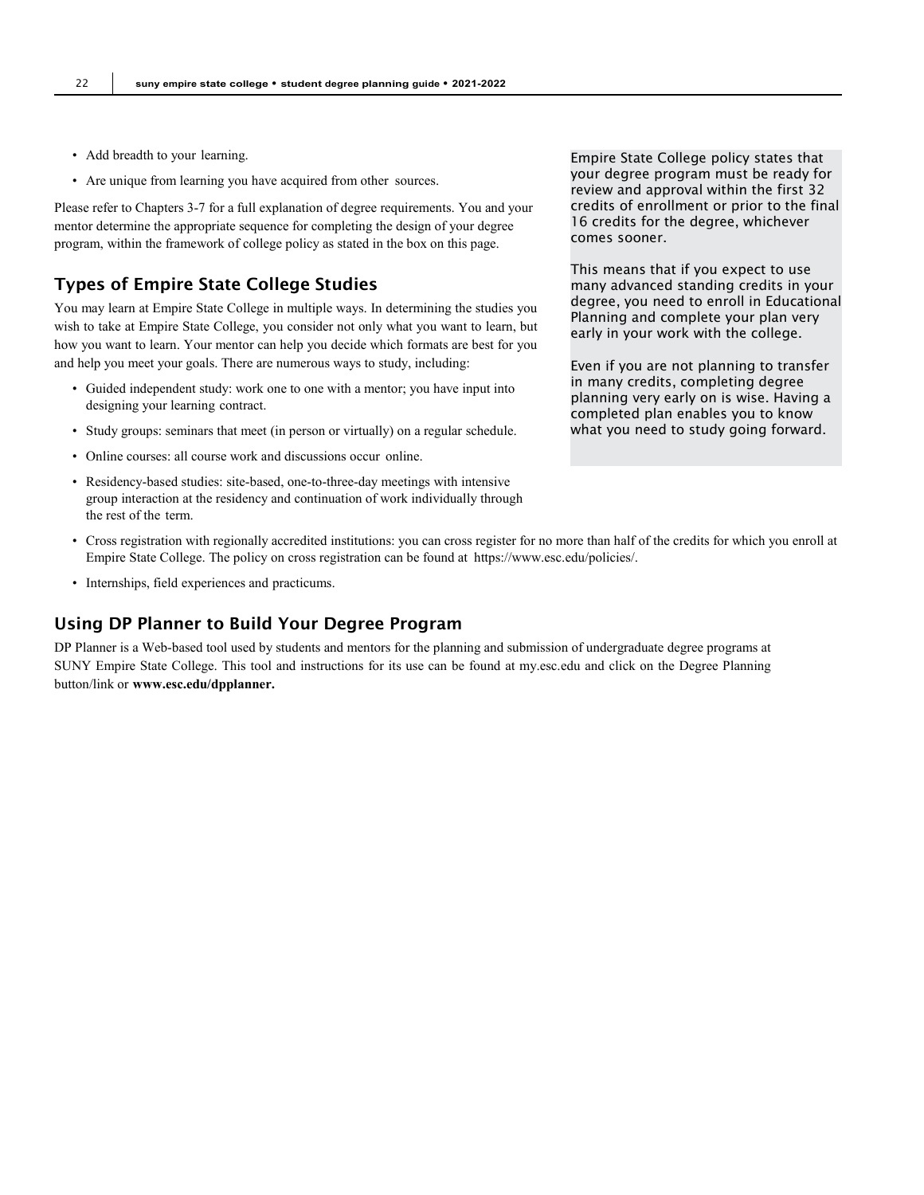- Add breadth to your learning.
- Are unique from learning you have acquired from other sources.

Please refer to Chapters 3-7 for a full explanation of degree requirements. You and your mentor determine the appropriate sequence for completing the design of your degree program, within the framework of college policy as stated in the box on this page.

> Empire State College policy states that your degree program must be ready for review and approval within the first 32 credits of enrollment or prior to the final 16 credits for the degree, whichever comes sooner.
>
> This means that if you expect to use many advanced standing credits in your degree, you need to enroll in Educational Planning and complete your plan very early in your work with the college.
>
> Even if you are not planning to transfer in many credits, completing degree planning very early on is wise. Having a completed plan enables you to know what you need to study going forward.

## Types of Empire State College Studies

You may learn at Empire State College in multiple ways. In determining the studies you wish to take at Empire State College, you consider not only what you want to learn, but how you want to learn. Your mentor can help you decide which formats are best for you and help you meet your goals. There are numerous ways to study, including:

- Guided independent study: work one to one with a mentor; you have input into designing your learning contract.
- Study groups: seminars that meet (in person or virtually) on a regular schedule.
- Online courses: all course work and discussions occur online.
- Residency-based studies: site-based, one-to-three-day meetings with intensive group interaction at the residency and continuation of work individually through the rest of the term.
- Cross registration with regionally accredited institutions: you can cross register for no more than half of the credits for which you enroll at Empire State College. The policy on cross registration can be found at https://www.esc.edu/policies/.
- Internships, field experiences and practicums.

## Using DP Planner to Build Your Degree Program

DP Planner is a Web-based tool used by students and mentors for the planning and submission of undergraduate degree programs at SUNY Empire State College. This tool and instructions for its use can be found at my.esc.edu and click on the Degree Planning button/link or **www.esc.edu/dpplanner.**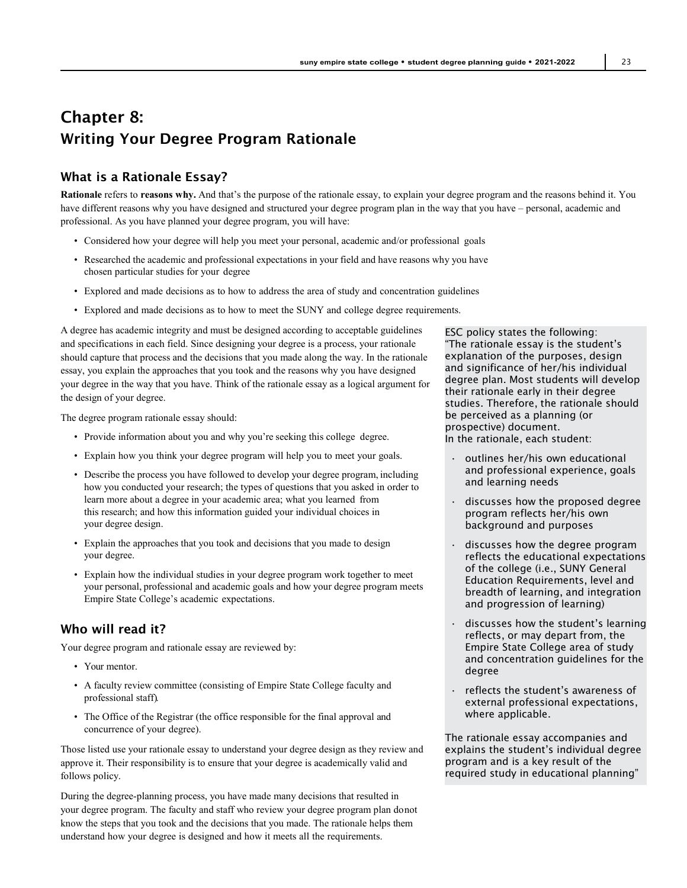# Chapter 8: Writing Your Degree Program Rationale

## What is a Rationale Essay?

**Rationale** refers to **reasons why.** And that's the purpose of the rationale essay, to explain your degree program and the reasons behind it. You have different reasons why you have designed and structured your degree program plan in the way that you have – personal, academic and professional. As you have planned your degree program, you will have:

- Considered how your degree will help you meet your personal, academic and/or professional goals
- Researched the academic and professional expectations in your field and have reasons why you have chosen particular studies for your degree
- Explored and made decisions as to how to address the area of study and concentration guidelines
- Explored and made decisions as to how to meet the SUNY and college degree requirements.

A degree has academic integrity and must be designed according to acceptable guidelines and specifications in each field. Since designing your degree is a process, your rationale should capture that process and the decisions that you made along the way. In the rationale essay, you explain the approaches that you took and the reasons why you have designed your degree in the way that you have. Think of the rationale essay as a logical argument for the design of your degree.

The degree program rationale essay should:

- Provide information about you and why you're seeking this college degree.
- Explain how you think your degree program will help you to meet your goals.
- Describe the process you have followed to develop your degree program, including how you conducted your research; the types of questions that you asked in order to learn more about a degree in your academic area; what you learned from this research; and how this information guided your individual choices in your degree design.
- Explain the approaches that you took and decisions that you made to design your degree.
- Explain how the individual studies in your degree program work together to meet your personal, professional and academic goals and how your degree program meets Empire State College's academic expectations.

## Who will read it?

Your degree program and rationale essay are reviewed by:

- Your mentor.
- A faculty review committee (consisting of Empire State College faculty and professional staff).
- The Office of the Registrar (the office responsible for the final approval and concurrence of your degree).

Those listed use your rationale essay to understand your degree design as they review and approve it. Their responsibility is to ensure that your degree is academically valid and follows policy.

During the degree-planning process, you have made many decisions that resulted in your degree program. The faculty and staff who review your degree program plan donot know the steps that you took and the decisions that you made. The rationale helps them understand how your degree is designed and how it meets all the requirements.

ESC policy states the following:
"The rationale essay is the student's explanation of the purposes, design and significance of her/his individual degree plan. Most students will develop their rationale early in their degree studies. Therefore, the rationale should be perceived as a planning (or prospective) document.
In the rationale, each student:

- outlines her/his own educational and professional experience, goals and learning needs
- discusses how the proposed degree program reflects her/his own background and purposes
- discusses how the degree program reflects the educational expectations of the college (i.e., SUNY General Education Requirements, level and breadth of learning, and integration and progression of learning)
- discusses how the student's learning reflects, or may depart from, the Empire State College area of study and concentration guidelines for the degree
- reflects the student's awareness of external professional expectations, where applicable.

The rationale essay accompanies and explains the student's individual degree program and is a key result of the required study in educational planning"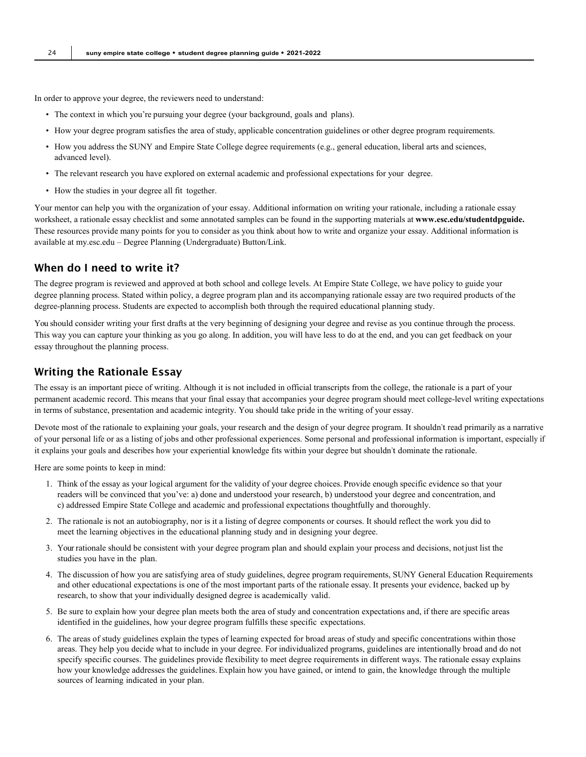In order to approve your degree, the reviewers need to understand:

- The context in which you're pursuing your degree (your background, goals and plans).
- How your degree program satisfies the area of study, applicable concentration guidelines or other degree program requirements.
- How you address the SUNY and Empire State College degree requirements (e.g., general education, liberal arts and sciences, advanced level).
- The relevant research you have explored on external academic and professional expectations for your degree.
- How the studies in your degree all fit together.

Your mentor can help you with the organization of your essay. Additional information on writing your rationale, including a rationale essay worksheet, a rationale essay checklist and some annotated samples can be found in the supporting materials at **www.esc.edu/studentdpguide.** These resources provide many points for you to consider as you think about how to write and organize your essay. Additional information is available at my.esc.edu – Degree Planning (Undergraduate) Button/Link.

## When do I need to write it?

The degree program is reviewed and approved at both school and college levels. At Empire State College, we have policy to guide your degree planning process. Stated within policy, a degree program plan and its accompanying rationale essay are two required products of the degree-planning process. Students are expected to accomplish both through the required educational planning study.

You should consider writing your first drafts at the very beginning of designing your degree and revise as you continue through the process. This way you can capture your thinking as you go along. In addition, you will have less to do at the end, and you can get feedback on your essay throughout the planning process.

## Writing the Rationale Essay

The essay is an important piece of writing. Although it is not included in official transcripts from the college, the rationale is a part of your permanent academic record. This means that your final essay that accompanies your degree program should meet college-level writing expectations in terms of substance, presentation and academic integrity. You should take pride in the writing of your essay.

Devote most of the rationale to explaining your goals, your research and the design of your degree program. It shouldn't read primarily as a narrative of your personal life or as a listing of jobs and other professional experiences. Some personal and professional information is important, especially if it explains your goals and describes how your experiential knowledge fits within your degree but shouldn't dominate the rationale.

Here are some points to keep in mind:

1. Think of the essay as your logical argument for the validity of your degree choices. Provide enough specific evidence so that your readers will be convinced that you've: a) done and understood your research, b) understood your degree and concentration, and c) addressed Empire State College and academic and professional expectations thoughtfully and thoroughly.
2. The rationale is not an autobiography, nor is it a listing of degree components or courses. It should reflect the work you did to meet the learning objectives in the educational planning study and in designing your degree.
3. Your rationale should be consistent with your degree program plan and should explain your process and decisions, not just list the studies you have in the plan.
4. The discussion of how you are satisfying area of study guidelines, degree program requirements, SUNY General Education Requirements and other educational expectations is one of the most important parts of the rationale essay. It presents your evidence, backed up by research, to show that your individually designed degree is academically valid.
5. Be sure to explain how your degree plan meets both the area of study and concentration expectations and, if there are specific areas identified in the guidelines, how your degree program fulfills these specific expectations.
6. The areas of study guidelines explain the types of learning expected for broad areas of study and specific concentrations within those areas. They help you decide what to include in your degree. For individualized programs, guidelines are intentionally broad and do not specify specific courses. The guidelines provide flexibility to meet degree requirements in different ways. The rationale essay explains how your knowledge addresses the guidelines. Explain how you have gained, or intend to gain, the knowledge through the multiple sources of learning indicated in your plan.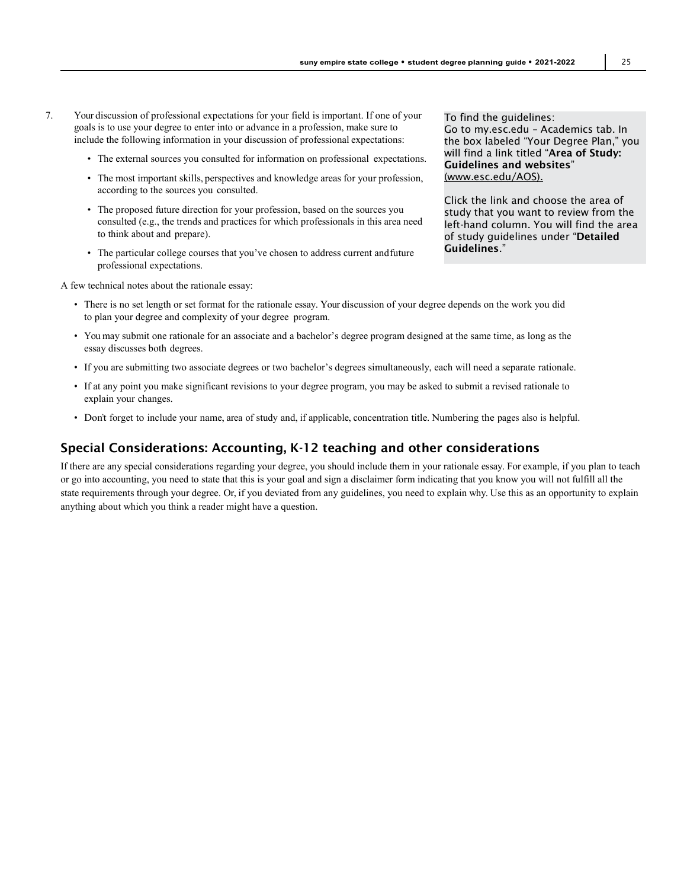7. Your discussion of professional expectations for your field is important. If one of your goals is to use your degree to enter into or advance in a profession, make sure to include the following information in your discussion of professional expectations:

   - The external sources you consulted for information on professional expectations.
   - The most important skills, perspectives and knowledge areas for your profession, according to the sources you consulted.
   - The proposed future direction for your profession, based on the sources you consulted (e.g., the trends and practices for which professionals in this area need to think about and prepare).
   - The particular college courses that you've chosen to address current and future professional expectations.

To find the guidelines:
Go to my.esc.edu – Academics tab. In the box labeled "Your Degree Plan," you will find a link titled "**Area of Study: Guidelines and websites**" (www.esc.edu/AOS).

Click the link and choose the area of study that you want to review from the left-hand column. You will find the area of study guidelines under "**Detailed Guidelines**."

A few technical notes about the rationale essay:

- There is no set length or set format for the rationale essay. Your discussion of your degree depends on the work you did to plan your degree and complexity of your degree program.
- You may submit one rationale for an associate and a bachelor's degree program designed at the same time, as long as the essay discusses both degrees.
- If you are submitting two associate degrees or two bachelor's degrees simultaneously, each will need a separate rationale.
- If at any point you make significant revisions to your degree program, you may be asked to submit a revised rationale to explain your changes.
- Don't forget to include your name, area of study and, if applicable, concentration title. Numbering the pages also is helpful.

## Special Considerations: Accounting, K-12 teaching and other considerations

If there are any special considerations regarding your degree, you should include them in your rationale essay. For example, if you plan to teach or go into accounting, you need to state that this is your goal and sign a disclaimer form indicating that you know you will not fulfill all the state requirements through your degree. Or, if you deviated from any guidelines, you need to explain why. Use this as an opportunity to explain anything about which you think a reader might have a question.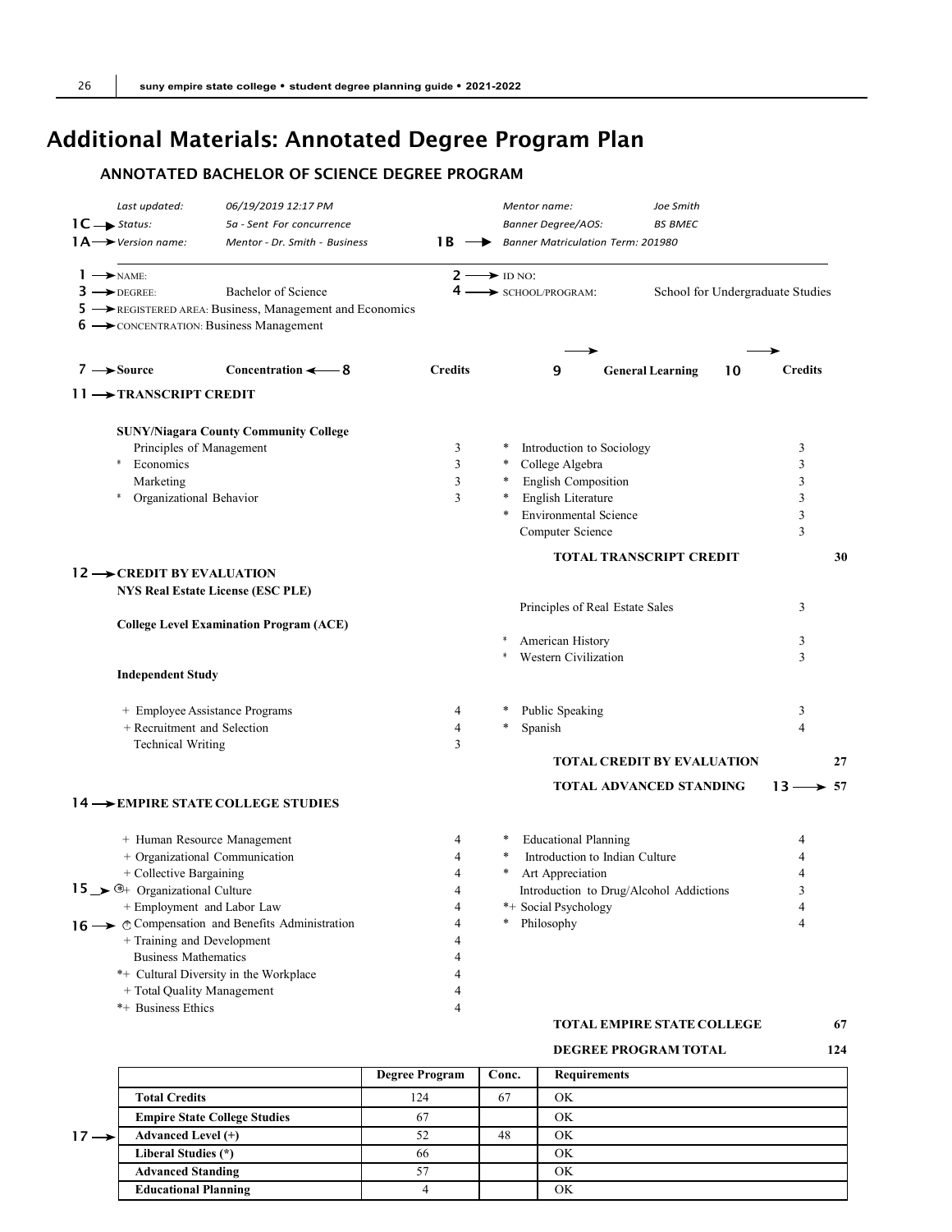# Additional Materials: Annotated Degree Program Plan

## ANNOTATED BACHELOR OF SCIENCE DEGREE PROGRAM

*Last updated:* *06/19/2019 12:17 PM* *Mentor name:* *Joe Smith*
1C → *Status:* *5a - Sent For concurrence* *Banner Degree/AOS:* *BS BMEC*
1A → *Version name:* *Mentor - Dr. Smith - Business* 1B → *Banner Matriculation Term: 201980*

1 → NAME: 2 → ID NO:
3 → DEGREE: Bachelor of Science 4 → SCHOOL/PROGRAM: School for Undergraduate Studies
5 → REGISTERED AREA: Business, Management and Economics
6 → CONCENTRATION: Business Management

| 7 → Source | Concentration ← 8 | Credits | 9 → General Learning 10 → | Credits |
|---|---|---|---|---|
| 11 → **TRANSCRIPT CREDIT** | | | | |
| **SUNY/Niagara County Community College** | | | | |
| | Principles of Management | 3 | * Introduction to Sociology | 3 |
| | * Economics | 3 | * College Algebra | 3 |
| | Marketing | 3 | * English Composition | 3 |
| | * Organizational Behavior | 3 | * English Literature | 3 |
| | | | * Environmental Science | 3 |
| | | | Computer Science | 3 |
| | | | **TOTAL TRANSCRIPT CREDIT** | **30** |
| 12 → **CREDIT BY EVALUATION** | | | | |
| **NYS Real Estate License (ESC PLE)** | | | | |
| | | | Principles of Real Estate Sales | 3 |
| **College Level Examination Program (ACE)** | | | | |
| | | | * American History | 3 |
| | | | * Western Civilization | 3 |
| **Independent Study** | | | | |
| | + Employee Assistance Programs | 4 | * Public Speaking | 3 |
| | + Recruitment and Selection | 4 | * Spanish | 4 |
| | Technical Writing | 3 | | |
| | | | **TOTAL CREDIT BY EVALUATION** | **27** |
| | | | **TOTAL ADVANCED STANDING** 13 → | **57** |
| 14 → **EMPIRE STATE COLLEGE STUDIES** | | | | |
| | + Human Resource Management | 4 | * Educational Planning | 4 |
| | + Organizational Communication | 4 | * Introduction to Indian Culture | 4 |
| | + Collective Bargaining | 4 | * Art Appreciation | 4 |
| 15 → | ⊛+ Organizational Culture | 4 | Introduction to Drug/Alcohol Addictions | 3 |
| | + Employment and Labor Law | 4 | *+ Social Psychology | 4 |
| 16 → | ◌ Compensation and Benefits Administration | 4 | * Philosophy | 4 |
| | + Training and Development | 4 | | |
| | Business Mathematics | 4 | | |
| | *+ Cultural Diversity in the Workplace | 4 | | |
| | + Total Quality Management | 4 | | |
| | *+ Business Ethics | 4 | | |
| | | | **TOTAL EMPIRE STATE COLLEGE** | **67** |
| | | | **DEGREE PROGRAM TOTAL** | **124** |

17 →

| | Degree Program | Conc. | Requirements |
|---|---|---|---|
| **Total Credits** | 124 | 67 | OK |
| **Empire State College Studies** | 67 | | OK |
| **Advanced Level (+)** | 52 | 48 | OK |
| **Liberal Studies (*)** | 66 | | OK |
| **Advanced Standing** | 57 | | OK |
| **Educational Planning** | 4 | | OK |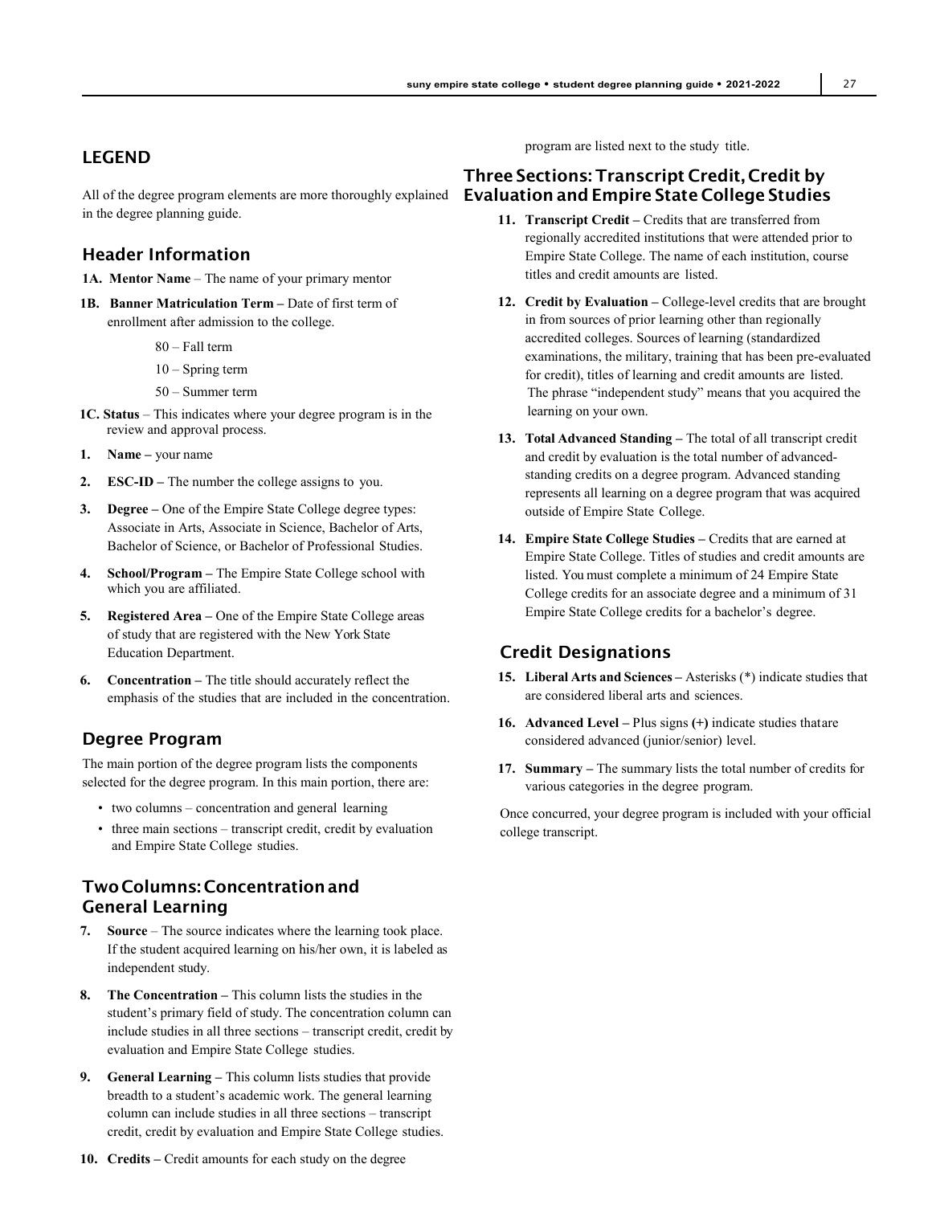## LEGEND

All of the degree program elements are more thoroughly explained in the degree planning guide.

### Header Information

**1A. Mentor Name** – The name of your primary mentor

**1B. Banner Matriculation Term –** Date of first term of enrollment after admission to the college.

- 80 – Fall term
- 10 – Spring term
- 50 – Summer term

**1C. Status** – This indicates where your degree program is in the review and approval process.

1. **Name –** your name
2. **ESC-ID –** The number the college assigns to you.
3. **Degree –** One of the Empire State College degree types: Associate in Arts, Associate in Science, Bachelor of Arts, Bachelor of Science, or Bachelor of Professional Studies.
4. **School/Program –** The Empire State College school with which you are affiliated.
5. **Registered Area –** One of the Empire State College areas of study that are registered with the New York State Education Department.
6. **Concentration –** The title should accurately reflect the emphasis of the studies that are included in the concentration.

### Degree Program

The main portion of the degree program lists the components selected for the degree program. In this main portion, there are:

- two columns – concentration and general learning
- three main sections – transcript credit, credit by evaluation and Empire State College studies.

### Two Columns: Concentration and General Learning

7. **Source** – The source indicates where the learning took place. If the student acquired learning on his/her own, it is labeled as independent study.
8. **The Concentration –** This column lists the studies in the student's primary field of study. The concentration column can include studies in all three sections – transcript credit, credit by evaluation and Empire State College studies.
9. **General Learning –** This column lists studies that provide breadth to a student's academic work. The general learning column can include studies in all three sections – transcript credit, credit by evaluation and Empire State College studies.
10. **Credits –** Credit amounts for each study on the degree program are listed next to the study title.

### Three Sections: Transcript Credit, Credit by Evaluation and Empire State College Studies

11. **Transcript Credit –** Credits that are transferred from regionally accredited institutions that were attended prior to Empire State College. The name of each institution, course titles and credit amounts are listed.
12. **Credit by Evaluation –** College-level credits that are brought in from sources of prior learning other than regionally accredited colleges. Sources of learning (standardized examinations, the military, training that has been pre-evaluated for credit), titles of learning and credit amounts are listed. The phrase "independent study" means that you acquired the learning on your own.
13. **Total Advanced Standing –** The total of all transcript credit and credit by evaluation is the total number of advanced-standing credits on a degree program. Advanced standing represents all learning on a degree program that was acquired outside of Empire State College.
14. **Empire State College Studies –** Credits that are earned at Empire State College. Titles of studies and credit amounts are listed. You must complete a minimum of 24 Empire State College credits for an associate degree and a minimum of 31 Empire State College credits for a bachelor's degree.

### Credit Designations

15. **Liberal Arts and Sciences –** Asterisks (*) indicate studies that are considered liberal arts and sciences.
16. **Advanced Level –** Plus signs **(+)** indicate studies that are considered advanced (junior/senior) level.
17. **Summary –** The summary lists the total number of credits for various categories in the degree program.

Once concurred, your degree program is included with your official college transcript.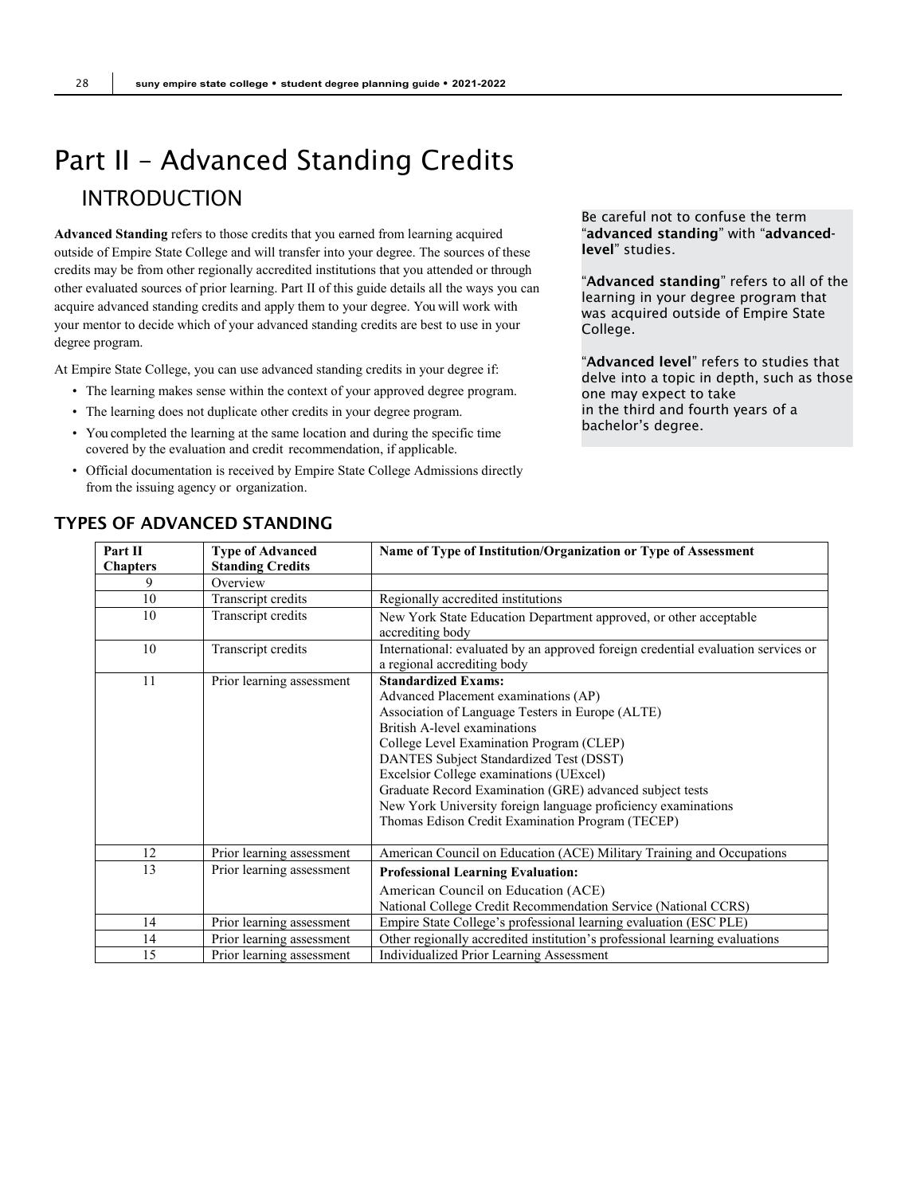# Part II – Advanced Standing Credits

## INTRODUCTION

**Advanced Standing** refers to those credits that you earned from learning acquired outside of Empire State College and will transfer into your degree. The sources of these credits may be from other regionally accredited institutions that you attended or through other evaluated sources of prior learning. Part II of this guide details all the ways you can acquire advanced standing credits and apply them to your degree. You will work with your mentor to decide which of your advanced standing credits are best to use in your degree program.

At Empire State College, you can use advanced standing credits in your degree if:

- The learning makes sense within the context of your approved degree program.
- The learning does not duplicate other credits in your degree program.
- You completed the learning at the same location and during the specific time covered by the evaluation and credit recommendation, if applicable.
- Official documentation is received by Empire State College Admissions directly from the issuing agency or organization.

Be careful not to confuse the term "**advanced standing**" with "**advanced-level**" studies.

"**Advanced standing**" refers to all of the learning in your degree program that was acquired outside of Empire State College.

"**Advanced level**" refers to studies that delve into a topic in depth, such as those one may expect to take in the third and fourth years of a bachelor's degree.

### TYPES OF ADVANCED STANDING

| Part II Chapters | Type of Advanced Standing Credits | Name of Type of Institution/Organization or Type of Assessment |
|---|---|---|
| 9 | Overview | |
| 10 | Transcript credits | Regionally accredited institutions |
| 10 | Transcript credits | New York State Education Department approved, or other acceptable accrediting body |
| 10 | Transcript credits | International: evaluated by an approved foreign credential evaluation services or a regional accrediting body |
| 11 | Prior learning assessment | **Standardized Exams:**<br>Advanced Placement examinations (AP)<br>Association of Language Testers in Europe (ALTE)<br>British A-level examinations<br>College Level Examination Program (CLEP)<br>DANTES Subject Standardized Test (DSST)<br>Excelsior College examinations (UExcel)<br>Graduate Record Examination (GRE) advanced subject tests<br>New York University foreign language proficiency examinations<br>Thomas Edison Credit Examination Program (TECEP) |
| 12 | Prior learning assessment | American Council on Education (ACE) Military Training and Occupations |
| 13 | Prior learning assessment | **Professional Learning Evaluation:**<br>American Council on Education (ACE)<br>National College Credit Recommendation Service (National CCRS) |
| 14 | Prior learning assessment | Empire State College's professional learning evaluation (ESC PLE) |
| 14 | Prior learning assessment | Other regionally accredited institution's professional learning evaluations |
| 15 | Prior learning assessment | Individualized Prior Learning Assessment |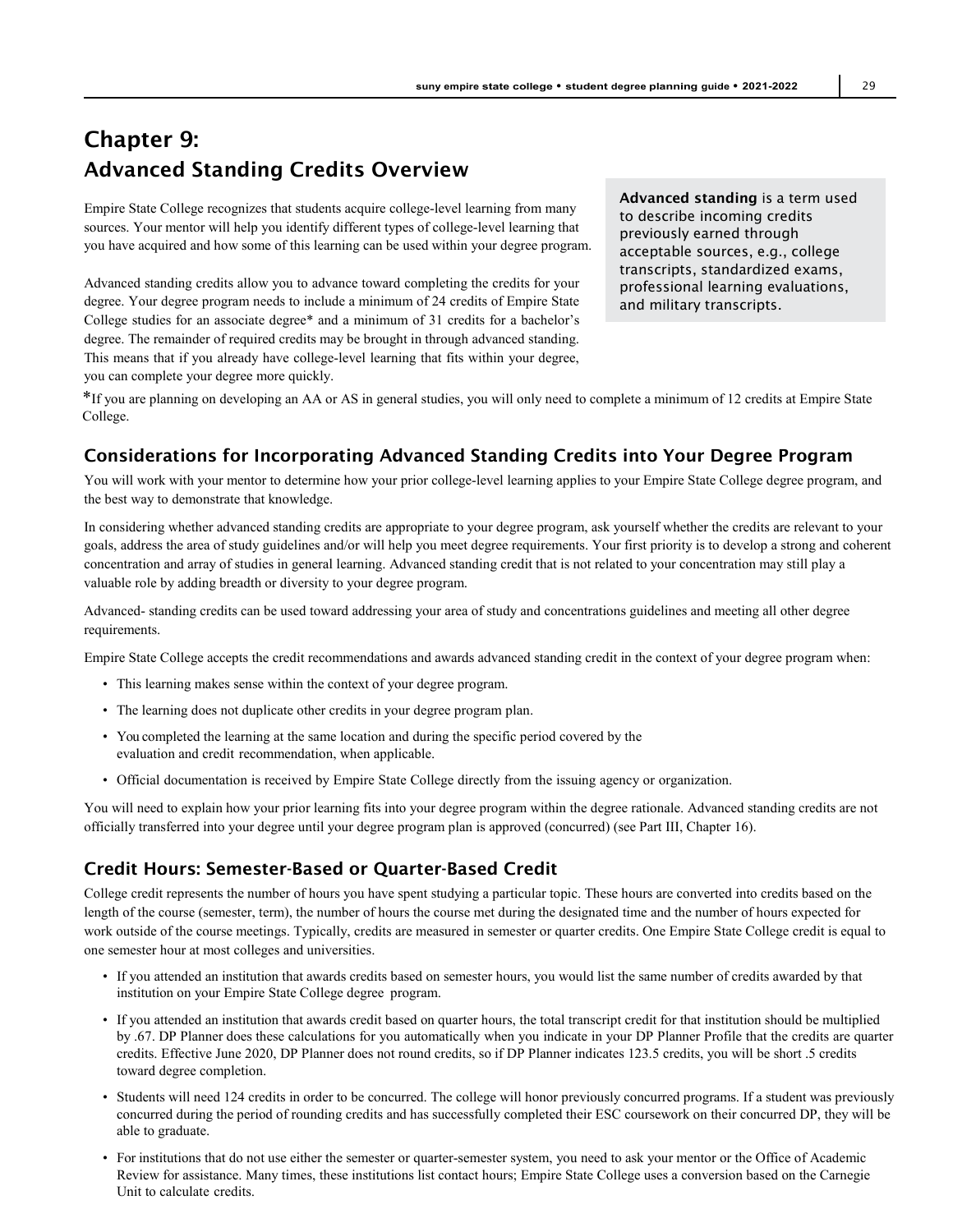# Chapter 9:
## Advanced Standing Credits Overview

Empire State College recognizes that students acquire college-level learning from many sources. Your mentor will help you identify different types of college-level learning that you have acquired and how some of this learning can be used within your degree program.

Advanced standing credits allow you to advance toward completing the credits for your degree. Your degree program needs to include a minimum of 24 credits of Empire State College studies for an associate degree* and a minimum of 31 credits for a bachelor's degree. The remainder of required credits may be brought in through advanced standing. This means that if you already have college-level learning that fits within your degree, you can complete your degree more quickly.

**Advanced standing** is a term used to describe incoming credits previously earned through acceptable sources, e.g., college transcripts, standardized exams, professional learning evaluations, and military transcripts.

*If you are planning on developing an AA or AS in general studies, you will only need to complete a minimum of 12 credits at Empire State College.

### Considerations for Incorporating Advanced Standing Credits into Your Degree Program

You will work with your mentor to determine how your prior college-level learning applies to your Empire State College degree program, and the best way to demonstrate that knowledge.

In considering whether advanced standing credits are appropriate to your degree program, ask yourself whether the credits are relevant to your goals, address the area of study guidelines and/or will help you meet degree requirements. Your first priority is to develop a strong and coherent concentration and array of studies in general learning. Advanced standing credit that is not related to your concentration may still play a valuable role by adding breadth or diversity to your degree program.

Advanced- standing credits can be used toward addressing your area of study and concentrations guidelines and meeting all other degree requirements.

Empire State College accepts the credit recommendations and awards advanced standing credit in the context of your degree program when:

- This learning makes sense within the context of your degree program.
- The learning does not duplicate other credits in your degree program plan.
- You completed the learning at the same location and during the specific period covered by the evaluation and credit recommendation, when applicable.
- Official documentation is received by Empire State College directly from the issuing agency or organization.

You will need to explain how your prior learning fits into your degree program within the degree rationale. Advanced standing credits are not officially transferred into your degree until your degree program plan is approved (concurred) (see Part III, Chapter 16).

### Credit Hours: Semester-Based or Quarter-Based Credit

College credit represents the number of hours you have spent studying a particular topic. These hours are converted into credits based on the length of the course (semester, term), the number of hours the course met during the designated time and the number of hours expected for work outside of the course meetings. Typically, credits are measured in semester or quarter credits. One Empire State College credit is equal to one semester hour at most colleges and universities.

- If you attended an institution that awards credits based on semester hours, you would list the same number of credits awarded by that institution on your Empire State College degree program.
- If you attended an institution that awards credit based on quarter hours, the total transcript credit for that institution should be multiplied by .67. DP Planner does these calculations for you automatically when you indicate in your DP Planner Profile that the credits are quarter credits. Effective June 2020, DP Planner does not round credits, so if DP Planner indicates 123.5 credits, you will be short .5 credits toward degree completion.
- Students will need 124 credits in order to be concurred. The college will honor previously concurred programs. If a student was previously concurred during the period of rounding credits and has successfully completed their ESC coursework on their concurred DP, they will be able to graduate.
- For institutions that do not use either the semester or quarter-semester system, you need to ask your mentor or the Office of Academic Review for assistance. Many times, these institutions list contact hours; Empire State College uses a conversion based on the Carnegie Unit to calculate credits.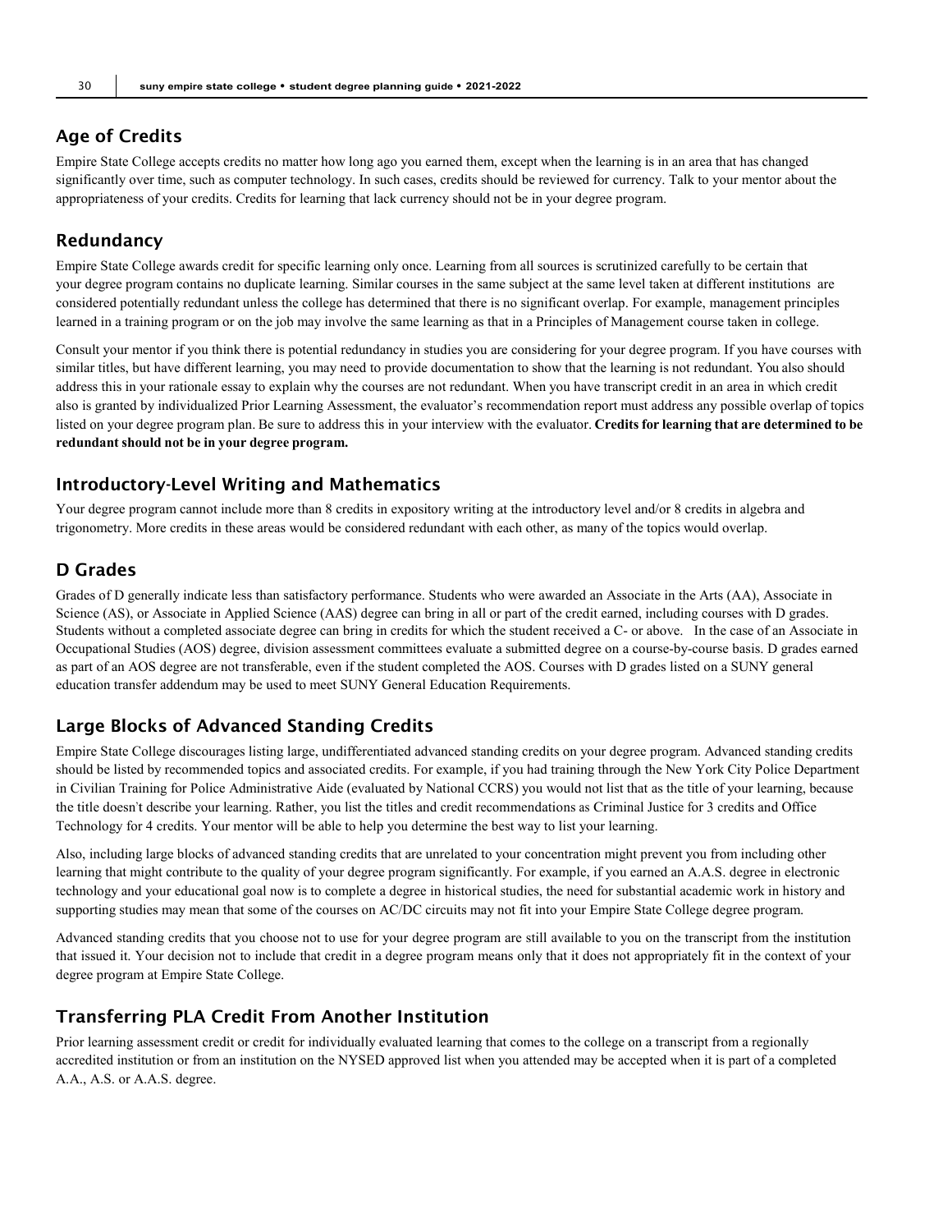## Age of Credits

Empire State College accepts credits no matter how long ago you earned them, except when the learning is in an area that has changed significantly over time, such as computer technology. In such cases, credits should be reviewed for currency. Talk to your mentor about the appropriateness of your credits. Credits for learning that lack currency should not be in your degree program.

## Redundancy

Empire State College awards credit for specific learning only once. Learning from all sources is scrutinized carefully to be certain that your degree program contains no duplicate learning. Similar courses in the same subject at the same level taken at different institutions are considered potentially redundant unless the college has determined that there is no significant overlap. For example, management principles learned in a training program or on the job may involve the same learning as that in a Principles of Management course taken in college.

Consult your mentor if you think there is potential redundancy in studies you are considering for your degree program. If you have courses with similar titles, but have different learning, you may need to provide documentation to show that the learning is not redundant. You also should address this in your rationale essay to explain why the courses are not redundant. When you have transcript credit in an area in which credit also is granted by individualized Prior Learning Assessment, the evaluator's recommendation report must address any possible overlap of topics listed on your degree program plan. Be sure to address this in your interview with the evaluator. **Credits for learning that are determined to be redundant should not be in your degree program.**

## Introductory-Level Writing and Mathematics

Your degree program cannot include more than 8 credits in expository writing at the introductory level and/or 8 credits in algebra and trigonometry. More credits in these areas would be considered redundant with each other, as many of the topics would overlap.

## D Grades

Grades of D generally indicate less than satisfactory performance. Students who were awarded an Associate in the Arts (AA), Associate in Science (AS), or Associate in Applied Science (AAS) degree can bring in all or part of the credit earned, including courses with D grades. Students without a completed associate degree can bring in credits for which the student received a C- or above. In the case of an Associate in Occupational Studies (AOS) degree, division assessment committees evaluate a submitted degree on a course-by-course basis. D grades earned as part of an AOS degree are not transferable, even if the student completed the AOS. Courses with D grades listed on a SUNY general education transfer addendum may be used to meet SUNY General Education Requirements.

## Large Blocks of Advanced Standing Credits

Empire State College discourages listing large, undifferentiated advanced standing credits on your degree program. Advanced standing credits should be listed by recommended topics and associated credits. For example, if you had training through the New York City Police Department in Civilian Training for Police Administrative Aide (evaluated by National CCRS) you would not list that as the title of your learning, because the title doesn't describe your learning. Rather, you list the titles and credit recommendations as Criminal Justice for 3 credits and Office Technology for 4 credits. Your mentor will be able to help you determine the best way to list your learning.

Also, including large blocks of advanced standing credits that are unrelated to your concentration might prevent you from including other learning that might contribute to the quality of your degree program significantly. For example, if you earned an A.A.S. degree in electronic technology and your educational goal now is to complete a degree in historical studies, the need for substantial academic work in history and supporting studies may mean that some of the courses on AC/DC circuits may not fit into your Empire State College degree program.

Advanced standing credits that you choose not to use for your degree program are still available to you on the transcript from the institution that issued it. Your decision not to include that credit in a degree program means only that it does not appropriately fit in the context of your degree program at Empire State College.

## Transferring PLA Credit From Another Institution

Prior learning assessment credit or credit for individually evaluated learning that comes to the college on a transcript from a regionally accredited institution or from an institution on the NYSED approved list when you attended may be accepted when it is part of a completed A.A., A.S. or A.A.S. degree.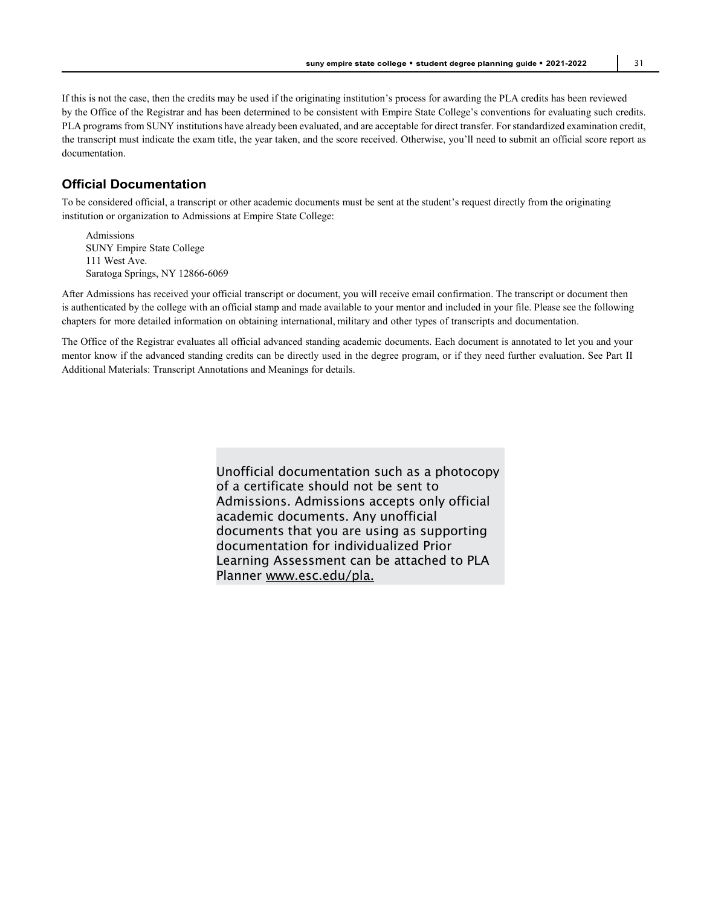If this is not the case, then the credits may be used if the originating institution's process for awarding the PLA credits has been reviewed by the Office of the Registrar and has been determined to be consistent with Empire State College's conventions for evaluating such credits. PLA programs from SUNY institutions have already been evaluated, and are acceptable for direct transfer. For standardized examination credit, the transcript must indicate the exam title, the year taken, and the score received. Otherwise, you'll need to submit an official score report as documentation.

## Official Documentation

To be considered official, a transcript or other academic documents must be sent at the student's request directly from the originating institution or organization to Admissions at Empire State College:

> Admissions
> SUNY Empire State College
> 111 West Ave.
> Saratoga Springs, NY 12866-6069

After Admissions has received your official transcript or document, you will receive email confirmation. The transcript or document then is authenticated by the college with an official stamp and made available to your mentor and included in your file. Please see the following chapters for more detailed information on obtaining international, military and other types of transcripts and documentation.

The Office of the Registrar evaluates all official advanced standing academic documents. Each document is annotated to let you and your mentor know if the advanced standing credits can be directly used in the degree program, or if they need further evaluation. See Part II Additional Materials: Transcript Annotations and Meanings for details.

> Unofficial documentation such as a photocopy of a certificate should not be sent to Admissions. Admissions accepts only official academic documents. Any unofficial documents that you are using as supporting documentation for individualized Prior Learning Assessment can be attached to PLA Planner www.esc.edu/pla.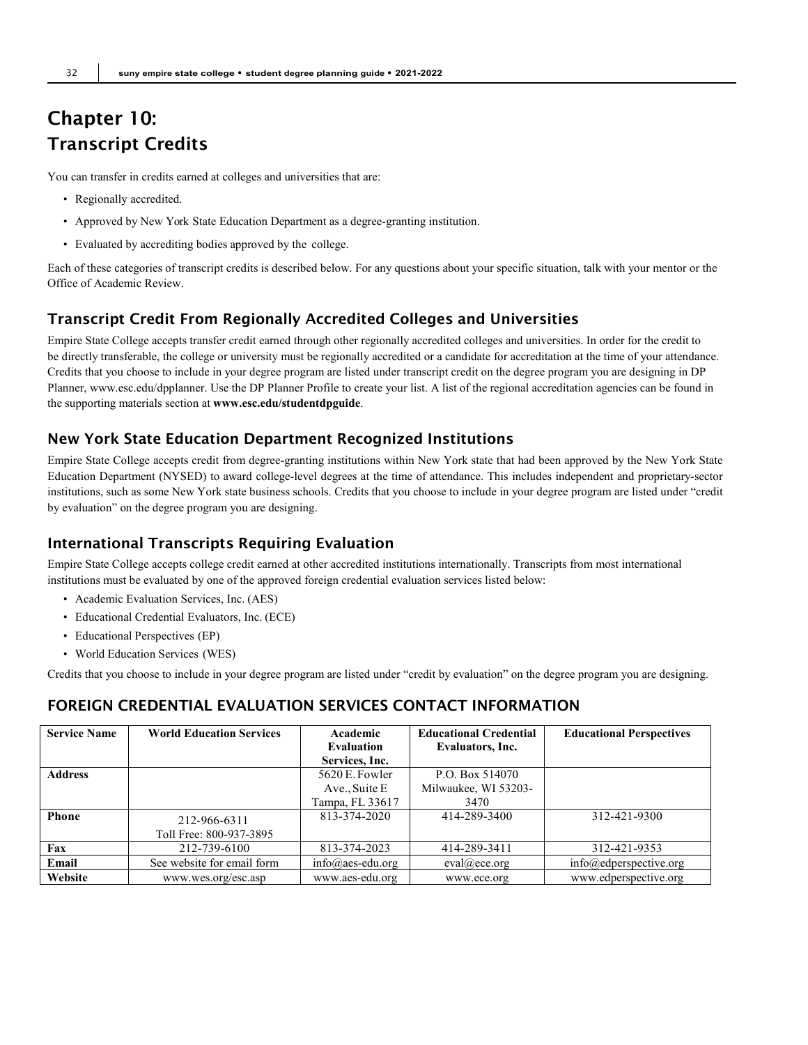# Chapter 10:
# Transcript Credits

You can transfer in credits earned at colleges and universities that are:

- Regionally accredited.
- Approved by New York State Education Department as a degree-granting institution.
- Evaluated by accrediting bodies approved by the college.

Each of these categories of transcript credits is described below. For any questions about your specific situation, talk with your mentor or the Office of Academic Review.

## Transcript Credit From Regionally Accredited Colleges and Universities

Empire State College accepts transfer credit earned through other regionally accredited colleges and universities. In order for the credit to be directly transferable, the college or university must be regionally accredited or a candidate for accreditation at the time of your attendance. Credits that you choose to include in your degree program are listed under transcript credit on the degree program you are designing in DP Planner, www.esc.edu/dpplanner. Use the DP Planner Profile to create your list. A list of the regional accreditation agencies can be found in the supporting materials section at **www.esc.edu/studentdpguide**.

## New York State Education Department Recognized Institutions

Empire State College accepts credit from degree-granting institutions within New York state that had been approved by the New York State Education Department (NYSED) to award college-level degrees at the time of attendance. This includes independent and proprietary-sector institutions, such as some New York state business schools. Credits that you choose to include in your degree program are listed under "credit by evaluation" on the degree program you are designing.

## International Transcripts Requiring Evaluation

Empire State College accepts college credit earned at other accredited institutions internationally. Transcripts from most international institutions must be evaluated by one of the approved foreign credential evaluation services listed below:

- Academic Evaluation Services, Inc. (AES)
- Educational Credential Evaluators, Inc. (ECE)
- Educational Perspectives (EP)
- World Education Services (WES)

Credits that you choose to include in your degree program are listed under "credit by evaluation" on the degree program you are designing.

## FOREIGN CREDENTIAL EVALUATION SERVICES CONTACT INFORMATION

| Service Name | World Education Services | Academic Evaluation Services, Inc. | Educational Credential Evaluators, Inc. | Educational Perspectives |
|---|---|---|---|---|
| Address | | 5620 E. Fowler Ave., Suite E Tampa, FL 33617 | P.O. Box 514070 Milwaukee, WI 53203-3470 | |
| Phone | 212-966-6311 Toll Free: 800-937-3895 | 813-374-2020 | 414-289-3400 | 312-421-9300 |
| Fax | 212-739-6100 | 813-374-2023 | 414-289-3411 | 312-421-9353 |
| Email | See website for email form | info@aes-edu.org | eval@ece.org | info@edperspective.org |
| Website | www.wes.org/esc.asp | www.aes-edu.org | www.ece.org | www.edperspective.org |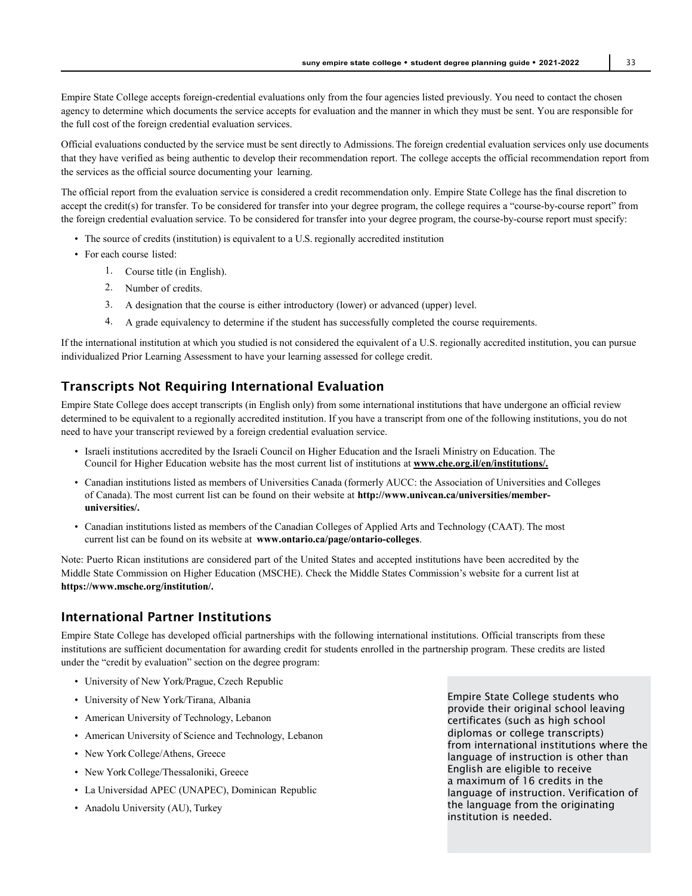Empire State College accepts foreign-credential evaluations only from the four agencies listed previously. You need to contact the chosen agency to determine which documents the service accepts for evaluation and the manner in which they must be sent. You are responsible for the full cost of the foreign credential evaluation services.

Official evaluations conducted by the service must be sent directly to Admissions. The foreign credential evaluation services only use documents that they have verified as being authentic to develop their recommendation report. The college accepts the official recommendation report from the services as the official source documenting your learning.

The official report from the evaluation service is considered a credit recommendation only. Empire State College has the final discretion to accept the credit(s) for transfer. To be considered for transfer into your degree program, the college requires a "course-by-course report" from the foreign credential evaluation service. To be considered for transfer into your degree program, the course-by-course report must specify:

- The source of credits (institution) is equivalent to a U.S. regionally accredited institution
- For each course listed:
    1. Course title (in English).
    2. Number of credits.
    3. A designation that the course is either introductory (lower) or advanced (upper) level.
    4. A grade equivalency to determine if the student has successfully completed the course requirements.

If the international institution at which you studied is not considered the equivalent of a U.S. regionally accredited institution, you can pursue individualized Prior Learning Assessment to have your learning assessed for college credit.

## Transcripts Not Requiring International Evaluation

Empire State College does accept transcripts (in English only) from some international institutions that have undergone an official review determined to be equivalent to a regionally accredited institution. If you have a transcript from one of the following institutions, you do not need to have your transcript reviewed by a foreign credential evaluation service.

- Israeli institutions accredited by the Israeli Council on Higher Education and the Israeli Ministry on Education. The Council for Higher Education website has the most current list of institutions at **www.che.org.il/en/institutions/.**
- Canadian institutions listed as members of Universities Canada (formerly AUCC: the Association of Universities and Colleges of Canada). The most current list can be found on their website at **http://www.univcan.ca/universities/member-universities/.**
- Canadian institutions listed as members of the Canadian Colleges of Applied Arts and Technology (CAAT). The most current list can be found on its website at **www.ontario.ca/page/ontario-colleges**.

Note: Puerto Rican institutions are considered part of the United States and accepted institutions have been accredited by the Middle State Commission on Higher Education (MSCHE). Check the Middle States Commission's website for a current list at **https://www.msche.org/institution/.**

## International Partner Institutions

Empire State College has developed official partnerships with the following international institutions. Official transcripts from these institutions are sufficient documentation for awarding credit for students enrolled in the partnership program. These credits are listed under the "credit by evaluation" section on the degree program:

- University of New York/Prague, Czech Republic
- University of New York/Tirana, Albania
- American University of Technology, Lebanon
- American University of Science and Technology, Lebanon
- New York College/Athens, Greece
- New York College/Thessaloniki, Greece
- La Universidad APEC (UNAPEC), Dominican Republic
- Anadolu University (AU), Turkey

Empire State College students who provide their original school leaving certificates (such as high school diplomas or college transcripts) from international institutions where the language of instruction is other than English are eligible to receive a maximum of 16 credits in the language of instruction. Verification of the language from the originating institution is needed.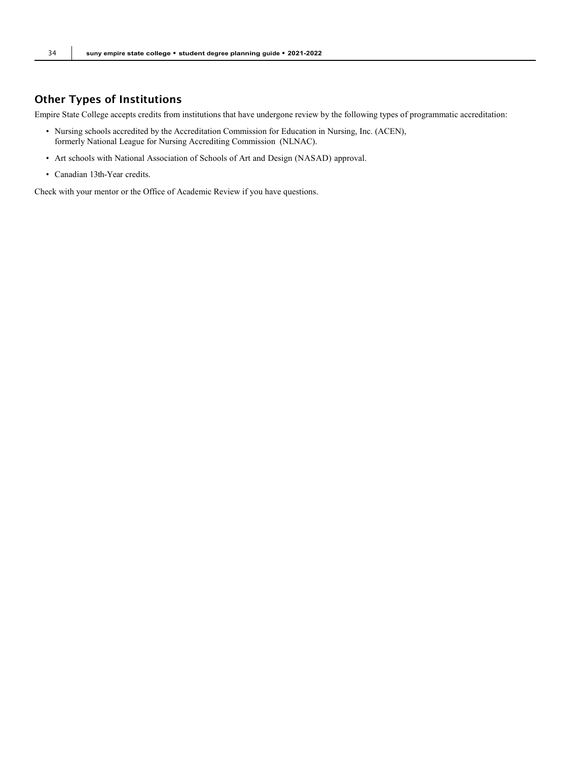## Other Types of Institutions

Empire State College accepts credits from institutions that have undergone review by the following types of programmatic accreditation:

- Nursing schools accredited by the Accreditation Commission for Education in Nursing, Inc. (ACEN), formerly National League for Nursing Accrediting Commission (NLNAC).
- Art schools with National Association of Schools of Art and Design (NASAD) approval.
- Canadian 13th-Year credits.

Check with your mentor or the Office of Academic Review if you have questions.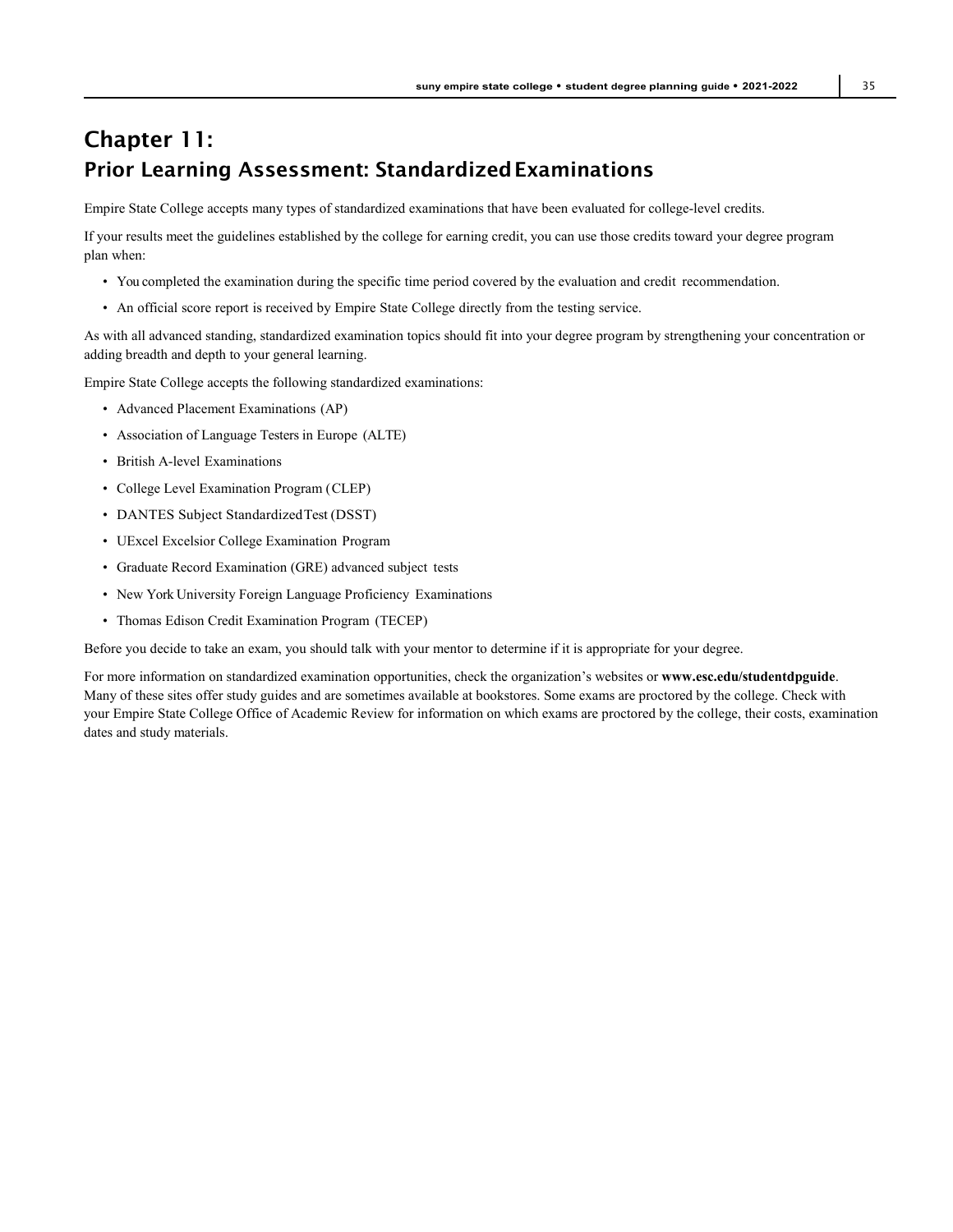# Chapter 11:
## Prior Learning Assessment: Standardized Examinations

Empire State College accepts many types of standardized examinations that have been evaluated for college-level credits.

If your results meet the guidelines established by the college for earning credit, you can use those credits toward your degree program plan when:

- You completed the examination during the specific time period covered by the evaluation and credit recommendation.
- An official score report is received by Empire State College directly from the testing service.

As with all advanced standing, standardized examination topics should fit into your degree program by strengthening your concentration or adding breadth and depth to your general learning.

Empire State College accepts the following standardized examinations:

- Advanced Placement Examinations (AP)
- Association of Language Testers in Europe (ALTE)
- British A-level Examinations
- College Level Examination Program (CLEP)
- DANTES Subject Standardized Test (DSST)
- UExcel Excelsior College Examination Program
- Graduate Record Examination (GRE) advanced subject tests
- New York University Foreign Language Proficiency Examinations
- Thomas Edison Credit Examination Program (TECEP)

Before you decide to take an exam, you should talk with your mentor to determine if it is appropriate for your degree.

For more information on standardized examination opportunities, check the organization's websites or **www.esc.edu/studentdpguide**. Many of these sites offer study guides and are sometimes available at bookstores. Some exams are proctored by the college. Check with your Empire State College Office of Academic Review for information on which exams are proctored by the college, their costs, examination dates and study materials.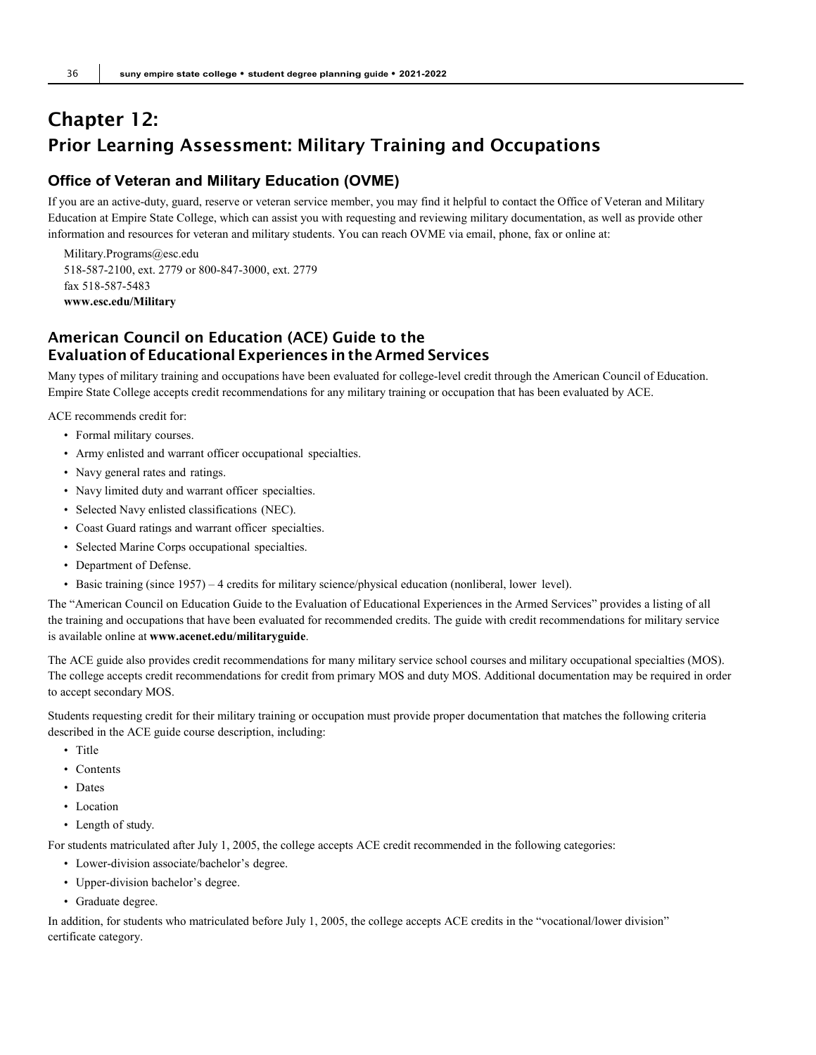# Chapter 12:
# Prior Learning Assessment: Military Training and Occupations

## Office of Veteran and Military Education (OVME)

If you are an active-duty, guard, reserve or veteran service member, you may find it helpful to contact the Office of Veteran and Military Education at Empire State College, which can assist you with requesting and reviewing military documentation, as well as provide other information and resources for veteran and military students. You can reach OVME via email, phone, fax or online at:

Military.Programs@esc.edu
518-587-2100, ext. 2779 or 800-847-3000, ext. 2779
fax 518-587-5483
**www.esc.edu/Military**

## American Council on Education (ACE) Guide to the Evaluation of Educational Experiences in the Armed Services

Many types of military training and occupations have been evaluated for college-level credit through the American Council of Education. Empire State College accepts credit recommendations for any military training or occupation that has been evaluated by ACE.

ACE recommends credit for:

- Formal military courses.
- Army enlisted and warrant officer occupational specialties.
- Navy general rates and ratings.
- Navy limited duty and warrant officer specialties.
- Selected Navy enlisted classifications (NEC).
- Coast Guard ratings and warrant officer specialties.
- Selected Marine Corps occupational specialties.
- Department of Defense.
- Basic training (since 1957) – 4 credits for military science/physical education (nonliberal, lower level).

The "American Council on Education Guide to the Evaluation of Educational Experiences in the Armed Services" provides a listing of all the training and occupations that have been evaluated for recommended credits. The guide with credit recommendations for military service is available online at **www.acenet.edu/militaryguide**.

The ACE guide also provides credit recommendations for many military service school courses and military occupational specialties (MOS). The college accepts credit recommendations for credit from primary MOS and duty MOS. Additional documentation may be required in order to accept secondary MOS.

Students requesting credit for their military training or occupation must provide proper documentation that matches the following criteria described in the ACE guide course description, including:

- Title
- Contents
- Dates
- Location
- Length of study.

For students matriculated after July 1, 2005, the college accepts ACE credit recommended in the following categories:

- Lower-division associate/bachelor's degree.
- Upper-division bachelor's degree.
- Graduate degree.

In addition, for students who matriculated before July 1, 2005, the college accepts ACE credits in the "vocational/lower division" certificate category.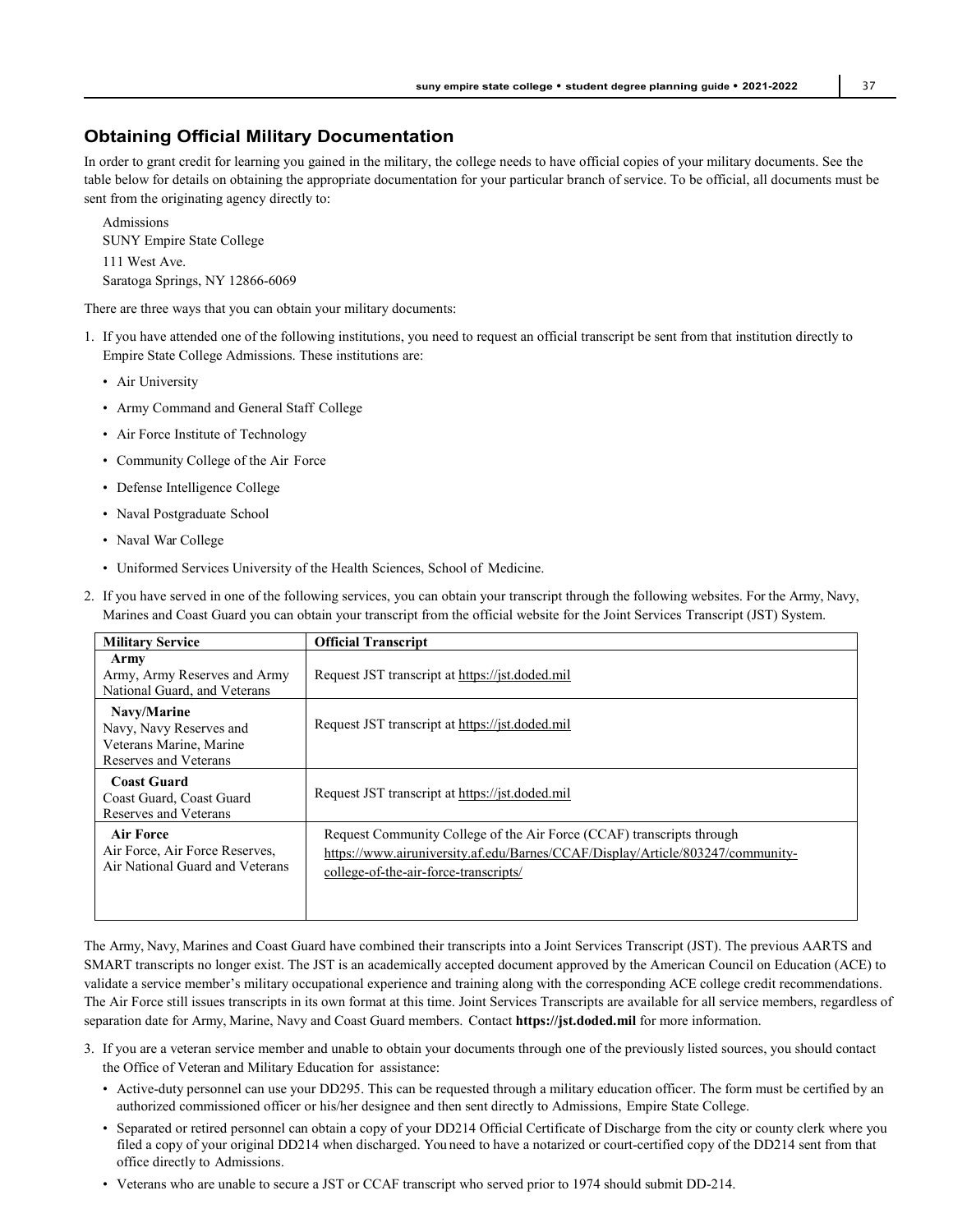## Obtaining Official Military Documentation

In order to grant credit for learning you gained in the military, the college needs to have official copies of your military documents. See the table below for details on obtaining the appropriate documentation for your particular branch of service. To be official, all documents must be sent from the originating agency directly to:

Admissions
SUNY Empire State College
111 West Ave.
Saratoga Springs, NY 12866-6069

There are three ways that you can obtain your military documents:

1. If you have attended one of the following institutions, you need to request an official transcript be sent from that institution directly to Empire State College Admissions. These institutions are:
   - Air University
   - Army Command and General Staff College
   - Air Force Institute of Technology
   - Community College of the Air Force
   - Defense Intelligence College
   - Naval Postgraduate School
   - Naval War College
   - Uniformed Services University of the Health Sciences, School of Medicine.
2. If you have served in one of the following services, you can obtain your transcript through the following websites. For the Army, Navy, Marines and Coast Guard you can obtain your transcript from the official website for the Joint Services Transcript (JST) System.

| Military Service | Official Transcript |
|---|---|
| **Army**<br>Army, Army Reserves and Army National Guard, and Veterans | Request JST transcript at https://jst.doded.mil |
| **Navy/Marine**<br>Navy, Navy Reserves and Veterans Marine, Marine Reserves and Veterans | Request JST transcript at https://jst.doded.mil |
| **Coast Guard**<br>Coast Guard, Coast Guard Reserves and Veterans | Request JST transcript at https://jst.doded.mil |
| **Air Force**<br>Air Force, Air Force Reserves, Air National Guard and Veterans | Request Community College of the Air Force (CCAF) transcripts through https://www.airuniversity.af.edu/Barnes/CCAF/Display/Article/803247/community-college-of-the-air-force-transcripts/ |

The Army, Navy, Marines and Coast Guard have combined their transcripts into a Joint Services Transcript (JST). The previous AARTS and SMART transcripts no longer exist. The JST is an academically accepted document approved by the American Council on Education (ACE) to validate a service member's military occupational experience and training along with the corresponding ACE college credit recommendations. The Air Force still issues transcripts in its own format at this time. Joint Services Transcripts are available for all service members, regardless of separation date for Army, Marine, Navy and Coast Guard members. Contact **https://jst.doded.mil** for more information.

3. If you are a veteran service member and unable to obtain your documents through one of the previously listed sources, you should contact the Office of Veteran and Military Education for assistance:
   - Active-duty personnel can use your DD295. This can be requested through a military education officer. The form must be certified by an authorized commissioned officer or his/her designee and then sent directly to Admissions, Empire State College.
   - Separated or retired personnel can obtain a copy of your DD214 Official Certificate of Discharge from the city or county clerk where you filed a copy of your original DD214 when discharged. You need to have a notarized or court-certified copy of the DD214 sent from that office directly to Admissions.
   - Veterans who are unable to secure a JST or CCAF transcript who served prior to 1974 should submit DD-214.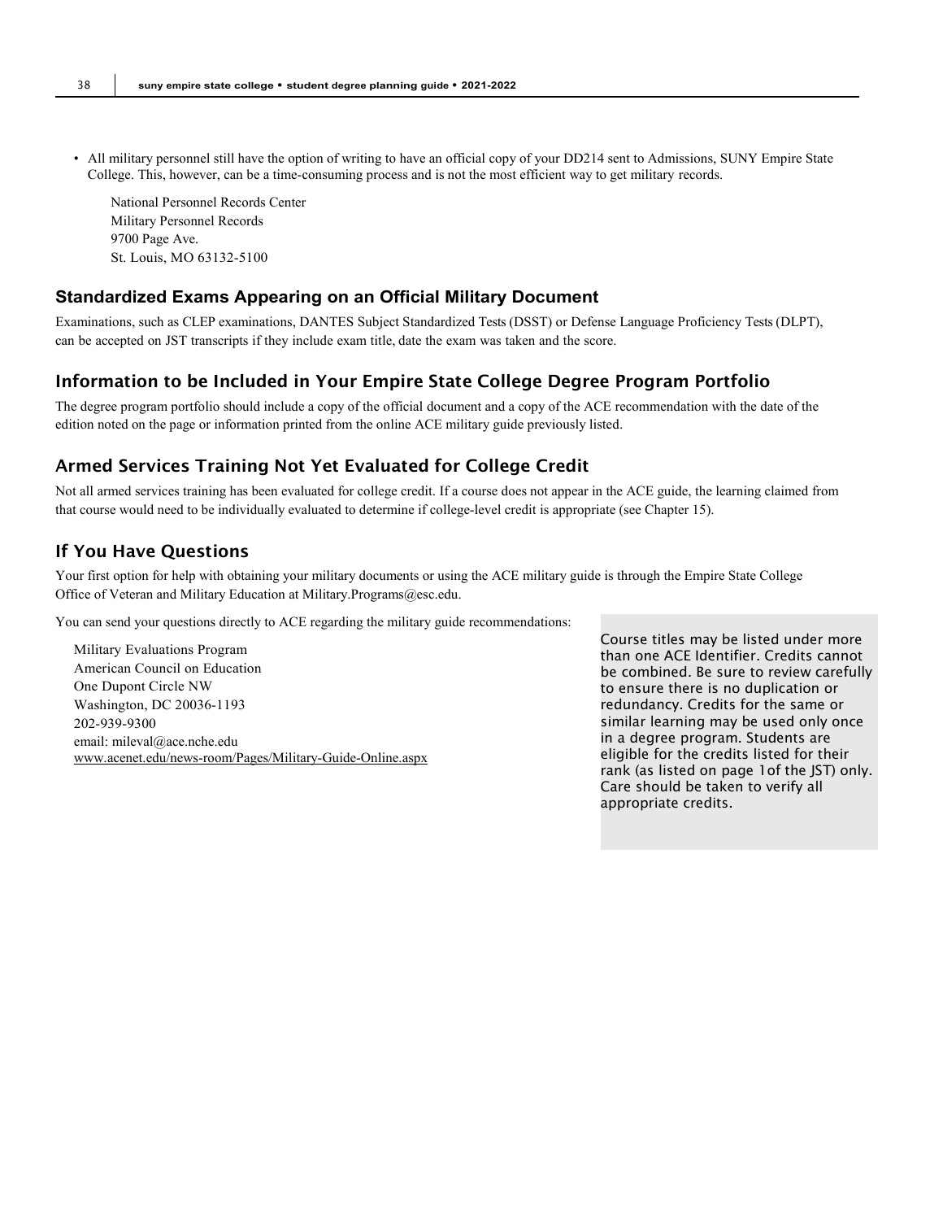- All military personnel still have the option of writing to have an official copy of your DD214 sent to Admissions, SUNY Empire State College. This, however, can be a time-consuming process and is not the most efficient way to get military records.

  National Personnel Records Center
  Military Personnel Records
  9700 Page Ave.
  St. Louis, MO 63132-5100

## Standardized Exams Appearing on an Official Military Document

Examinations, such as CLEP examinations, DANTES Subject Standardized Tests (DSST) or Defense Language Proficiency Tests (DLPT), can be accepted on JST transcripts if they include exam title, date the exam was taken and the score.

## Information to be Included in Your Empire State College Degree Program Portfolio

The degree program portfolio should include a copy of the official document and a copy of the ACE recommendation with the date of the edition noted on the page or information printed from the online ACE military guide previously listed.

## Armed Services Training Not Yet Evaluated for College Credit

Not all armed services training has been evaluated for college credit. If a course does not appear in the ACE guide, the learning claimed from that course would need to be individually evaluated to determine if college-level credit is appropriate (see Chapter 15).

## If You Have Questions

Your first option for help with obtaining your military documents or using the ACE military guide is through the Empire State College Office of Veteran and Military Education at Military.Programs@esc.edu.

You can send your questions directly to ACE regarding the military guide recommendations:

Military Evaluations Program
American Council on Education
One Dupont Circle NW
Washington, DC 20036-1193
202-939-9300
email: mileval@ace.nche.edu
www.acenet.edu/news-room/Pages/Military-Guide-Online.aspx

Course titles may be listed under more than one ACE Identifier. Credits cannot be combined. Be sure to review carefully to ensure there is no duplication or redundancy. Credits for the same or similar learning may be used only once in a degree program. Students are eligible for the credits listed for their rank (as listed on page 1of the JST) only. Care should be taken to verify all appropriate credits.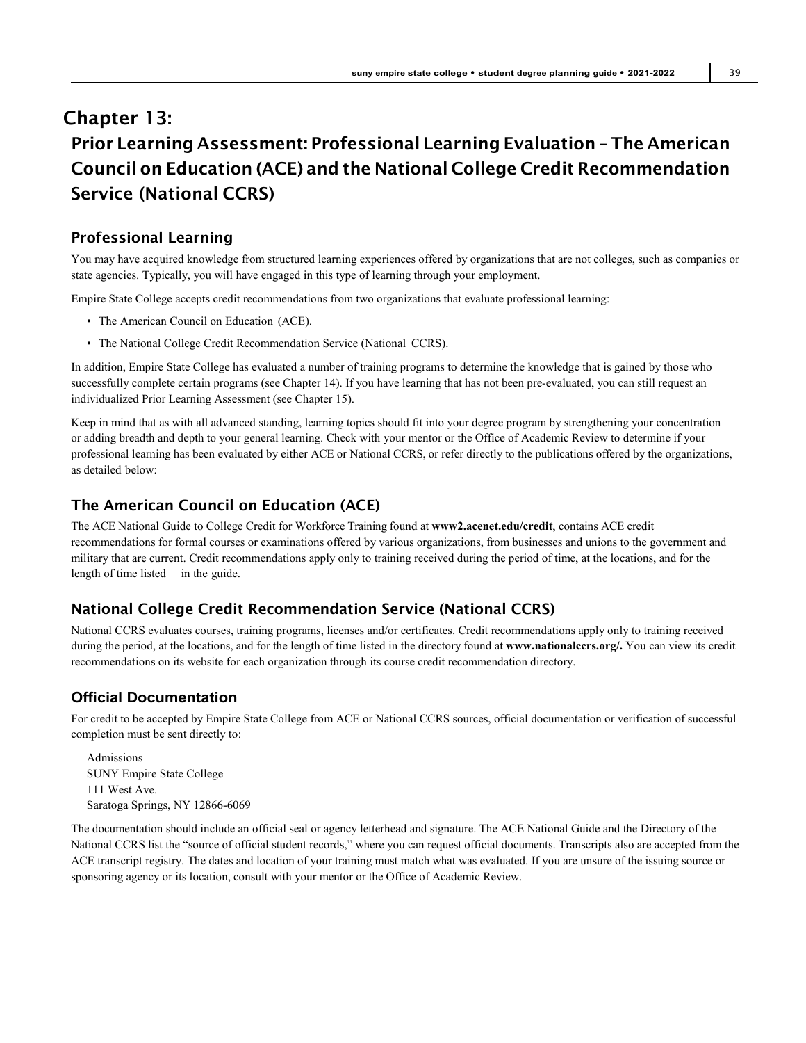# Chapter 13:

## Prior Learning Assessment: Professional Learning Evaluation – The American Council on Education (ACE) and the National College Credit Recommendation Service (National CCRS)

### Professional Learning

You may have acquired knowledge from structured learning experiences offered by organizations that are not colleges, such as companies or state agencies. Typically, you will have engaged in this type of learning through your employment.

Empire State College accepts credit recommendations from two organizations that evaluate professional learning:

- The American Council on Education (ACE).
- The National College Credit Recommendation Service (National CCRS).

In addition, Empire State College has evaluated a number of training programs to determine the knowledge that is gained by those who successfully complete certain programs (see Chapter 14). If you have learning that has not been pre-evaluated, you can still request an individualized Prior Learning Assessment (see Chapter 15).

Keep in mind that as with all advanced standing, learning topics should fit into your degree program by strengthening your concentration or adding breadth and depth to your general learning. Check with your mentor or the Office of Academic Review to determine if your professional learning has been evaluated by either ACE or National CCRS, or refer directly to the publications offered by the organizations, as detailed below:

### The American Council on Education (ACE)

The ACE National Guide to College Credit for Workforce Training found at **www2.acenet.edu/credit**, contains ACE credit recommendations for formal courses or examinations offered by various organizations, from businesses and unions to the government and military that are current. Credit recommendations apply only to training received during the period of time, at the locations, and for the length of time listed in the guide.

### National College Credit Recommendation Service (National CCRS)

National CCRS evaluates courses, training programs, licenses and/or certificates. Credit recommendations apply only to training received during the period, at the locations, and for the length of time listed in the directory found at **www.nationalccrs.org/.** You can view its credit recommendations on its website for each organization through its course credit recommendation directory.

### Official Documentation

For credit to be accepted by Empire State College from ACE or National CCRS sources, official documentation or verification of successful completion must be sent directly to:

Admissions
SUNY Empire State College
111 West Ave.
Saratoga Springs, NY 12866-6069

The documentation should include an official seal or agency letterhead and signature. The ACE National Guide and the Directory of the National CCRS list the "source of official student records," where you can request official documents. Transcripts also are accepted from the ACE transcript registry. The dates and location of your training must match what was evaluated. If you are unsure of the issuing source or sponsoring agency or its location, consult with your mentor or the Office of Academic Review.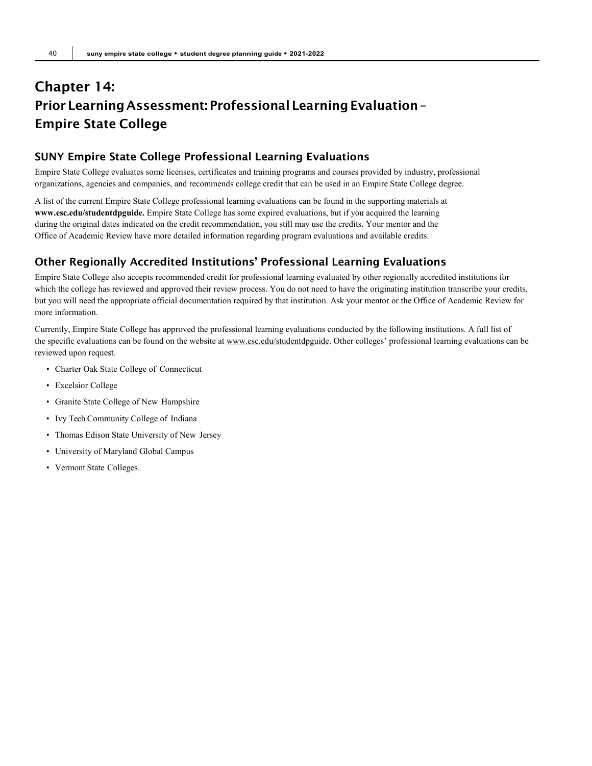# Chapter 14: Prior Learning Assessment: Professional Learning Evaluation – Empire State College

## SUNY Empire State College Professional Learning Evaluations

Empire State College evaluates some licenses, certificates and training programs and courses provided by industry, professional organizations, agencies and companies, and recommends college credit that can be used in an Empire State College degree.

A list of the current Empire State College professional learning evaluations can be found in the supporting materials at **www.esc.edu/studentdpguide.** Empire State College has some expired evaluations, but if you acquired the learning during the original dates indicated on the credit recommendation, you still may use the credits. Your mentor and the Office of Academic Review have more detailed information regarding program evaluations and available credits.

## Other Regionally Accredited Institutions' Professional Learning Evaluations

Empire State College also accepts recommended credit for professional learning evaluated by other regionally accredited institutions for which the college has reviewed and approved their review process. You do not need to have the originating institution transcribe your credits, but you will need the appropriate official documentation required by that institution. Ask your mentor or the Office of Academic Review for more information.

Currently, Empire State College has approved the professional learning evaluations conducted by the following institutions. A full list of the specific evaluations can be found on the website at www.esc.edu/studentdpguide. Other colleges' professional learning evaluations can be reviewed upon request.

- Charter Oak State College of Connecticut
- Excelsior College
- Granite State College of New Hampshire
- Ivy Tech Community College of Indiana
- Thomas Edison State University of New Jersey
- University of Maryland Global Campus
- Vermont State Colleges.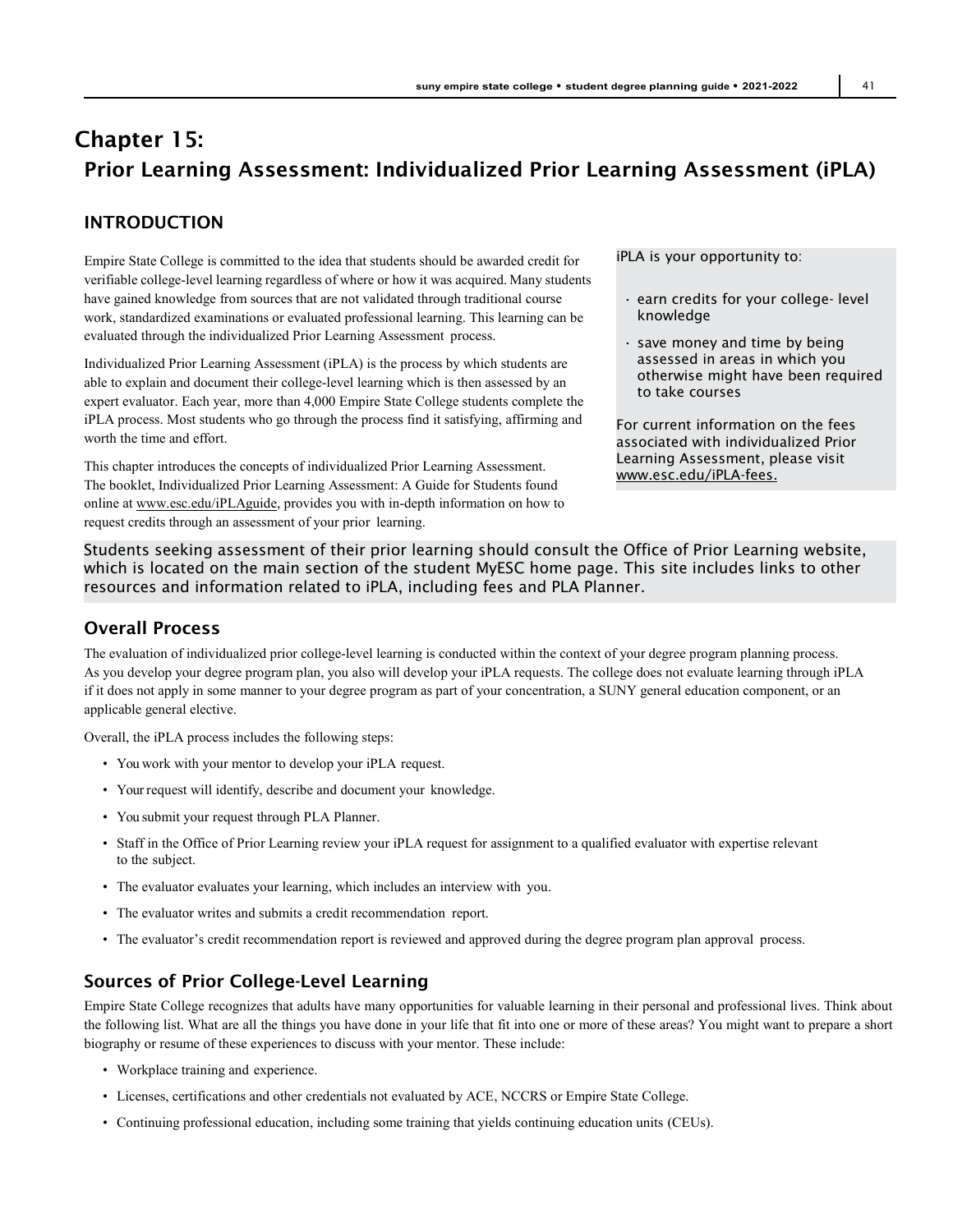# Chapter 15:

## Prior Learning Assessment: Individualized Prior Learning Assessment (iPLA)

### INTRODUCTION

Empire State College is committed to the idea that students should be awarded credit for verifiable college-level learning regardless of where or how it was acquired. Many students have gained knowledge from sources that are not validated through traditional course work, standardized examinations or evaluated professional learning. This learning can be evaluated through the individualized Prior Learning Assessment process.

Individualized Prior Learning Assessment (iPLA) is the process by which students are able to explain and document their college-level learning which is then assessed by an expert evaluator. Each year, more than 4,000 Empire State College students complete the iPLA process. Most students who go through the process find it satisfying, affirming and worth the time and effort.

This chapter introduces the concepts of individualized Prior Learning Assessment. The booklet, Individualized Prior Learning Assessment: A Guide for Students found online at www.esc.edu/iPLAguide, provides you with in-depth information on how to request credits through an assessment of your prior learning.

iPLA is your opportunity to:

- earn credits for your college- level knowledge
- save money and time by being assessed in areas in which you otherwise might have been required to take courses

For current information on the fees associated with individualized Prior Learning Assessment, please visit www.esc.edu/iPLA-fees.

Students seeking assessment of their prior learning should consult the Office of Prior Learning website, which is located on the main section of the student MyESC home page. This site includes links to other resources and information related to iPLA, including fees and PLA Planner.

### Overall Process

The evaluation of individualized prior college-level learning is conducted within the context of your degree program planning process. As you develop your degree program plan, you also will develop your iPLA requests. The college does not evaluate learning through iPLA if it does not apply in some manner to your degree program as part of your concentration, a SUNY general education component, or an applicable general elective.

Overall, the iPLA process includes the following steps:

- You work with your mentor to develop your iPLA request.
- Your request will identify, describe and document your knowledge.
- You submit your request through PLA Planner.
- Staff in the Office of Prior Learning review your iPLA request for assignment to a qualified evaluator with expertise relevant to the subject.
- The evaluator evaluates your learning, which includes an interview with you.
- The evaluator writes and submits a credit recommendation report.
- The evaluator's credit recommendation report is reviewed and approved during the degree program plan approval process.

### Sources of Prior College-Level Learning

Empire State College recognizes that adults have many opportunities for valuable learning in their personal and professional lives. Think about the following list. What are all the things you have done in your life that fit into one or more of these areas? You might want to prepare a short biography or resume of these experiences to discuss with your mentor. These include:

- Workplace training and experience.
- Licenses, certifications and other credentials not evaluated by ACE, NCCRS or Empire State College.
- Continuing professional education, including some training that yields continuing education units (CEUs).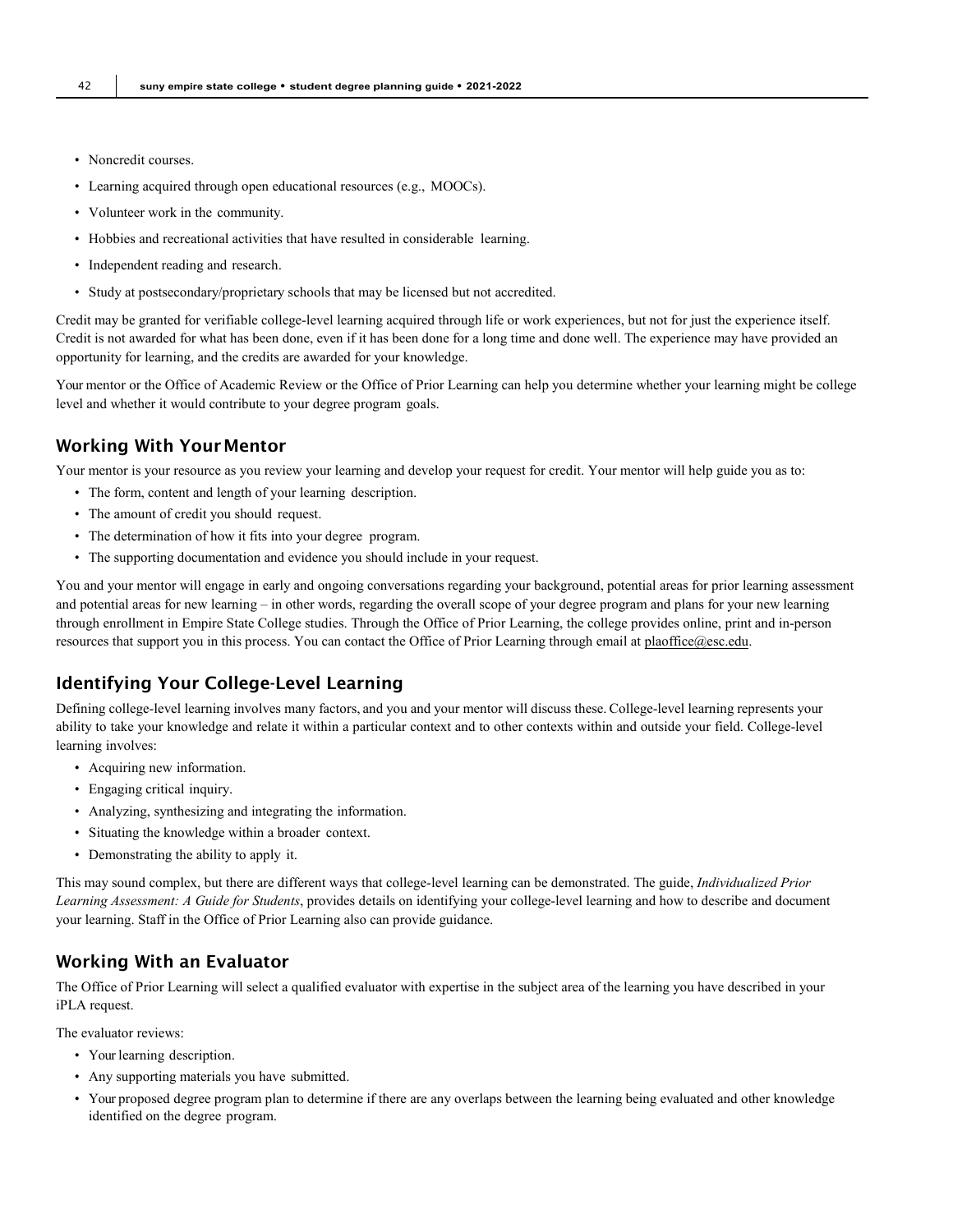- Noncredit courses.
- Learning acquired through open educational resources (e.g., MOOCs).
- Volunteer work in the community.
- Hobbies and recreational activities that have resulted in considerable learning.
- Independent reading and research.
- Study at postsecondary/proprietary schools that may be licensed but not accredited.

Credit may be granted for verifiable college-level learning acquired through life or work experiences, but not for just the experience itself. Credit is not awarded for what has been done, even if it has been done for a long time and done well. The experience may have provided an opportunity for learning, and the credits are awarded for your knowledge.

Your mentor or the Office of Academic Review or the Office of Prior Learning can help you determine whether your learning might be college level and whether it would contribute to your degree program goals.

## Working With Your Mentor

Your mentor is your resource as you review your learning and develop your request for credit. Your mentor will help guide you as to:

- The form, content and length of your learning description.
- The amount of credit you should request.
- The determination of how it fits into your degree program.
- The supporting documentation and evidence you should include in your request.

You and your mentor will engage in early and ongoing conversations regarding your background, potential areas for prior learning assessment and potential areas for new learning – in other words, regarding the overall scope of your degree program and plans for your new learning through enrollment in Empire State College studies. Through the Office of Prior Learning, the college provides online, print and in-person resources that support you in this process. You can contact the Office of Prior Learning through email at plaoffice@esc.edu.

## Identifying Your College-Level Learning

Defining college-level learning involves many factors, and you and your mentor will discuss these. College-level learning represents your ability to take your knowledge and relate it within a particular context and to other contexts within and outside your field. College-level learning involves:

- Acquiring new information.
- Engaging critical inquiry.
- Analyzing, synthesizing and integrating the information.
- Situating the knowledge within a broader context.
- Demonstrating the ability to apply it.

This may sound complex, but there are different ways that college-level learning can be demonstrated. The guide, *Individualized Prior Learning Assessment: A Guide for Students*, provides details on identifying your college-level learning and how to describe and document your learning. Staff in the Office of Prior Learning also can provide guidance.

## Working With an Evaluator

The Office of Prior Learning will select a qualified evaluator with expertise in the subject area of the learning you have described in your iPLA request.

The evaluator reviews:

- Your learning description.
- Any supporting materials you have submitted.
- Your proposed degree program plan to determine if there are any overlaps between the learning being evaluated and other knowledge identified on the degree program.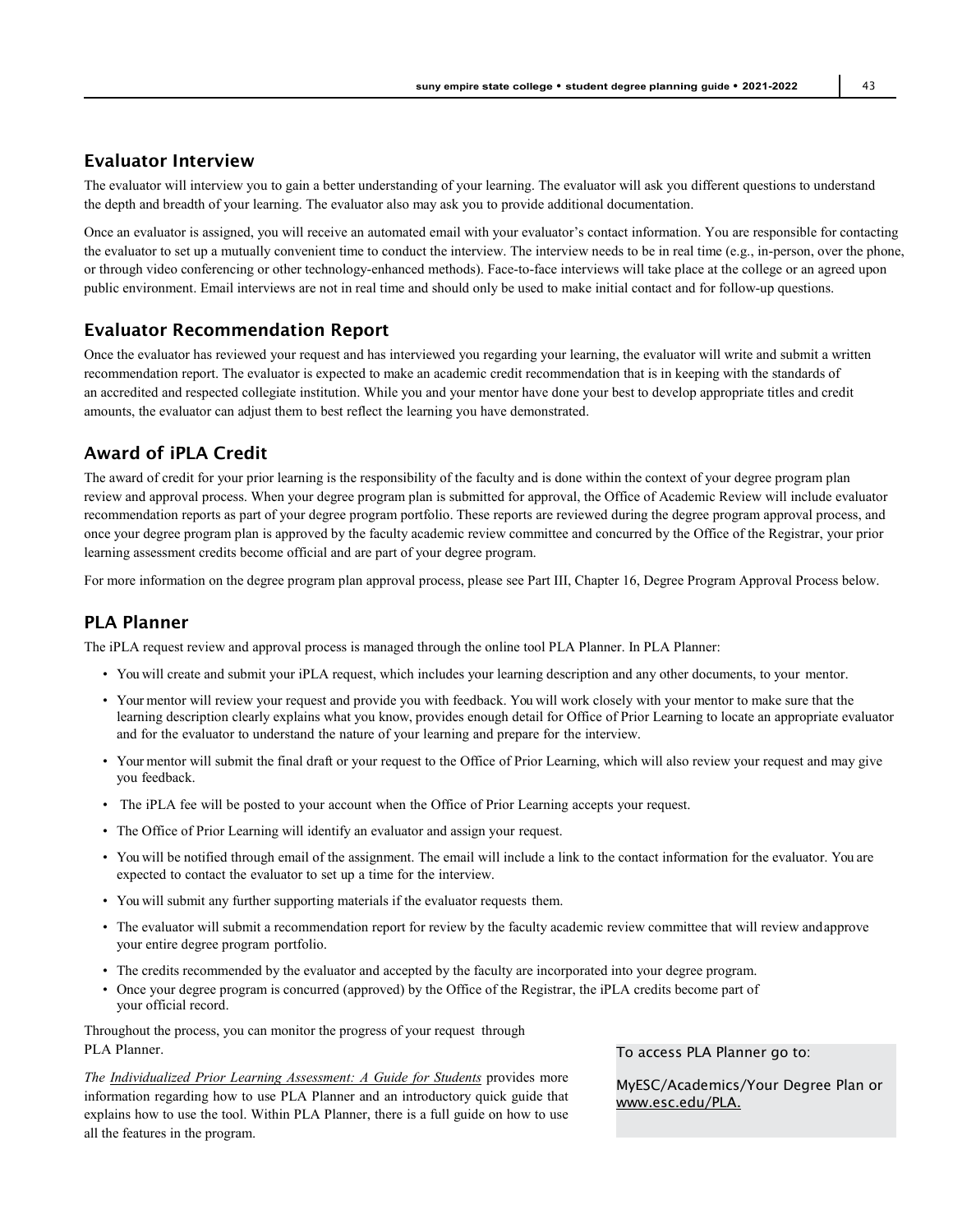## Evaluator Interview

The evaluator will interview you to gain a better understanding of your learning. The evaluator will ask you different questions to understand the depth and breadth of your learning. The evaluator also may ask you to provide additional documentation.

Once an evaluator is assigned, you will receive an automated email with your evaluator's contact information. You are responsible for contacting the evaluator to set up a mutually convenient time to conduct the interview. The interview needs to be in real time (e.g., in-person, over the phone, or through video conferencing or other technology-enhanced methods). Face-to-face interviews will take place at the college or an agreed upon public environment. Email interviews are not in real time and should only be used to make initial contact and for follow-up questions.

## Evaluator Recommendation Report

Once the evaluator has reviewed your request and has interviewed you regarding your learning, the evaluator will write and submit a written recommendation report. The evaluator is expected to make an academic credit recommendation that is in keeping with the standards of an accredited and respected collegiate institution. While you and your mentor have done your best to develop appropriate titles and credit amounts, the evaluator can adjust them to best reflect the learning you have demonstrated.

## Award of iPLA Credit

The award of credit for your prior learning is the responsibility of the faculty and is done within the context of your degree program plan review and approval process. When your degree program plan is submitted for approval, the Office of Academic Review will include evaluator recommendation reports as part of your degree program portfolio. These reports are reviewed during the degree program approval process, and once your degree program plan is approved by the faculty academic review committee and concurred by the Office of the Registrar, your prior learning assessment credits become official and are part of your degree program.

For more information on the degree program plan approval process, please see Part III, Chapter 16, Degree Program Approval Process below.

## PLA Planner

The iPLA request review and approval process is managed through the online tool PLA Planner. In PLA Planner:

- You will create and submit your iPLA request, which includes your learning description and any other documents, to your mentor.
- Your mentor will review your request and provide you with feedback. You will work closely with your mentor to make sure that the learning description clearly explains what you know, provides enough detail for Office of Prior Learning to locate an appropriate evaluator and for the evaluator to understand the nature of your learning and prepare for the interview.
- Your mentor will submit the final draft or your request to the Office of Prior Learning, which will also review your request and may give you feedback.
- The iPLA fee will be posted to your account when the Office of Prior Learning accepts your request.
- The Office of Prior Learning will identify an evaluator and assign your request.
- You will be notified through email of the assignment. The email will include a link to the contact information for the evaluator. You are expected to contact the evaluator to set up a time for the interview.
- You will submit any further supporting materials if the evaluator requests them.
- The evaluator will submit a recommendation report for review by the faculty academic review committee that will review and approve your entire degree program portfolio.
- The credits recommended by the evaluator and accepted by the faculty are incorporated into your degree program.
- Once your degree program is concurred (approved) by the Office of the Registrar, the iPLA credits become part of your official record.

Throughout the process, you can monitor the progress of your request through PLA Planner.

*The Individualized Prior Learning Assessment: A Guide for Students* provides more information regarding how to use PLA Planner and an introductory quick guide that explains how to use the tool. Within PLA Planner, there is a full guide on how to use all the features in the program.

To access PLA Planner go to:

MyESC/Academics/Your Degree Plan or www.esc.edu/PLA.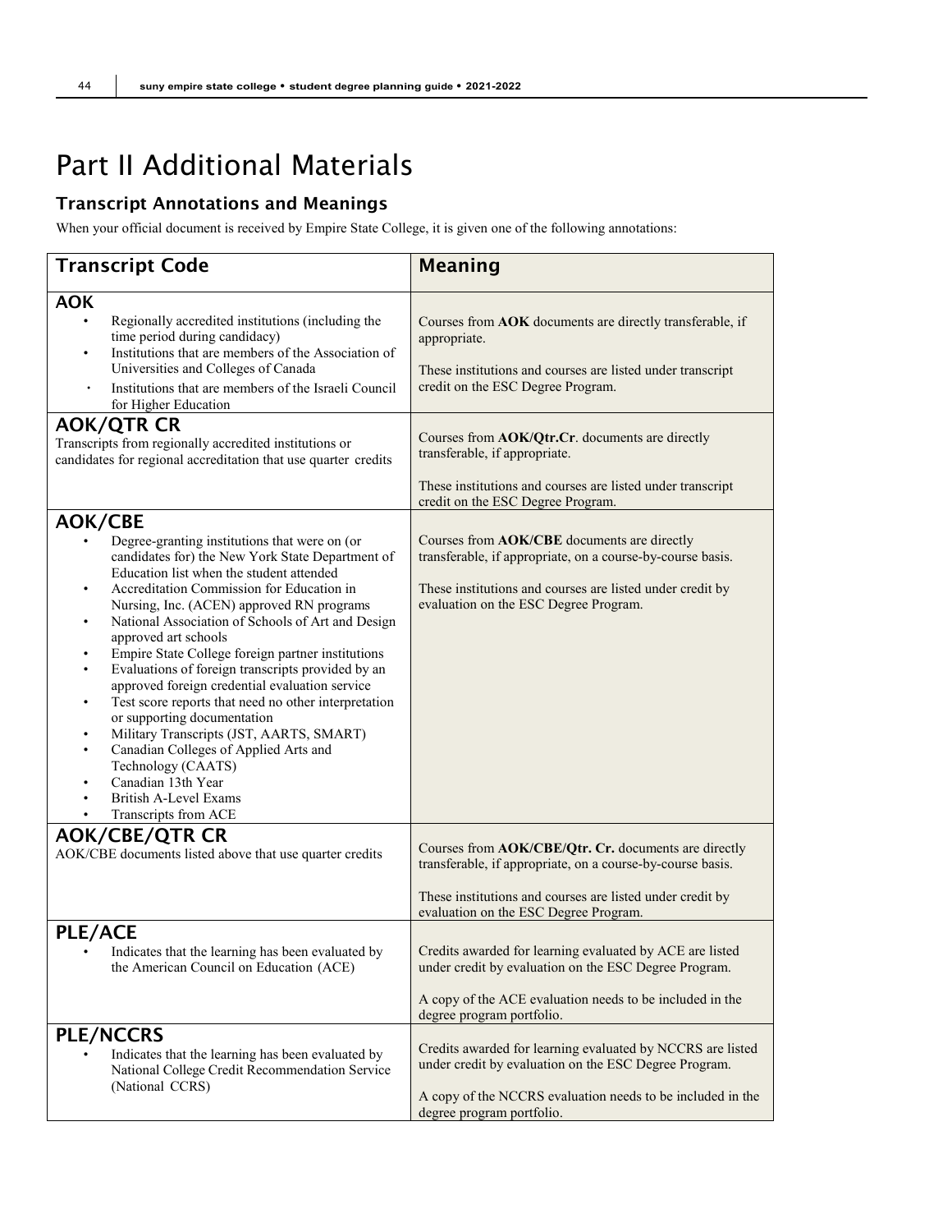# Part II Additional Materials

## Transcript Annotations and Meanings

When your official document is received by Empire State College, it is given one of the following annotations:

| Transcript Code | Meaning |
|---|---|
| **AOK**<br>• Regionally accredited institutions (including the time period during candidacy)<br>• Institutions that are members of the Association of Universities and Colleges of Canada<br>• Institutions that are members of the Israeli Council for Higher Education | Courses from **AOK** documents are directly transferable, if appropriate.<br><br>These institutions and courses are listed under transcript credit on the ESC Degree Program. |
| **AOK/QTR CR**<br>Transcripts from regionally accredited institutions or candidates for regional accreditation that use quarter credits | Courses from **AOK/Qtr.Cr**. documents are directly transferable, if appropriate.<br><br>These institutions and courses are listed under transcript credit on the ESC Degree Program. |
| **AOK/CBE**<br>• Degree-granting institutions that were on (or candidates for) the New York State Department of Education list when the student attended<br>• Accreditation Commission for Education in Nursing, Inc. (ACEN) approved RN programs<br>• National Association of Schools of Art and Design approved art schools<br>• Empire State College foreign partner institutions<br>• Evaluations of foreign transcripts provided by an approved foreign credential evaluation service<br>• Test score reports that need no other interpretation or supporting documentation<br>• Military Transcripts (JST, AARTS, SMART)<br>• Canadian Colleges of Applied Arts and Technology (CAATS)<br>• Canadian 13th Year<br>• British A-Level Exams<br>• Transcripts from ACE | Courses from **AOK/CBE** documents are directly transferable, if appropriate, on a course-by-course basis.<br><br>These institutions and courses are listed under credit by evaluation on the ESC Degree Program. |
| **AOK/CBE/QTR CR**<br>AOK/CBE documents listed above that use quarter credits | Courses from **AOK/CBE/Qtr. Cr.** documents are directly transferable, if appropriate, on a course-by-course basis.<br><br>These institutions and courses are listed under credit by evaluation on the ESC Degree Program. |
| **PLE/ACE**<br>• Indicates that the learning has been evaluated by the American Council on Education (ACE) | Credits awarded for learning evaluated by ACE are listed under credit by evaluation on the ESC Degree Program.<br><br>A copy of the ACE evaluation needs to be included in the degree program portfolio. |
| **PLE/NCCRS**<br>• Indicates that the learning has been evaluated by National College Credit Recommendation Service (National CCRS) | Credits awarded for learning evaluated by NCCRS are listed under credit by evaluation on the ESC Degree Program.<br><br>A copy of the NCCRS evaluation needs to be included in the degree program portfolio. |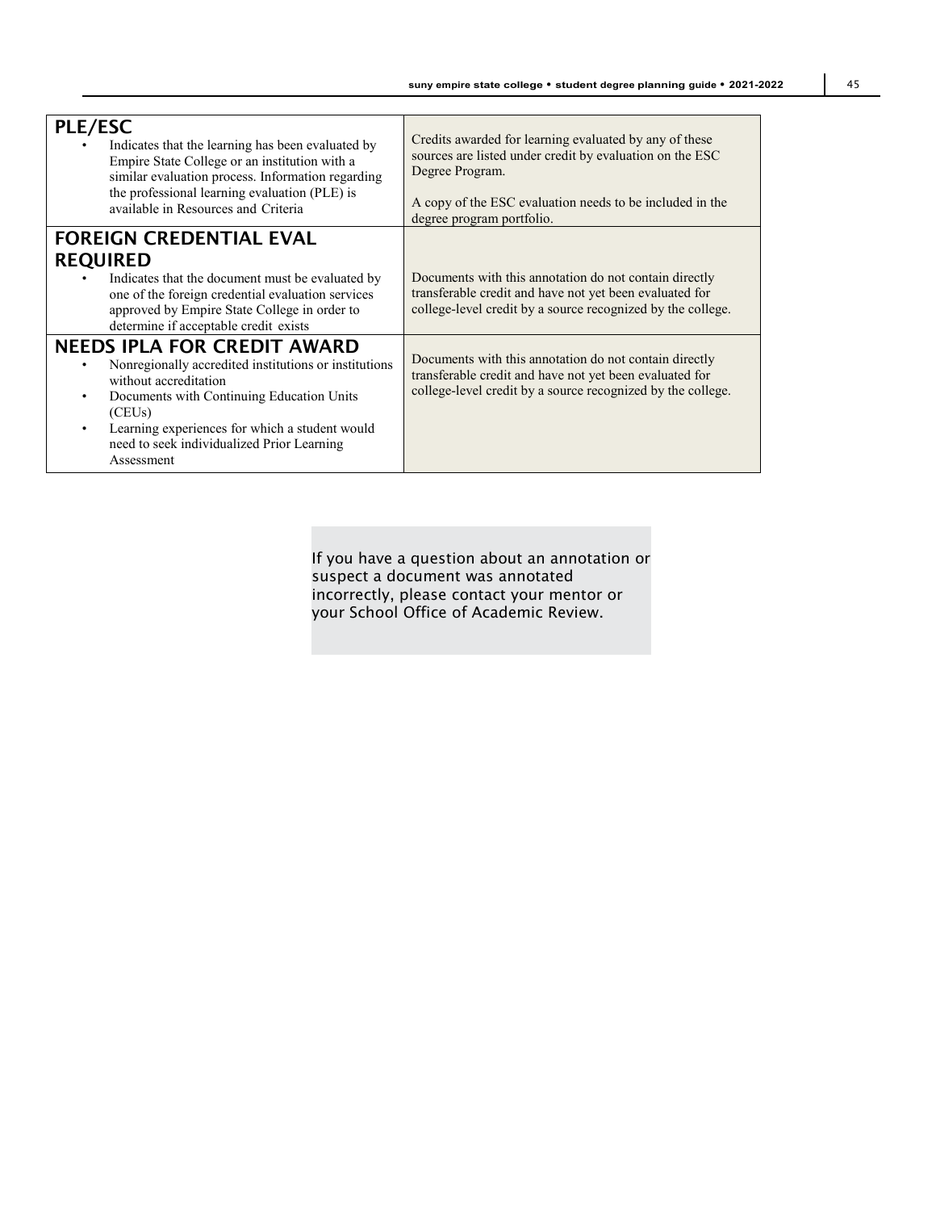| | |
|---|---|
| **PLE/ESC**<br>• Indicates that the learning has been evaluated by Empire State College or an institution with a similar evaluation process. Information regarding the professional learning evaluation (PLE) is available in Resources and Criteria | Credits awarded for learning evaluated by any of these sources are listed under credit by evaluation on the ESC Degree Program.<br><br>A copy of the ESC evaluation needs to be included in the degree program portfolio. |
| **FOREIGN CREDENTIAL EVAL REQUIRED**<br>• Indicates that the document must be evaluated by one of the foreign credential evaluation services approved by Empire State College in order to determine if acceptable credit exists | Documents with this annotation do not contain directly transferable credit and have not yet been evaluated for college-level credit by a source recognized by the college. |
| **NEEDS IPLA FOR CREDIT AWARD**<br>• Nonregionally accredited institutions or institutions without accreditation<br>• Documents with Continuing Education Units (CEUs)<br>• Learning experiences for which a student would need to seek individualized Prior Learning Assessment | Documents with this annotation do not contain directly transferable credit and have not yet been evaluated for college-level credit by a source recognized by the college. |

If you have a question about an annotation or suspect a document was annotated incorrectly, please contact your mentor or your School Office of Academic Review.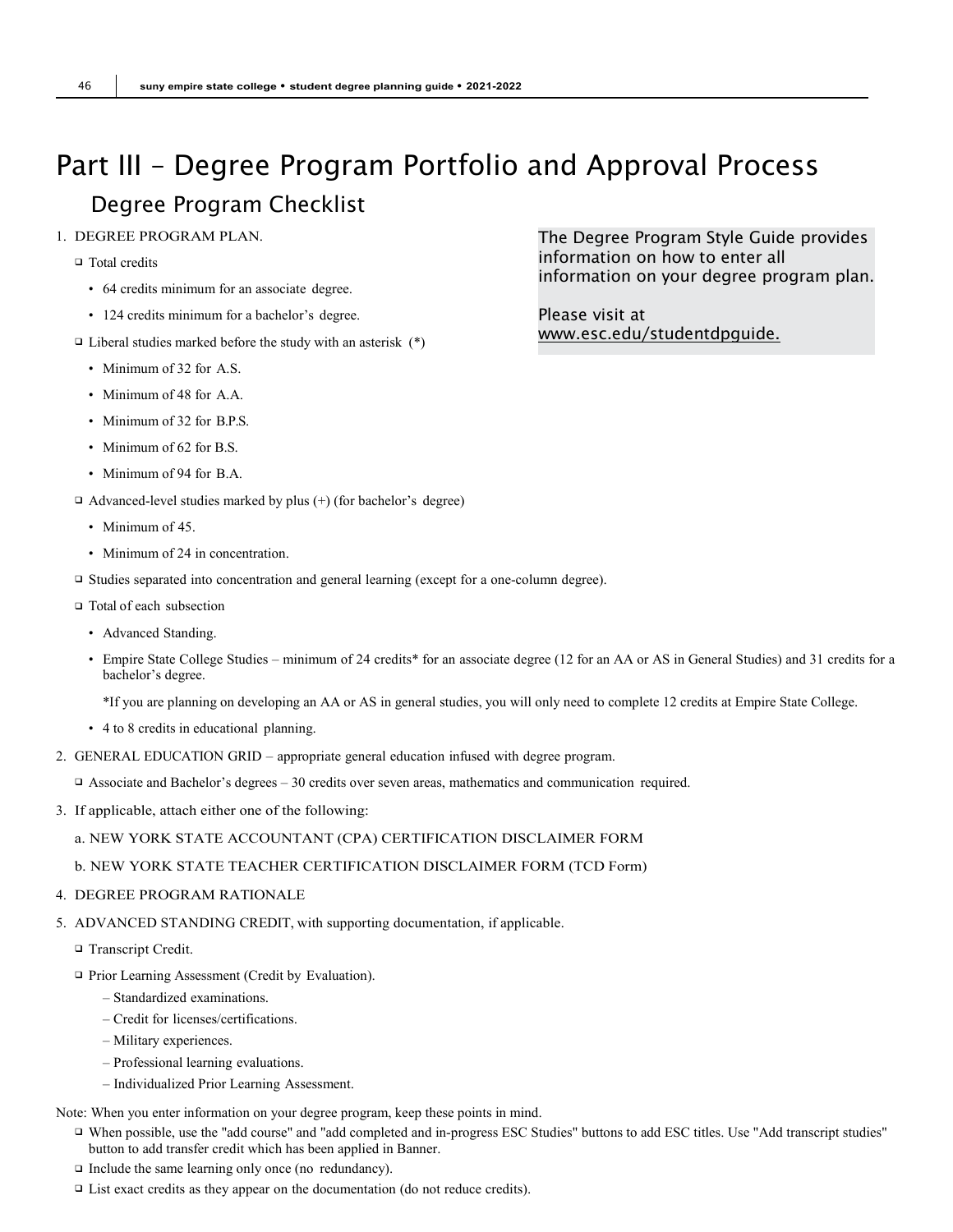# Part III – Degree Program Portfolio and Approval Process

## Degree Program Checklist

The Degree Program Style Guide provides information on how to enter all information on your degree program plan.

Please visit at www.esc.edu/studentdpguide.

1. DEGREE PROGRAM PLAN.
   - ❑ Total credits
     - 64 credits minimum for an associate degree.
     - 124 credits minimum for a bachelor's degree.
   - ❑ Liberal studies marked before the study with an asterisk (*)
     - Minimum of 32 for A.S.
     - Minimum of 48 for A.A.
     - Minimum of 32 for B.P.S.
     - Minimum of 62 for B.S.
     - Minimum of 94 for B.A.
   - ❑ Advanced-level studies marked by plus (+) (for bachelor's degree)
     - Minimum of 45.
     - Minimum of 24 in concentration.
   - ❑ Studies separated into concentration and general learning (except for a one-column degree).
   - ❑ Total of each subsection
     - Advanced Standing.
     - Empire State College Studies – minimum of 24 credits* for an associate degree (12 for an AA or AS in General Studies) and 31 credits for a bachelor's degree.

       *If you are planning on developing an AA or AS in general studies, you will only need to complete 12 credits at Empire State College.
     - 4 to 8 credits in educational planning.
2. GENERAL EDUCATION GRID – appropriate general education infused with degree program.
   - ❑ Associate and Bachelor's degrees – 30 credits over seven areas, mathematics and communication required.
3. If applicable, attach either one of the following:

   a. NEW YORK STATE ACCOUNTANT (CPA) CERTIFICATION DISCLAIMER FORM

   b. NEW YORK STATE TEACHER CERTIFICATION DISCLAIMER FORM (TCD Form)
4. DEGREE PROGRAM RATIONALE
5. ADVANCED STANDING CREDIT, with supporting documentation, if applicable.
   - ❑ Transcript Credit.
   - ❑ Prior Learning Assessment (Credit by Evaluation).
     - Standardized examinations.
     - Credit for licenses/certifications.
     - Military experiences.
     - Professional learning evaluations.
     - Individualized Prior Learning Assessment.

Note: When you enter information on your degree program, keep these points in mind.

- ❑ When possible, use the "add course" and "add completed and in-progress ESC Studies" buttons to add ESC titles. Use "Add transcript studies" button to add transfer credit which has been applied in Banner.
- ❑ Include the same learning only once (no redundancy).
- ❑ List exact credits as they appear on the documentation (do not reduce credits).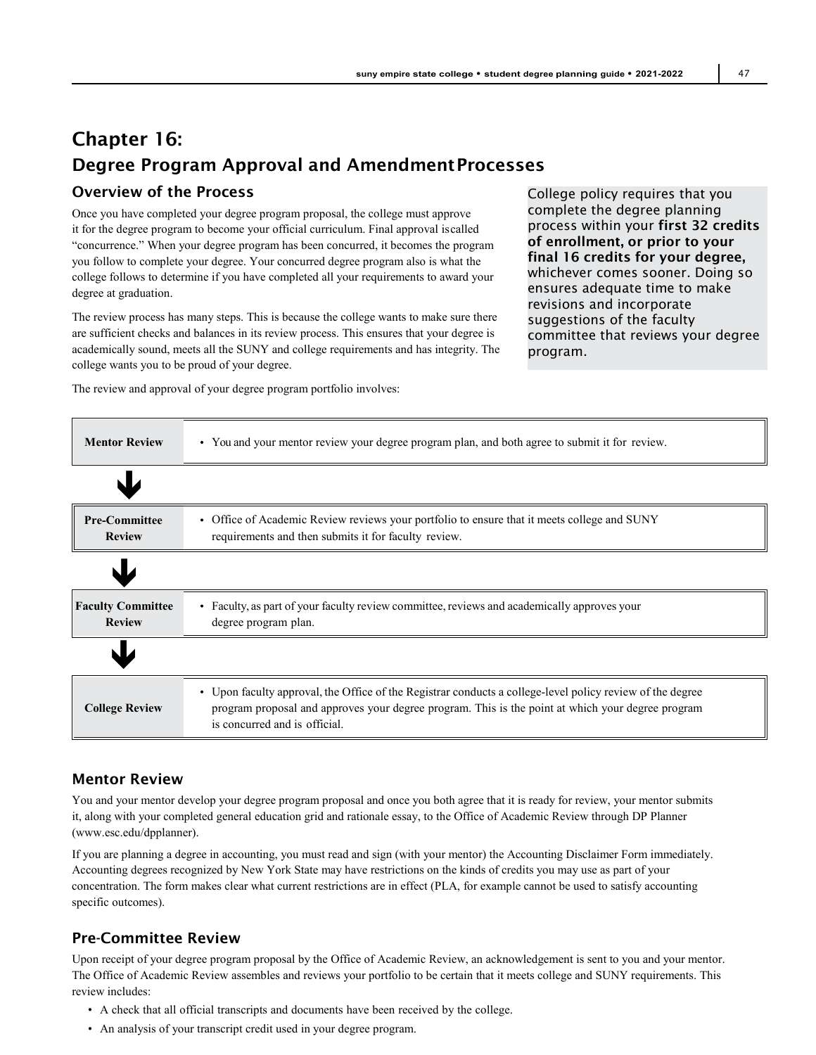# Chapter 16:

## Degree Program Approval and Amendment Processes

### Overview of the Process

Once you have completed your degree program proposal, the college must approve it for the degree program to become your official curriculum. Final approval is called "concurrence." When your degree program has been concurred, it becomes the program you follow to complete your degree. Your concurred degree program also is what the college follows to determine if you have completed all your requirements to award your degree at graduation.

The review process has many steps. This is because the college wants to make sure there are sufficient checks and balances in its review process. This ensures that your degree is academically sound, meets all the SUNY and college requirements and has integrity. The college wants you to be proud of your degree.

College policy requires that you complete the degree planning process within your **first 32 credits of enrollment, or prior to your final 16 credits for your degree,** whichever comes sooner. Doing so ensures adequate time to make revisions and incorporate suggestions of the faculty committee that reviews your degree program.

The review and approval of your degree program portfolio involves:

| Step | Description |
|---|---|
| **Mentor Review** | • You and your mentor review your degree program plan, and both agree to submit it for review. |
| ↓ | |
| **Pre-Committee Review** | • Office of Academic Review reviews your portfolio to ensure that it meets college and SUNY requirements and then submits it for faculty review. |
| ↓ | |
| **Faculty Committee Review** | • Faculty, as part of your faculty review committee, reviews and academically approves your degree program plan. |
| ↓ | |
| **College Review** | • Upon faculty approval, the Office of the Registrar conducts a college-level policy review of the degree program proposal and approves your degree program. This is the point at which your degree program is concurred and is official. |

### Mentor Review

You and your mentor develop your degree program proposal and once you both agree that it is ready for review, your mentor submits it, along with your completed general education grid and rationale essay, to the Office of Academic Review through DP Planner (www.esc.edu/dpplanner).

If you are planning a degree in accounting, you must read and sign (with your mentor) the Accounting Disclaimer Form immediately. Accounting degrees recognized by New York State may have restrictions on the kinds of credits you may use as part of your concentration. The form makes clear what current restrictions are in effect (PLA, for example cannot be used to satisfy accounting specific outcomes).

### Pre-Committee Review

Upon receipt of your degree program proposal by the Office of Academic Review, an acknowledgement is sent to you and your mentor. The Office of Academic Review assembles and reviews your portfolio to be certain that it meets college and SUNY requirements. This review includes:

- A check that all official transcripts and documents have been received by the college.
- An analysis of your transcript credit used in your degree program.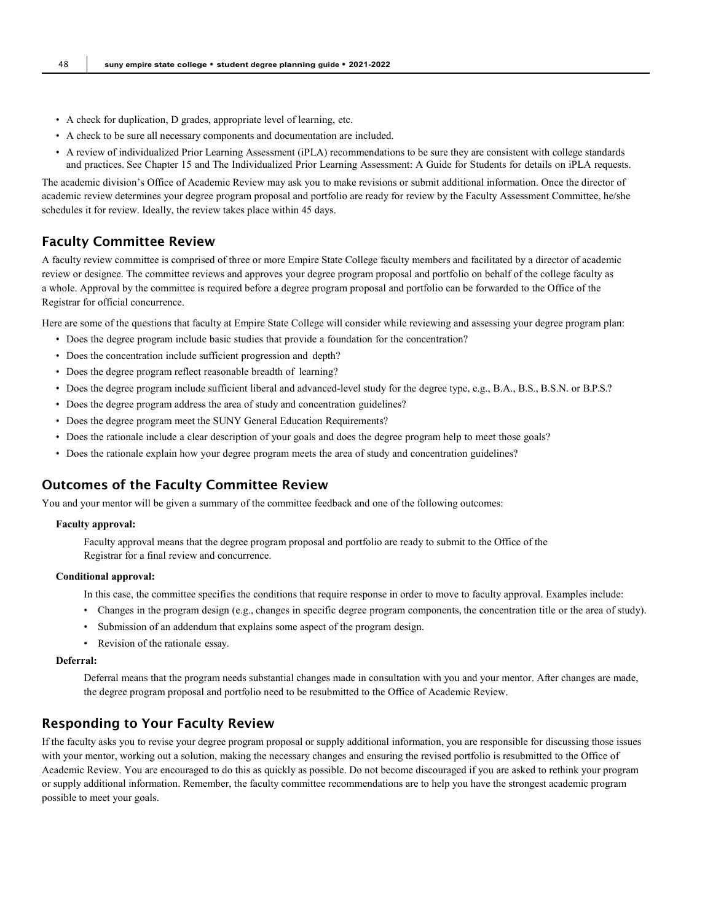- A check for duplication, D grades, appropriate level of learning, etc.
- A check to be sure all necessary components and documentation are included.
- A review of individualized Prior Learning Assessment (iPLA) recommendations to be sure they are consistent with college standards and practices. See Chapter 15 and The Individualized Prior Learning Assessment: A Guide for Students for details on iPLA requests.

The academic division's Office of Academic Review may ask you to make revisions or submit additional information. Once the director of academic review determines your degree program proposal and portfolio are ready for review by the Faculty Assessment Committee, he/she schedules it for review. Ideally, the review takes place within 45 days.

## Faculty Committee Review

A faculty review committee is comprised of three or more Empire State College faculty members and facilitated by a director of academic review or designee. The committee reviews and approves your degree program proposal and portfolio on behalf of the college faculty as a whole. Approval by the committee is required before a degree program proposal and portfolio can be forwarded to the Office of the Registrar for official concurrence.

Here are some of the questions that faculty at Empire State College will consider while reviewing and assessing your degree program plan:

- Does the degree program include basic studies that provide a foundation for the concentration?
- Does the concentration include sufficient progression and depth?
- Does the degree program reflect reasonable breadth of learning?
- Does the degree program include sufficient liberal and advanced-level study for the degree type, e.g., B.A., B.S., B.S.N. or B.P.S.?
- Does the degree program address the area of study and concentration guidelines?
- Does the degree program meet the SUNY General Education Requirements?
- Does the rationale include a clear description of your goals and does the degree program help to meet those goals?
- Does the rationale explain how your degree program meets the area of study and concentration guidelines?

## Outcomes of the Faculty Committee Review

You and your mentor will be given a summary of the committee feedback and one of the following outcomes:

**Faculty approval:**

Faculty approval means that the degree program proposal and portfolio are ready to submit to the Office of the Registrar for a final review and concurrence.

**Conditional approval:**

In this case, the committee specifies the conditions that require response in order to move to faculty approval. Examples include:

- Changes in the program design (e.g., changes in specific degree program components, the concentration title or the area of study).
- Submission of an addendum that explains some aspect of the program design.
- Revision of the rationale essay.

**Deferral:**

Deferral means that the program needs substantial changes made in consultation with you and your mentor. After changes are made, the degree program proposal and portfolio need to be resubmitted to the Office of Academic Review.

## Responding to Your Faculty Review

If the faculty asks you to revise your degree program proposal or supply additional information, you are responsible for discussing those issues with your mentor, working out a solution, making the necessary changes and ensuring the revised portfolio is resubmitted to the Office of Academic Review. You are encouraged to do this as quickly as possible. Do not become discouraged if you are asked to rethink your program or supply additional information. Remember, the faculty committee recommendations are to help you have the strongest academic program possible to meet your goals.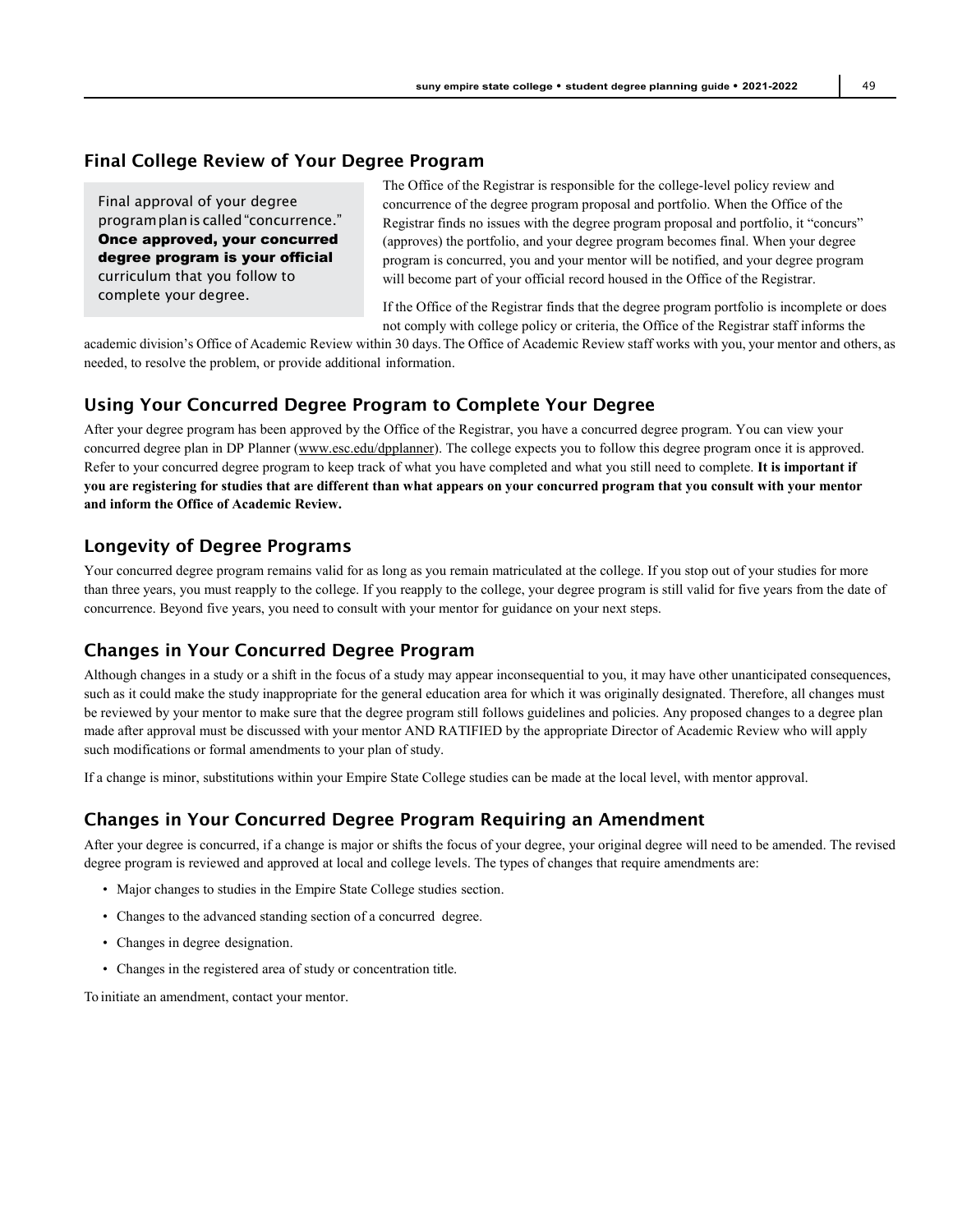## Final College Review of Your Degree Program

> Final approval of your degree program plan is called "concurrence." **Once approved, your concurred degree program is your official** curriculum that you follow to complete your degree.

The Office of the Registrar is responsible for the college-level policy review and concurrence of the degree program proposal and portfolio. When the Office of the Registrar finds no issues with the degree program proposal and portfolio, it "concurs" (approves) the portfolio, and your degree program becomes final. When your degree program is concurred, you and your mentor will be notified, and your degree program will become part of your official record housed in the Office of the Registrar.

If the Office of the Registrar finds that the degree program portfolio is incomplete or does not comply with college policy or criteria, the Office of the Registrar staff informs the academic division's Office of Academic Review within 30 days. The Office of Academic Review staff works with you, your mentor and others, as needed, to resolve the problem, or provide additional information.

## Using Your Concurred Degree Program to Complete Your Degree

After your degree program has been approved by the Office of the Registrar, you have a concurred degree program. You can view your concurred degree plan in DP Planner (www.esc.edu/dpplanner). The college expects you to follow this degree program once it is approved. Refer to your concurred degree program to keep track of what you have completed and what you still need to complete. **It is important if you are registering for studies that are different than what appears on your concurred program that you consult with your mentor and inform the Office of Academic Review.**

## Longevity of Degree Programs

Your concurred degree program remains valid for as long as you remain matriculated at the college. If you stop out of your studies for more than three years, you must reapply to the college. If you reapply to the college, your degree program is still valid for five years from the date of concurrence. Beyond five years, you need to consult with your mentor for guidance on your next steps.

## Changes in Your Concurred Degree Program

Although changes in a study or a shift in the focus of a study may appear inconsequential to you, it may have other unanticipated consequences, such as it could make the study inappropriate for the general education area for which it was originally designated. Therefore, all changes must be reviewed by your mentor to make sure that the degree program still follows guidelines and policies. Any proposed changes to a degree plan made after approval must be discussed with your mentor AND RATIFIED by the appropriate Director of Academic Review who will apply such modifications or formal amendments to your plan of study.

If a change is minor, substitutions within your Empire State College studies can be made at the local level, with mentor approval.

## Changes in Your Concurred Degree Program Requiring an Amendment

After your degree is concurred, if a change is major or shifts the focus of your degree, your original degree will need to be amended. The revised degree program is reviewed and approved at local and college levels. The types of changes that require amendments are:

- Major changes to studies in the Empire State College studies section.
- Changes to the advanced standing section of a concurred degree.
- Changes in degree designation.
- Changes in the registered area of study or concentration title.

To initiate an amendment, contact your mentor.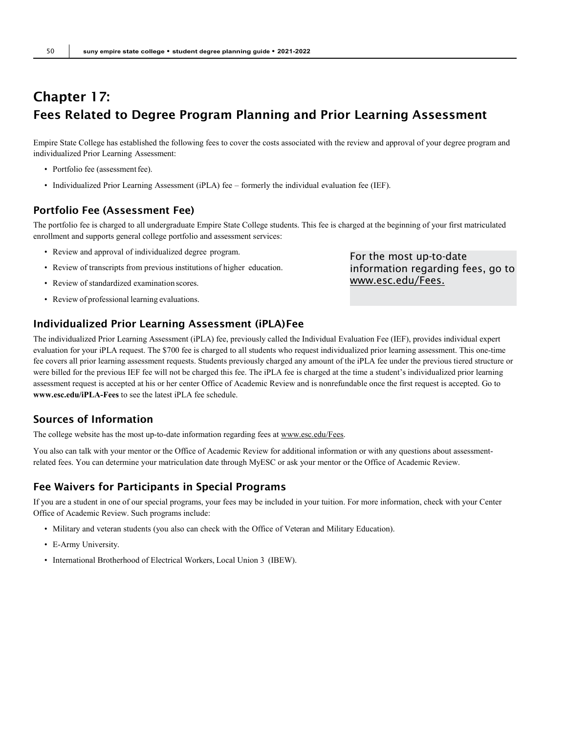# Chapter 17:
# Fees Related to Degree Program Planning and Prior Learning Assessment

Empire State College has established the following fees to cover the costs associated with the review and approval of your degree program and individualized Prior Learning Assessment:

- Portfolio fee (assessment fee).
- Individualized Prior Learning Assessment (iPLA) fee – formerly the individual evaluation fee (IEF).

## Portfolio Fee (Assessment Fee)

The portfolio fee is charged to all undergraduate Empire State College students. This fee is charged at the beginning of your first matriculated enrollment and supports general college portfolio and assessment services:

- Review and approval of individualized degree program.
- Review of transcripts from previous institutions of higher education.
- Review of standardized examination scores.
- Review of professional learning evaluations.

For the most up-to-date information regarding fees, go to www.esc.edu/Fees.

## Individualized Prior Learning Assessment (iPLA) Fee

The individualized Prior Learning Assessment (iPLA) fee, previously called the Individual Evaluation Fee (IEF), provides individual expert evaluation for your iPLA request. The $700 fee is charged to all students who request individualized prior learning assessment. This one-time fee covers all prior learning assessment requests. Students previously charged any amount of the iPLA fee under the previous tiered structure or were billed for the previous IEF fee will not be charged this fee. The iPLA fee is charged at the time a student's individualized prior learning assessment request is accepted at his or her center Office of Academic Review and is nonrefundable once the first request is accepted. Go to **www.esc.edu/iPLA-Fees** to see the latest iPLA fee schedule.

## Sources of Information

The college website has the most up-to-date information regarding fees at www.esc.edu/Fees.

You also can talk with your mentor or the Office of Academic Review for additional information or with any questions about assessment-related fees. You can determine your matriculation date through MyESC or ask your mentor or the Office of Academic Review.

## Fee Waivers for Participants in Special Programs

If you are a student in one of our special programs, your fees may be included in your tuition. For more information, check with your Center Office of Academic Review. Such programs include:

- Military and veteran students (you also can check with the Office of Veteran and Military Education).
- E-Army University.
- International Brotherhood of Electrical Workers, Local Union 3 (IBEW).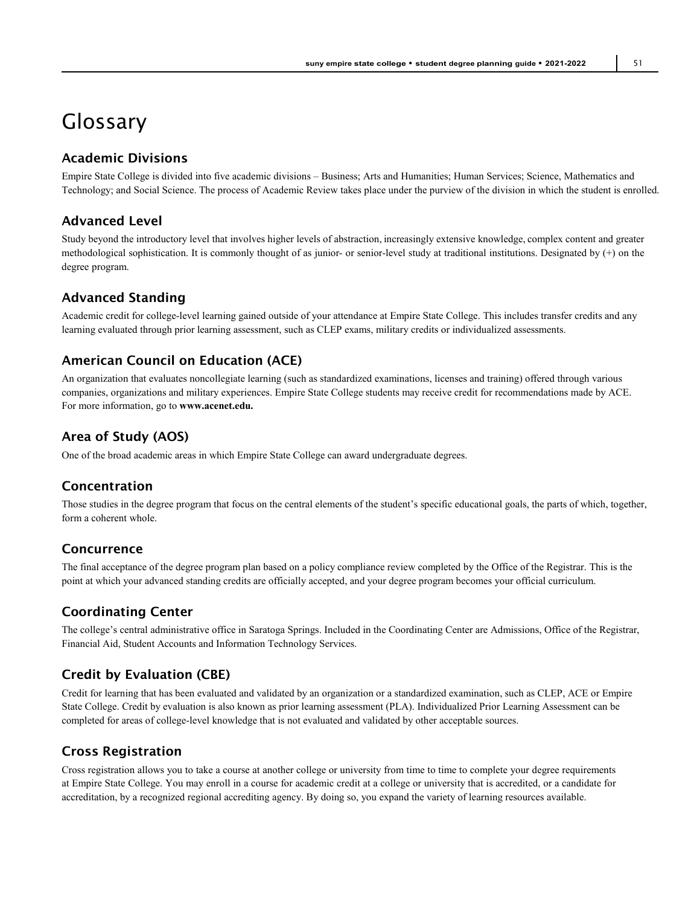# Glossary

## Academic Divisions

Empire State College is divided into five academic divisions – Business; Arts and Humanities; Human Services; Science, Mathematics and Technology; and Social Science. The process of Academic Review takes place under the purview of the division in which the student is enrolled.

## Advanced Level

Study beyond the introductory level that involves higher levels of abstraction, increasingly extensive knowledge, complex content and greater methodological sophistication. It is commonly thought of as junior- or senior-level study at traditional institutions. Designated by (+) on the degree program.

## Advanced Standing

Academic credit for college-level learning gained outside of your attendance at Empire State College. This includes transfer credits and any learning evaluated through prior learning assessment, such as CLEP exams, military credits or individualized assessments.

## American Council on Education (ACE)

An organization that evaluates noncollegiate learning (such as standardized examinations, licenses and training) offered through various companies, organizations and military experiences. Empire State College students may receive credit for recommendations made by ACE. For more information, go to **www.acenet.edu.**

## Area of Study (AOS)

One of the broad academic areas in which Empire State College can award undergraduate degrees.

## Concentration

Those studies in the degree program that focus on the central elements of the student's specific educational goals, the parts of which, together, form a coherent whole.

## Concurrence

The final acceptance of the degree program plan based on a policy compliance review completed by the Office of the Registrar. This is the point at which your advanced standing credits are officially accepted, and your degree program becomes your official curriculum.

## Coordinating Center

The college's central administrative office in Saratoga Springs. Included in the Coordinating Center are Admissions, Office of the Registrar, Financial Aid, Student Accounts and Information Technology Services.

## Credit by Evaluation (CBE)

Credit for learning that has been evaluated and validated by an organization or a standardized examination, such as CLEP, ACE or Empire State College. Credit by evaluation is also known as prior learning assessment (PLA). Individualized Prior Learning Assessment can be completed for areas of college-level knowledge that is not evaluated and validated by other acceptable sources.

## Cross Registration

Cross registration allows you to take a course at another college or university from time to time to complete your degree requirements at Empire State College. You may enroll in a course for academic credit at a college or university that is accredited, or a candidate for accreditation, by a recognized regional accrediting agency. By doing so, you expand the variety of learning resources available.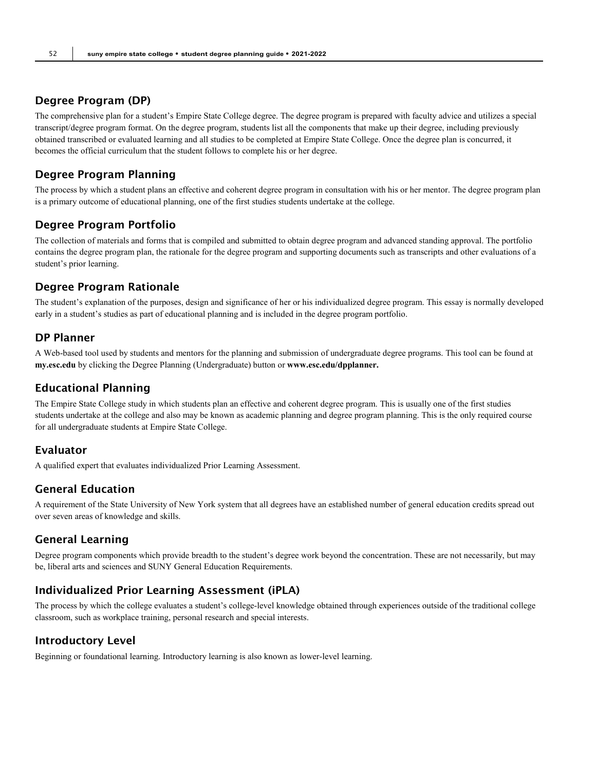## Degree Program (DP)

The comprehensive plan for a student's Empire State College degree. The degree program is prepared with faculty advice and utilizes a special transcript/degree program format. On the degree program, students list all the components that make up their degree, including previously obtained transcribed or evaluated learning and all studies to be completed at Empire State College. Once the degree plan is concurred, it becomes the official curriculum that the student follows to complete his or her degree.

## Degree Program Planning

The process by which a student plans an effective and coherent degree program in consultation with his or her mentor. The degree program plan is a primary outcome of educational planning, one of the first studies students undertake at the college.

## Degree Program Portfolio

The collection of materials and forms that is compiled and submitted to obtain degree program and advanced standing approval. The portfolio contains the degree program plan, the rationale for the degree program and supporting documents such as transcripts and other evaluations of a student's prior learning.

## Degree Program Rationale

The student's explanation of the purposes, design and significance of her or his individualized degree program. This essay is normally developed early in a student's studies as part of educational planning and is included in the degree program portfolio.

## DP Planner

A Web-based tool used by students and mentors for the planning and submission of undergraduate degree programs. This tool can be found at **my.esc.edu** by clicking the Degree Planning (Undergraduate) button or **www.esc.edu/dpplanner.**

## Educational Planning

The Empire State College study in which students plan an effective and coherent degree program. This is usually one of the first studies students undertake at the college and also may be known as academic planning and degree program planning. This is the only required course for all undergraduate students at Empire State College.

## Evaluator

A qualified expert that evaluates individualized Prior Learning Assessment.

## General Education

A requirement of the State University of New York system that all degrees have an established number of general education credits spread out over seven areas of knowledge and skills.

## General Learning

Degree program components which provide breadth to the student's degree work beyond the concentration. These are not necessarily, but may be, liberal arts and sciences and SUNY General Education Requirements.

## Individualized Prior Learning Assessment (iPLA)

The process by which the college evaluates a student's college-level knowledge obtained through experiences outside of the traditional college classroom, such as workplace training, personal research and special interests.

## Introductory Level

Beginning or foundational learning. Introductory learning is also known as lower-level learning.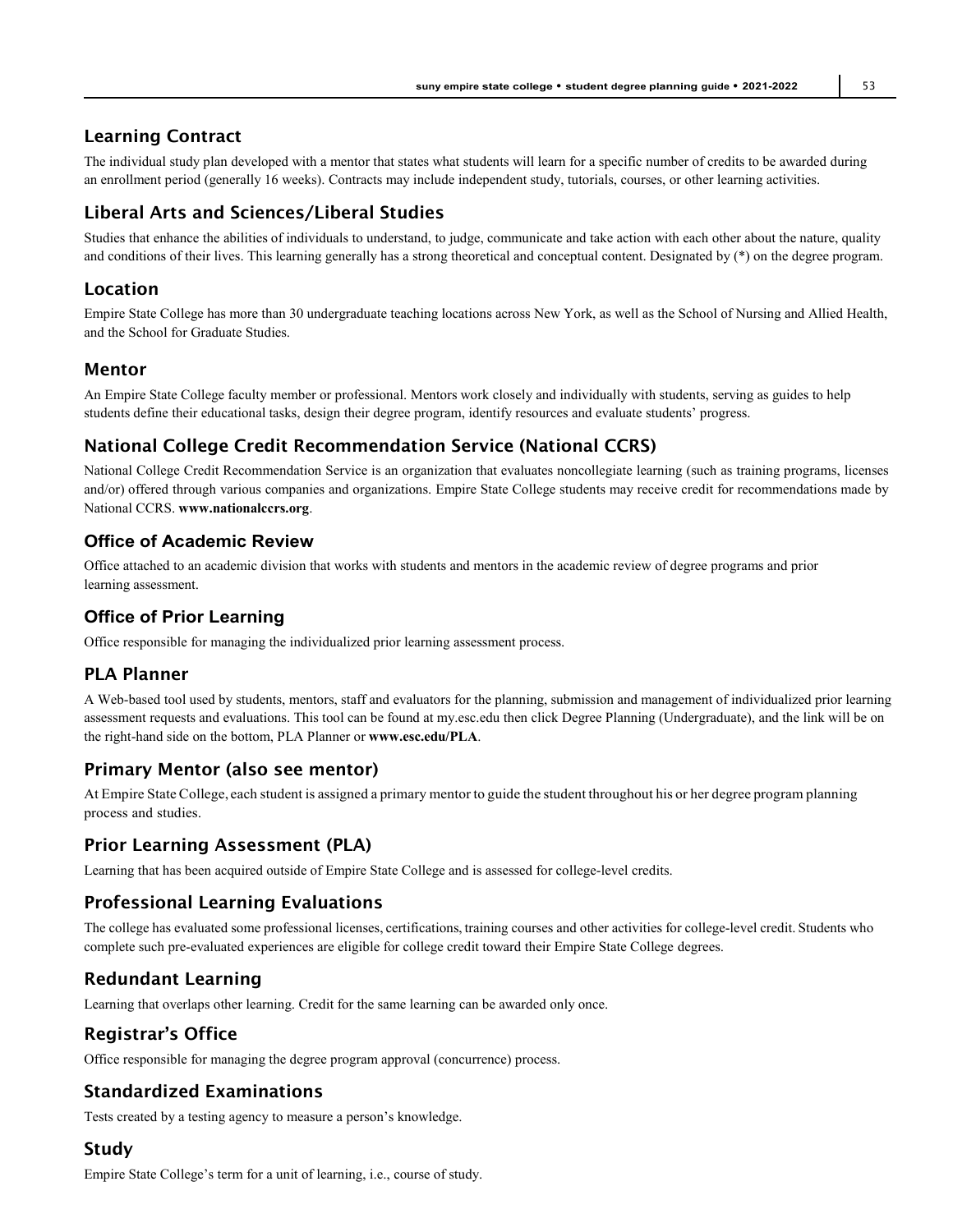## Learning Contract

The individual study plan developed with a mentor that states what students will learn for a specific number of credits to be awarded during an enrollment period (generally 16 weeks). Contracts may include independent study, tutorials, courses, or other learning activities.

## Liberal Arts and Sciences/Liberal Studies

Studies that enhance the abilities of individuals to understand, to judge, communicate and take action with each other about the nature, quality and conditions of their lives. This learning generally has a strong theoretical and conceptual content. Designated by (*) on the degree program.

## Location

Empire State College has more than 30 undergraduate teaching locations across New York, as well as the School of Nursing and Allied Health, and the School for Graduate Studies.

## Mentor

An Empire State College faculty member or professional. Mentors work closely and individually with students, serving as guides to help students define their educational tasks, design their degree program, identify resources and evaluate students' progress.

## National College Credit Recommendation Service (National CCRS)

National College Credit Recommendation Service is an organization that evaluates noncollegiate learning (such as training programs, licenses and/or) offered through various companies and organizations. Empire State College students may receive credit for recommendations made by National CCRS. **www.nationalccrs.org**.

## Office of Academic Review

Office attached to an academic division that works with students and mentors in the academic review of degree programs and prior learning assessment.

## Office of Prior Learning

Office responsible for managing the individualized prior learning assessment process.

## PLA Planner

A Web-based tool used by students, mentors, staff and evaluators for the planning, submission and management of individualized prior learning assessment requests and evaluations. This tool can be found at my.esc.edu then click Degree Planning (Undergraduate), and the link will be on the right-hand side on the bottom, PLA Planner or **www.esc.edu/PLA**.

## Primary Mentor (also see mentor)

At Empire State College, each student is assigned a primary mentor to guide the student throughout his or her degree program planning process and studies.

## Prior Learning Assessment (PLA)

Learning that has been acquired outside of Empire State College and is assessed for college-level credits.

## Professional Learning Evaluations

The college has evaluated some professional licenses, certifications, training courses and other activities for college-level credit. Students who complete such pre-evaluated experiences are eligible for college credit toward their Empire State College degrees.

## Redundant Learning

Learning that overlaps other learning. Credit for the same learning can be awarded only once.

## Registrar's Office

Office responsible for managing the degree program approval (concurrence) process.

## Standardized Examinations

Tests created by a testing agency to measure a person's knowledge.

## Study

Empire State College's term for a unit of learning, i.e., course of study.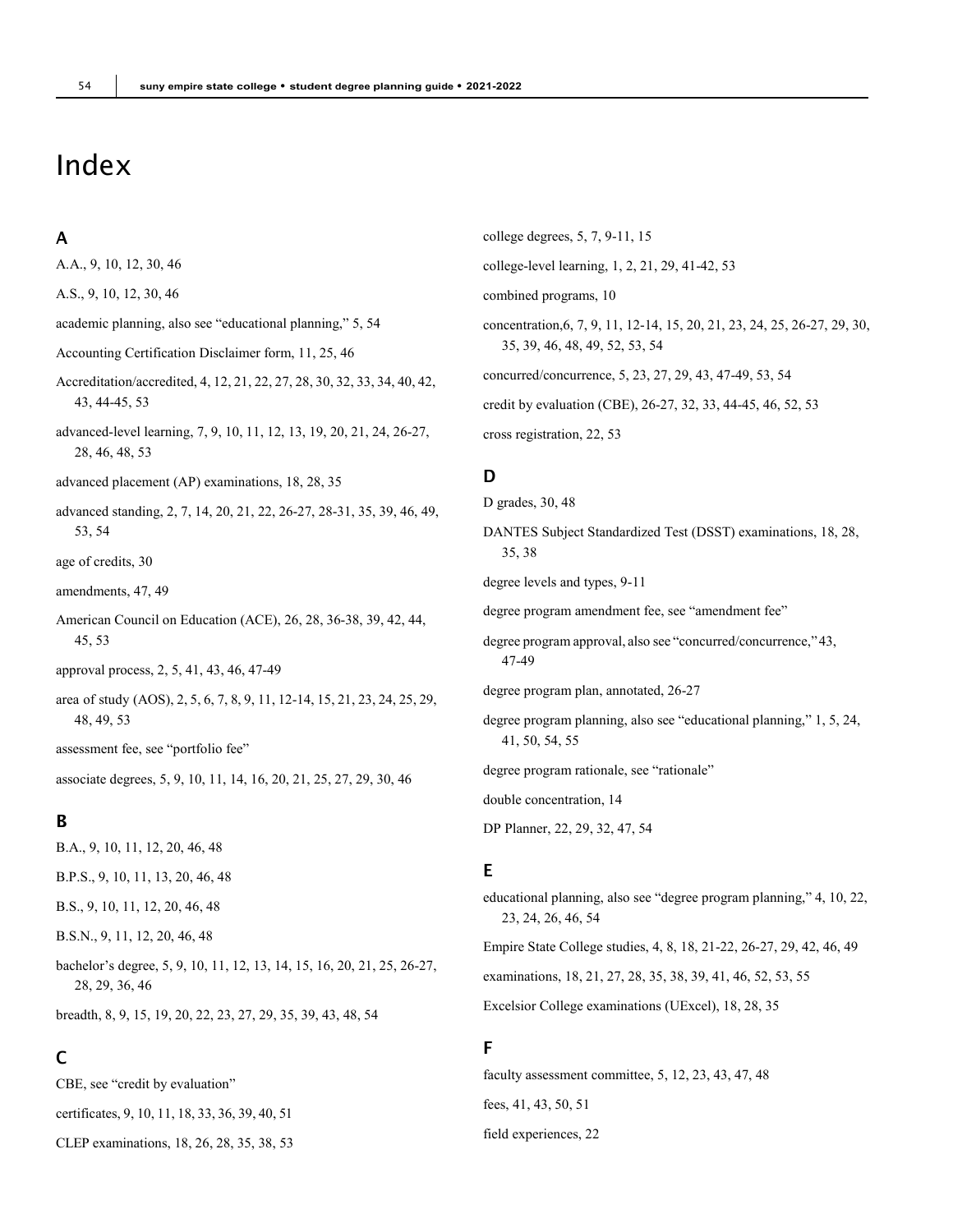# Index

## A

A.A., 9, 10, 12, 30, 46

A.S., 9, 10, 12, 30, 46

academic planning, also see "educational planning," 5, 54

Accounting Certification Disclaimer form, 11, 25, 46

Accreditation/accredited, 4, 12, 21, 22, 27, 28, 30, 32, 33, 34, 40, 42, 43, 44-45, 53

advanced-level learning, 7, 9, 10, 11, 12, 13, 19, 20, 21, 24, 26-27, 28, 46, 48, 53

advanced placement (AP) examinations, 18, 28, 35

advanced standing, 2, 7, 14, 20, 21, 22, 26-27, 28-31, 35, 39, 46, 49, 53, 54

age of credits, 30

amendments, 47, 49

American Council on Education (ACE), 26, 28, 36-38, 39, 42, 44, 45, 53

approval process, 2, 5, 41, 43, 46, 47-49

area of study (AOS), 2, 5, 6, 7, 8, 9, 11, 12-14, 15, 21, 23, 24, 25, 29, 48, 49, 53

assessment fee, see "portfolio fee"

associate degrees, 5, 9, 10, 11, 14, 16, 20, 21, 25, 27, 29, 30, 46

## B

B.A., 9, 10, 11, 12, 20, 46, 48

B.P.S., 9, 10, 11, 13, 20, 46, 48

B.S., 9, 10, 11, 12, 20, 46, 48

B.S.N., 9, 11, 12, 20, 46, 48

bachelor's degree, 5, 9, 10, 11, 12, 13, 14, 15, 16, 20, 21, 25, 26-27, 28, 29, 36, 46

breadth, 8, 9, 15, 19, 20, 22, 23, 27, 29, 35, 39, 43, 48, 54

## C

CBE, see "credit by evaluation"

certificates, 9, 10, 11, 18, 33, 36, 39, 40, 51

CLEP examinations, 18, 26, 28, 35, 38, 53

college degrees, 5, 7, 9-11, 15

college-level learning, 1, 2, 21, 29, 41-42, 53

combined programs, 10

concentration,6, 7, 9, 11, 12-14, 15, 20, 21, 23, 24, 25, 26-27, 29, 30, 35, 39, 46, 48, 49, 52, 53, 54

concurred/concurrence, 5, 23, 27, 29, 43, 47-49, 53, 54

credit by evaluation (CBE), 26-27, 32, 33, 44-45, 46, 52, 53

cross registration, 22, 53

## D

D grades, 30, 48

DANTES Subject Standardized Test (DSST) examinations, 18, 28, 35, 38

degree levels and types, 9-11

degree program amendment fee, see "amendment fee"

degree program approval, also see "concurred/concurrence," 43, 47-49

degree program plan, annotated, 26-27

degree program planning, also see "educational planning," 1, 5, 24, 41, 50, 54, 55

degree program rationale, see "rationale"

double concentration, 14

DP Planner, 22, 29, 32, 47, 54

## E

educational planning, also see "degree program planning," 4, 10, 22, 23, 24, 26, 46, 54

Empire State College studies, 4, 8, 18, 21-22, 26-27, 29, 42, 46, 49

examinations, 18, 21, 27, 28, 35, 38, 39, 41, 46, 52, 53, 55

Excelsior College examinations (UExcel), 18, 28, 35

## F

faculty assessment committee, 5, 12, 23, 43, 47, 48

fees, 41, 43, 50, 51

field experiences, 22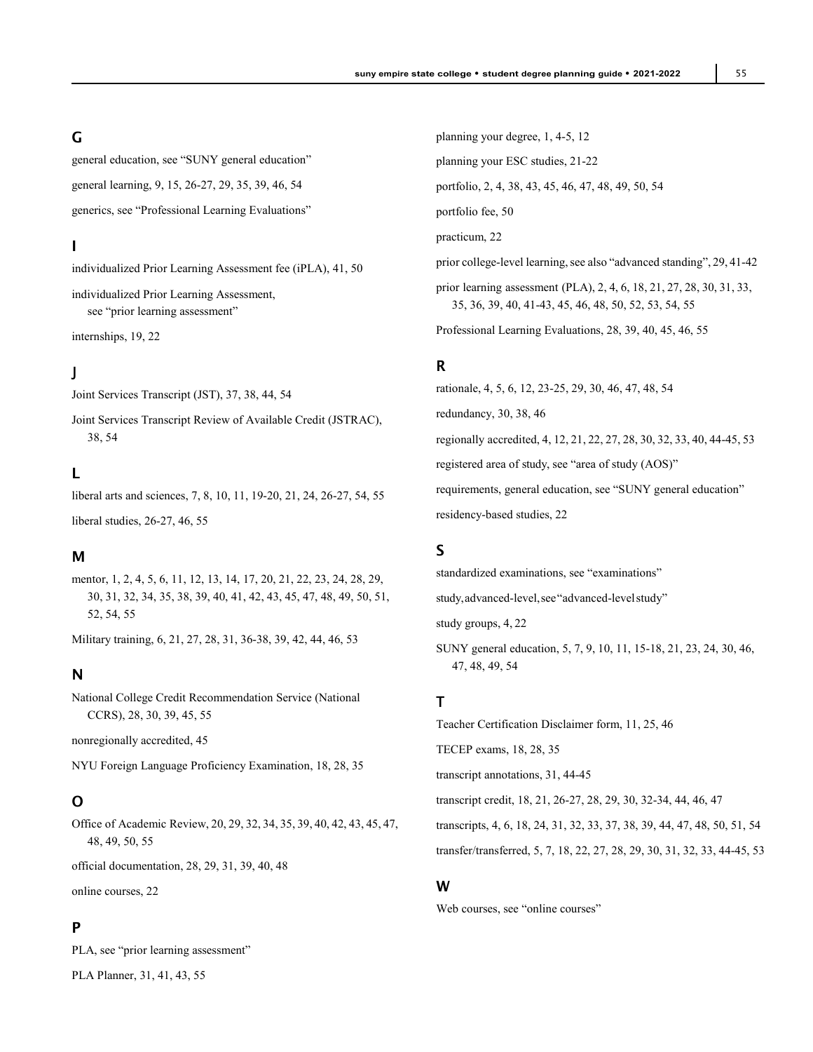## G

general education, see "SUNY general education"

general learning, 9, 15, 26-27, 29, 35, 39, 46, 54

generics, see "Professional Learning Evaluations"

## I

individualized Prior Learning Assessment fee (iPLA), 41, 50

individualized Prior Learning Assessment, see "prior learning assessment"

internships, 19, 22

## J

Joint Services Transcript (JST), 37, 38, 44, 54

Joint Services Transcript Review of Available Credit (JSTRAC), 38, 54

## L

liberal arts and sciences, 7, 8, 10, 11, 19-20, 21, 24, 26-27, 54, 55

liberal studies, 26-27, 46, 55

## M

mentor, 1, 2, 4, 5, 6, 11, 12, 13, 14, 17, 20, 21, 22, 23, 24, 28, 29, 30, 31, 32, 34, 35, 38, 39, 40, 41, 42, 43, 45, 47, 48, 49, 50, 51, 52, 54, 55

Military training, 6, 21, 27, 28, 31, 36-38, 39, 42, 44, 46, 53

## N

National College Credit Recommendation Service (National CCRS), 28, 30, 39, 45, 55

nonregionally accredited, 45

NYU Foreign Language Proficiency Examination, 18, 28, 35

## O

Office of Academic Review, 20, 29, 32, 34, 35, 39, 40, 42, 43, 45, 47, 48, 49, 50, 55

official documentation, 28, 29, 31, 39, 40, 48

online courses, 22

## P

PLA, see "prior learning assessment"

PLA Planner, 31, 41, 43, 55

planning your degree, 1, 4-5, 12

planning your ESC studies, 21-22

portfolio, 2, 4, 38, 43, 45, 46, 47, 48, 49, 50, 54

portfolio fee, 50

practicum, 22

prior college-level learning, see also "advanced standing", 29, 41-42

prior learning assessment (PLA), 2, 4, 6, 18, 21, 27, 28, 30, 31, 33, 35, 36, 39, 40, 41-43, 45, 46, 48, 50, 52, 53, 54, 55

Professional Learning Evaluations, 28, 39, 40, 45, 46, 55

## R

rationale, 4, 5, 6, 12, 23-25, 29, 30, 46, 47, 48, 54

redundancy, 30, 38, 46

regionally accredited, 4, 12, 21, 22, 27, 28, 30, 32, 33, 40, 44-45, 53

registered area of study, see "area of study (AOS)"

requirements, general education, see "SUNY general education"

residency-based studies, 22

## S

standardized examinations, see "examinations"

study, advanced-level, see "advanced-level study"

study groups, 4, 22

SUNY general education, 5, 7, 9, 10, 11, 15-18, 21, 23, 24, 30, 46, 47, 48, 49, 54

## T

Teacher Certification Disclaimer form, 11, 25, 46

TECEP exams, 18, 28, 35

transcript annotations, 31, 44-45

transcript credit, 18, 21, 26-27, 28, 29, 30, 32-34, 44, 46, 47

transcripts, 4, 6, 18, 24, 31, 32, 33, 37, 38, 39, 44, 47, 48, 50, 51, 54

transfer/transferred, 5, 7, 18, 22, 27, 28, 29, 30, 31, 32, 33, 44-45, 53

## W

Web courses, see "online courses"